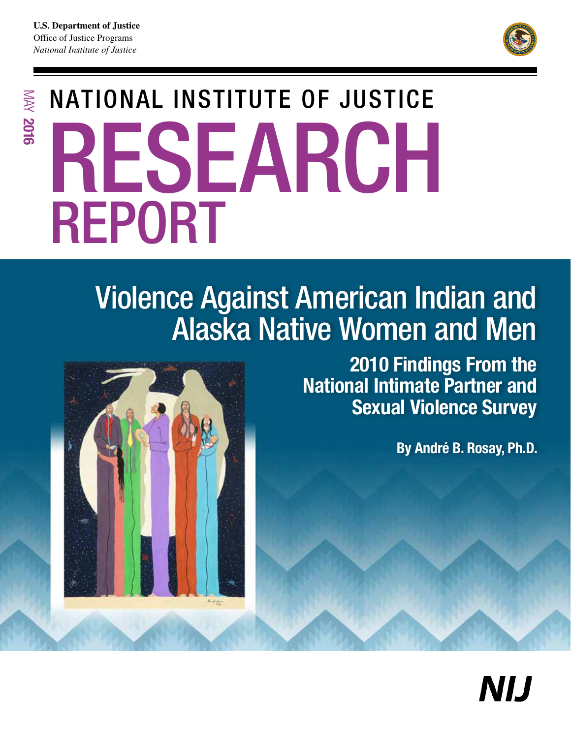U.S. Department of Justice
Office of Justice Programs
*National Institute of Justice*

MAY 2016

# NATIONAL INSTITUTE OF JUSTICE RESEARCH REPORT

## Violence Against American Indian and Alaska Native Women and Men

### 2010 Findings From the National Intimate Partner and Sexual Violence Survey

**By André B. Rosay, Ph.D.**

NIJ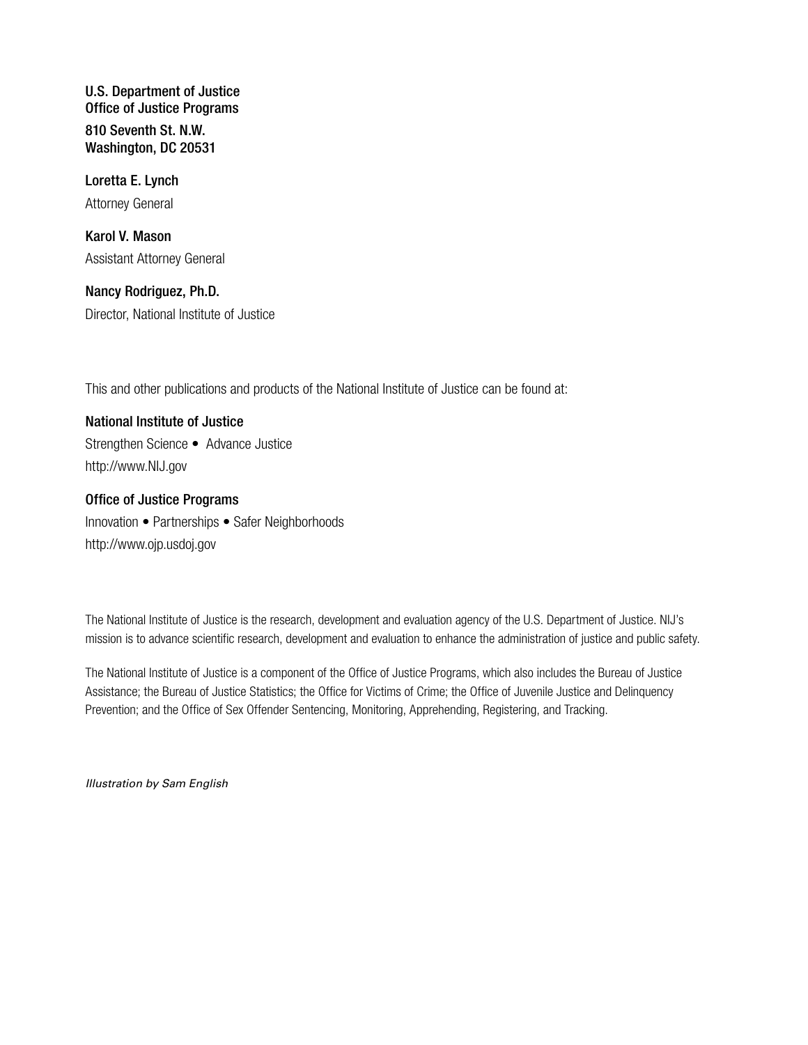**U.S. Department of Justice**
**Office of Justice Programs**

**810 Seventh St. N.W.**
**Washington, DC 20531**

**Loretta E. Lynch**
Attorney General

**Karol V. Mason**
Assistant Attorney General

**Nancy Rodriguez, Ph.D.**
Director, National Institute of Justice

This and other publications and products of the National Institute of Justice can be found at:

**National Institute of Justice**
Strengthen Science • Advance Justice
http://www.NIJ.gov

**Office of Justice Programs**
Innovation • Partnerships • Safer Neighborhoods
http://www.ojp.usdoj.gov

The National Institute of Justice is the research, development and evaluation agency of the U.S. Department of Justice. NIJ's mission is to advance scientific research, development and evaluation to enhance the administration of justice and public safety.

The National Institute of Justice is a component of the Office of Justice Programs, which also includes the Bureau of Justice Assistance; the Bureau of Justice Statistics; the Office for Victims of Crime; the Office of Juvenile Justice and Delinquency Prevention; and the Office of Sex Offender Sentencing, Monitoring, Apprehending, Registering, and Tracking.

*Illustration by Sam English*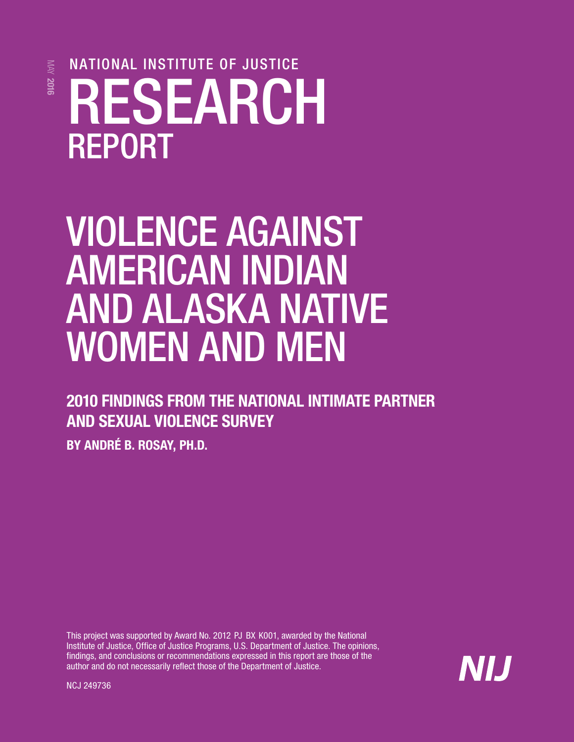MAY 2016

NATIONAL INSTITUTE OF JUSTICE

# RESEARCH REPORT

# VIOLENCE AGAINST AMERICAN INDIAN AND ALASKA NATIVE WOMEN AND MEN

## 2010 FINDINGS FROM THE NATIONAL INTIMATE PARTNER AND SEXUAL VIOLENCE SURVEY

**BY ANDRÉ B. ROSAY, PH.D.**

This project was supported by Award No. 2012 PJ BX K001, awarded by the National Institute of Justice, Office of Justice Programs, U.S. Department of Justice. The opinions, findings, and conclusions or recommendations expressed in this report are those of the author and do not necessarily reflect those of the Department of Justice.

NCJ 249736

NIJ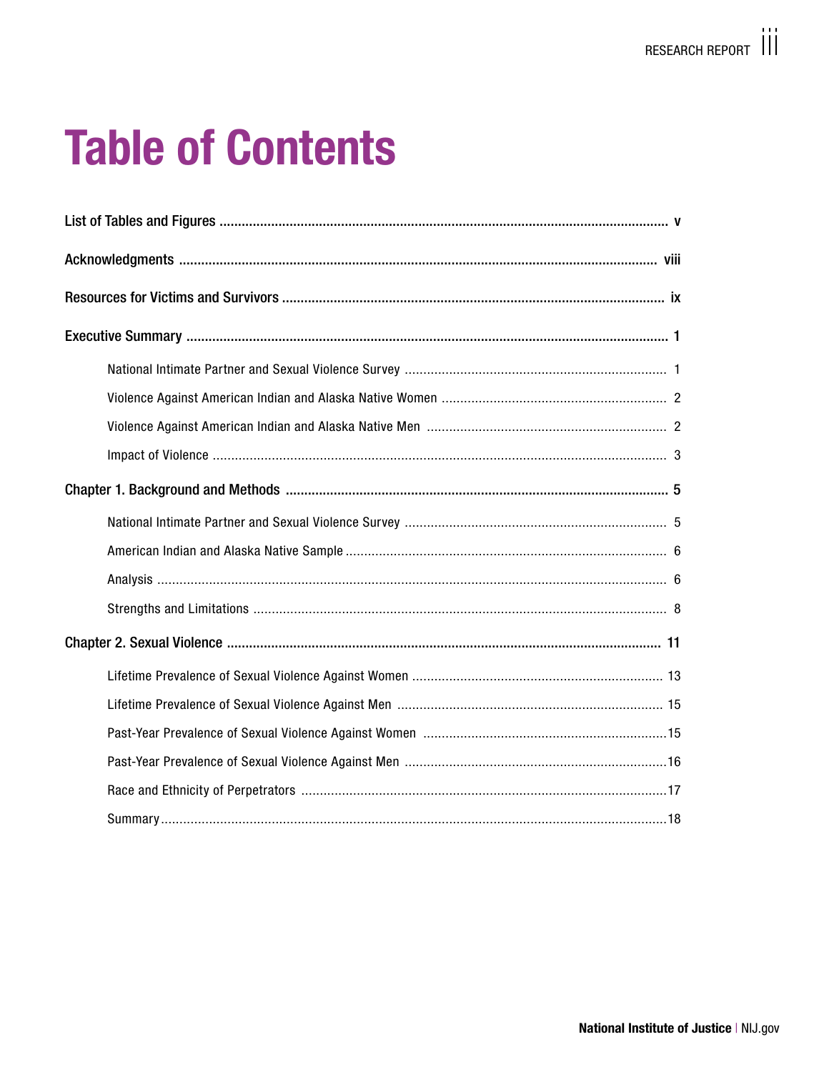# Table of Contents

List of Tables and Figures ... v

Acknowledgments ... viii

Resources for Victims and Survivors ... ix

Executive Summary ... 1

- National Intimate Partner and Sexual Violence Survey ... 1
- Violence Against American Indian and Alaska Native Women ... 2
- Violence Against American Indian and Alaska Native Men ... 2
- Impact of Violence ... 3

Chapter 1. Background and Methods ... 5

- National Intimate Partner and Sexual Violence Survey ... 5
- American Indian and Alaska Native Sample ... 6
- Analysis ... 6
- Strengths and Limitations ... 8

Chapter 2. Sexual Violence ... 11

- Lifetime Prevalence of Sexual Violence Against Women ... 13
- Lifetime Prevalence of Sexual Violence Against Men ... 15
- Past-Year Prevalence of Sexual Violence Against Women ... 15
- Past-Year Prevalence of Sexual Violence Against Men ... 16
- Race and Ethnicity of Perpetrators ... 17
- Summary ... 18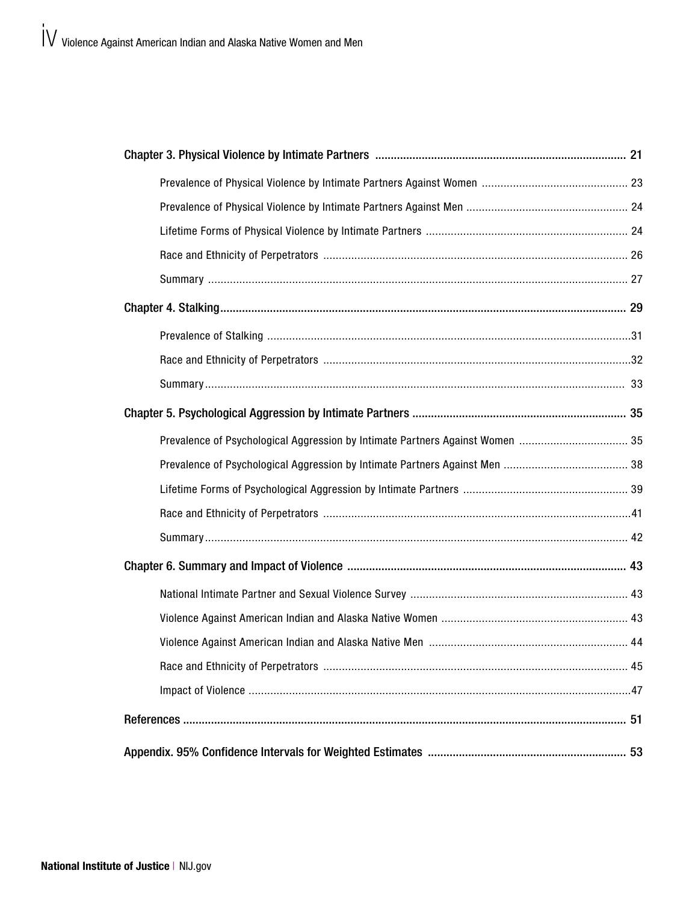**Chapter 3. Physical Violence by Intimate Partners** ..... 21

- Prevalence of Physical Violence by Intimate Partners Against Women ..... 23
- Prevalence of Physical Violence by Intimate Partners Against Men ..... 24
- Lifetime Forms of Physical Violence by Intimate Partners ..... 24
- Race and Ethnicity of Perpetrators ..... 26
- Summary ..... 27

**Chapter 4. Stalking** ..... 29

- Prevalence of Stalking ..... 31
- Race and Ethnicity of Perpetrators ..... 32
- Summary ..... 33

**Chapter 5. Psychological Aggression by Intimate Partners** ..... 35

- Prevalence of Psychological Aggression by Intimate Partners Against Women ..... 35
- Prevalence of Psychological Aggression by Intimate Partners Against Men ..... 38
- Lifetime Forms of Psychological Aggression by Intimate Partners ..... 39
- Race and Ethnicity of Perpetrators ..... 41
- Summary ..... 42

**Chapter 6. Summary and Impact of Violence** ..... 43

- National Intimate Partner and Sexual Violence Survey ..... 43
- Violence Against American Indian and Alaska Native Women ..... 43
- Violence Against American Indian and Alaska Native Men ..... 44
- Race and Ethnicity of Perpetrators ..... 45
- Impact of Violence ..... 47

**References** ..... 51

**Appendix. 95% Confidence Intervals for Weighted Estimates** ..... 53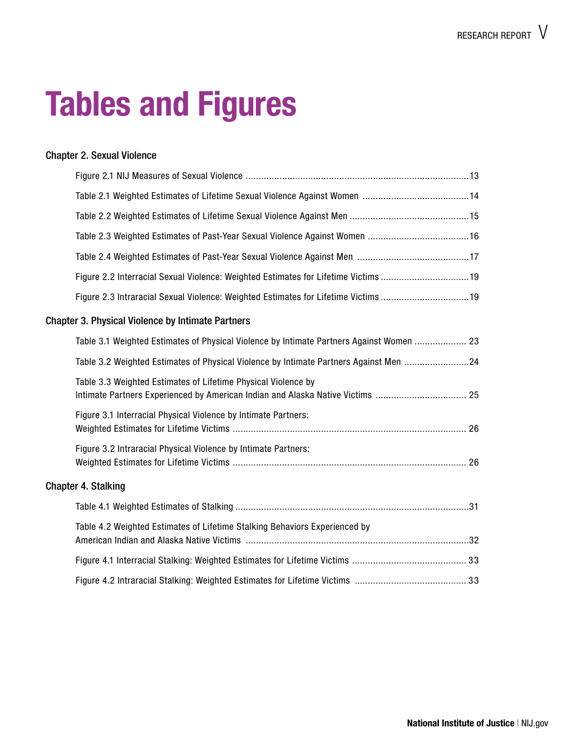# Tables and Figures

### Chapter 2. Sexual Violence

- Figure 2.1 NIJ Measures of Sexual Violence ........................................................................................13
- Table 2.1 Weighted Estimates of Lifetime Sexual Violence Against Women ..........................................14
- Table 2.2 Weighted Estimates of Lifetime Sexual Violence Against Men ...............................................15
- Table 2.3 Weighted Estimates of Past-Year Sexual Violence Against Women ........................................16
- Table 2.4 Weighted Estimates of Past-Year Sexual Violence Against Men .............................................17
- Figure 2.2 Interracial Sexual Violence: Weighted Estimates for Lifetime Victims ...................................19
- Figure 2.3 Intraracial Sexual Violence: Weighted Estimates for Lifetime Victims ...................................19

### Chapter 3. Physical Violence by Intimate Partners

- Table 3.1 Weighted Estimates of Physical Violence by Intimate Partners Against Women .................... 23
- Table 3.2 Weighted Estimates of Physical Violence by Intimate Partners Against Men .........................24
- Table 3.3 Weighted Estimates of Lifetime Physical Violence by Intimate Partners Experienced by American Indian and Alaska Native Victims .................................. 25
- Figure 3.1 Interracial Physical Violence by Intimate Partners: Weighted Estimates for Lifetime Victims ......................................................................................... 26
- Figure 3.2 Intraracial Physical Violence by Intimate Partners: Weighted Estimates for Lifetime Victims ......................................................................................... 26

### Chapter 4. Stalking

- Table 4.1 Weighted Estimates of Stalking .........................................................................................31
- Table 4.2 Weighted Estimates of Lifetime Stalking Behaviors Experienced by American Indian and Alaska Native Victims ......................................................................................32
- Figure 4.1 Interracial Stalking: Weighted Estimates for Lifetime Victims ............................................ 33
- Figure 4.2 Intraracial Stalking: Weighted Estimates for Lifetime Victims ........................................... 33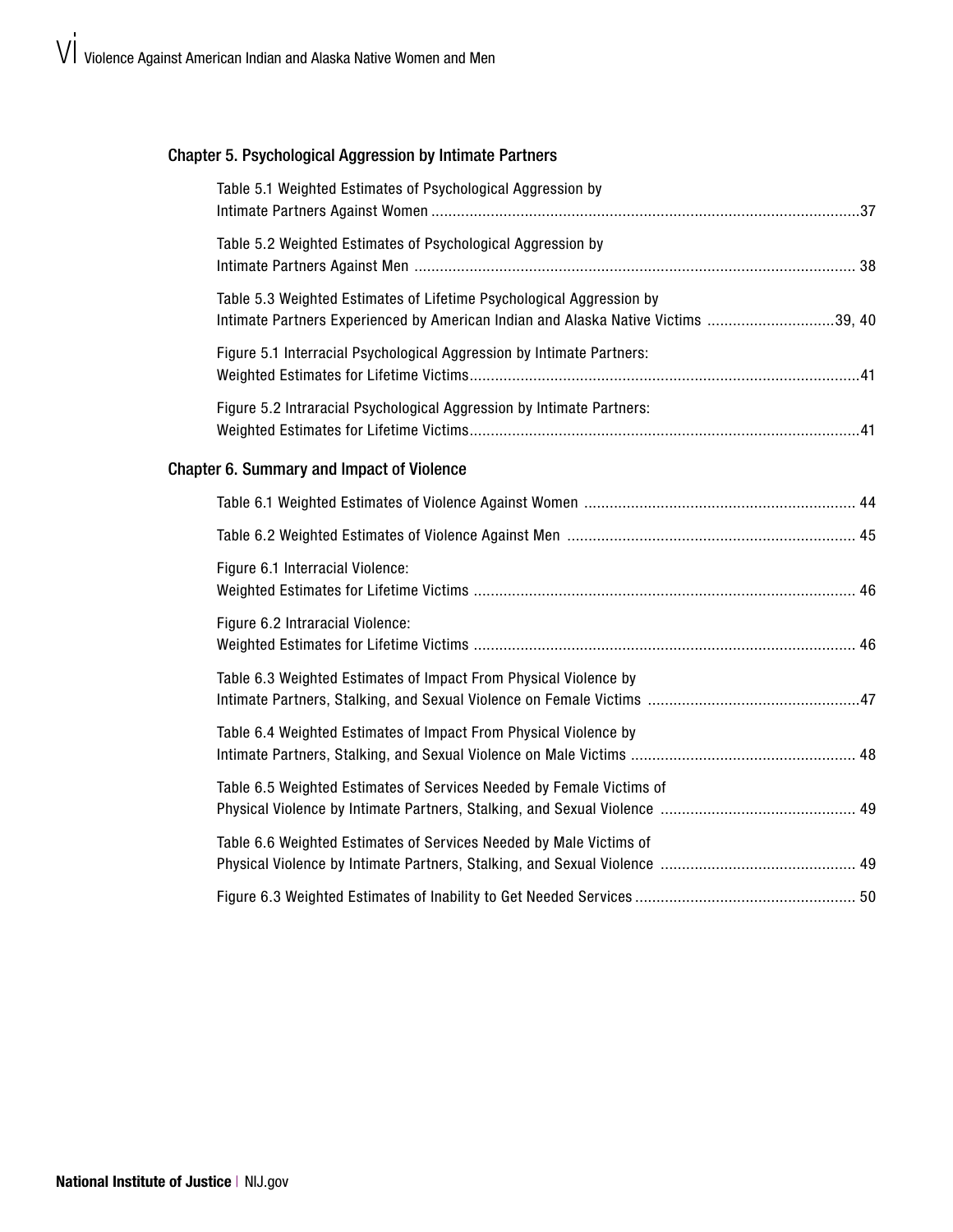### Chapter 5. Psychological Aggression by Intimate Partners

Table 5.1 Weighted Estimates of Psychological Aggression by Intimate Partners Against Women .....37

Table 5.2 Weighted Estimates of Psychological Aggression by Intimate Partners Against Men ..... 38

Table 5.3 Weighted Estimates of Lifetime Psychological Aggression by Intimate Partners Experienced by American Indian and Alaska Native Victims .....39, 40

Figure 5.1 Interracial Psychological Aggression by Intimate Partners: Weighted Estimates for Lifetime Victims.....41

Figure 5.2 Intraracial Psychological Aggression by Intimate Partners: Weighted Estimates for Lifetime Victims.....41

### Chapter 6. Summary and Impact of Violence

Table 6.1 Weighted Estimates of Violence Against Women ..... 44

Table 6.2 Weighted Estimates of Violence Against Men ..... 45

Figure 6.1 Interracial Violence: Weighted Estimates for Lifetime Victims ..... 46

Figure 6.2 Intraracial Violence: Weighted Estimates for Lifetime Victims ..... 46

Table 6.3 Weighted Estimates of Impact From Physical Violence by Intimate Partners, Stalking, and Sexual Violence on Female Victims .....47

Table 6.4 Weighted Estimates of Impact From Physical Violence by Intimate Partners, Stalking, and Sexual Violence on Male Victims ..... 48

Table 6.5 Weighted Estimates of Services Needed by Female Victims of Physical Violence by Intimate Partners, Stalking, and Sexual Violence ..... 49

Table 6.6 Weighted Estimates of Services Needed by Male Victims of Physical Violence by Intimate Partners, Stalking, and Sexual Violence ..... 49

Figure 6.3 Weighted Estimates of Inability to Get Needed Services ..... 50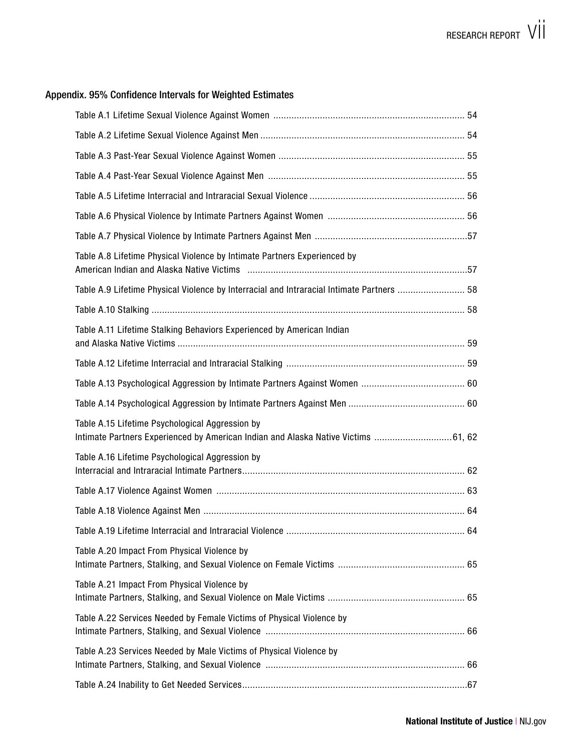## Appendix. 95% Confidence Intervals for Weighted Estimates

Table A.1 Lifetime Sexual Violence Against Women ........................................................................ 54

Table A.2 Lifetime Sexual Violence Against Men ........................................................................ 54

Table A.3 Past-Year Sexual Violence Against Women ........................................................................ 55

Table A.4 Past-Year Sexual Violence Against Men ........................................................................ 55

Table A.5 Lifetime Interracial and Intraracial Sexual Violence ........................................................................ 56

Table A.6 Physical Violence by Intimate Partners Against Women ........................................................................ 56

Table A.7 Physical Violence by Intimate Partners Against Men ........................................................................ 57

Table A.8 Lifetime Physical Violence by Intimate Partners Experienced by American Indian and Alaska Native Victims ........................................................................ 57

Table A.9 Lifetime Physical Violence by Interracial and Intraracial Intimate Partners ........................................................................ 58

Table A.10 Stalking ........................................................................ 58

Table A.11 Lifetime Stalking Behaviors Experienced by American Indian and Alaska Native Victims ........................................................................ 59

Table A.12 Lifetime Interracial and Intraracial Stalking ........................................................................ 59

Table A.13 Psychological Aggression by Intimate Partners Against Women ........................................................................ 60

Table A.14 Psychological Aggression by Intimate Partners Against Men ........................................................................ 60

Table A.15 Lifetime Psychological Aggression by Intimate Partners Experienced by American Indian and Alaska Native Victims ........................................................................ 61, 62

Table A.16 Lifetime Psychological Aggression by Interracial and Intraracial Intimate Partners ........................................................................ 62

Table A.17 Violence Against Women ........................................................................ 63

Table A.18 Violence Against Men ........................................................................ 64

Table A.19 Lifetime Interracial and Intraracial Violence ........................................................................ 64

Table A.20 Impact From Physical Violence by Intimate Partners, Stalking, and Sexual Violence on Female Victims ........................................................................ 65

Table A.21 Impact From Physical Violence by Intimate Partners, Stalking, and Sexual Violence on Male Victims ........................................................................ 65

Table A.22 Services Needed by Female Victims of Physical Violence by Intimate Partners, Stalking, and Sexual Violence ........................................................................ 66

Table A.23 Services Needed by Male Victims of Physical Violence by Intimate Partners, Stalking, and Sexual Violence ........................................................................ 66

Table A.24 Inability to Get Needed Services ........................................................................ 67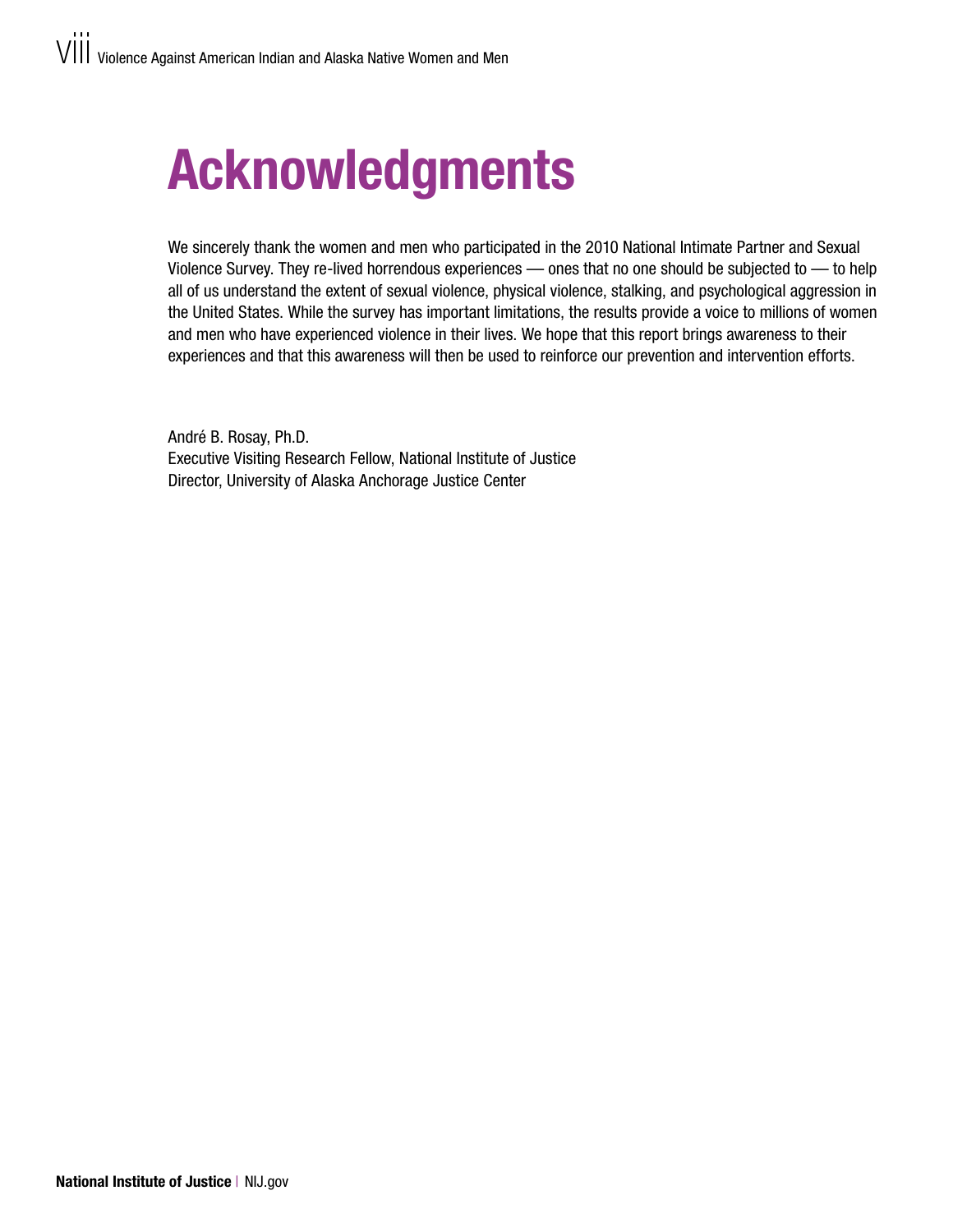# Acknowledgments

We sincerely thank the women and men who participated in the 2010 National Intimate Partner and Sexual Violence Survey. They re-lived horrendous experiences — ones that no one should be subjected to — to help all of us understand the extent of sexual violence, physical violence, stalking, and psychological aggression in the United States. While the survey has important limitations, the results provide a voice to millions of women and men who have experienced violence in their lives. We hope that this report brings awareness to their experiences and that this awareness will then be used to reinforce our prevention and intervention efforts.

André B. Rosay, Ph.D.
Executive Visiting Research Fellow, National Institute of Justice
Director, University of Alaska Anchorage Justice Center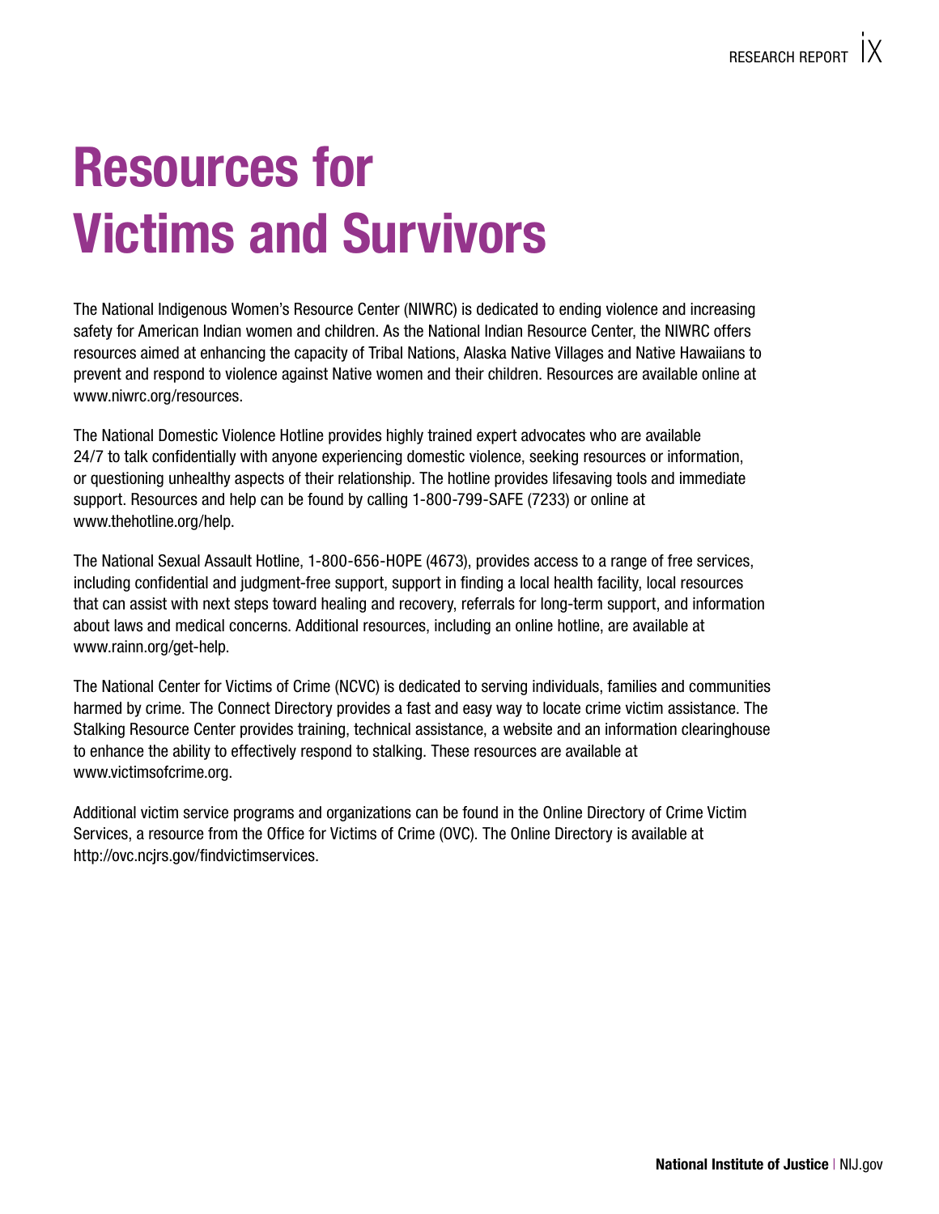# Resources for Victims and Survivors

The National Indigenous Women's Resource Center (NIWRC) is dedicated to ending violence and increasing safety for American Indian women and children. As the National Indian Resource Center, the NIWRC offers resources aimed at enhancing the capacity of Tribal Nations, Alaska Native Villages and Native Hawaiians to prevent and respond to violence against Native women and their children. Resources are available online at www.niwrc.org/resources.

The National Domestic Violence Hotline provides highly trained expert advocates who are available 24/7 to talk confidentially with anyone experiencing domestic violence, seeking resources or information, or questioning unhealthy aspects of their relationship. The hotline provides lifesaving tools and immediate support. Resources and help can be found by calling 1-800-799-SAFE (7233) or online at www.thehotline.org/help.

The National Sexual Assault Hotline, 1-800-656-HOPE (4673), provides access to a range of free services, including confidential and judgment-free support, support in finding a local health facility, local resources that can assist with next steps toward healing and recovery, referrals for long-term support, and information about laws and medical concerns. Additional resources, including an online hotline, are available at www.rainn.org/get-help.

The National Center for Victims of Crime (NCVC) is dedicated to serving individuals, families and communities harmed by crime. The Connect Directory provides a fast and easy way to locate crime victim assistance. The Stalking Resource Center provides training, technical assistance, a website and an information clearinghouse to enhance the ability to effectively respond to stalking. These resources are available at www.victimsofcrime.org.

Additional victim service programs and organizations can be found in the Online Directory of Crime Victim Services, a resource from the Office for Victims of Crime (OVC). The Online Directory is available at http://ovc.ncjrs.gov/findvictimservices.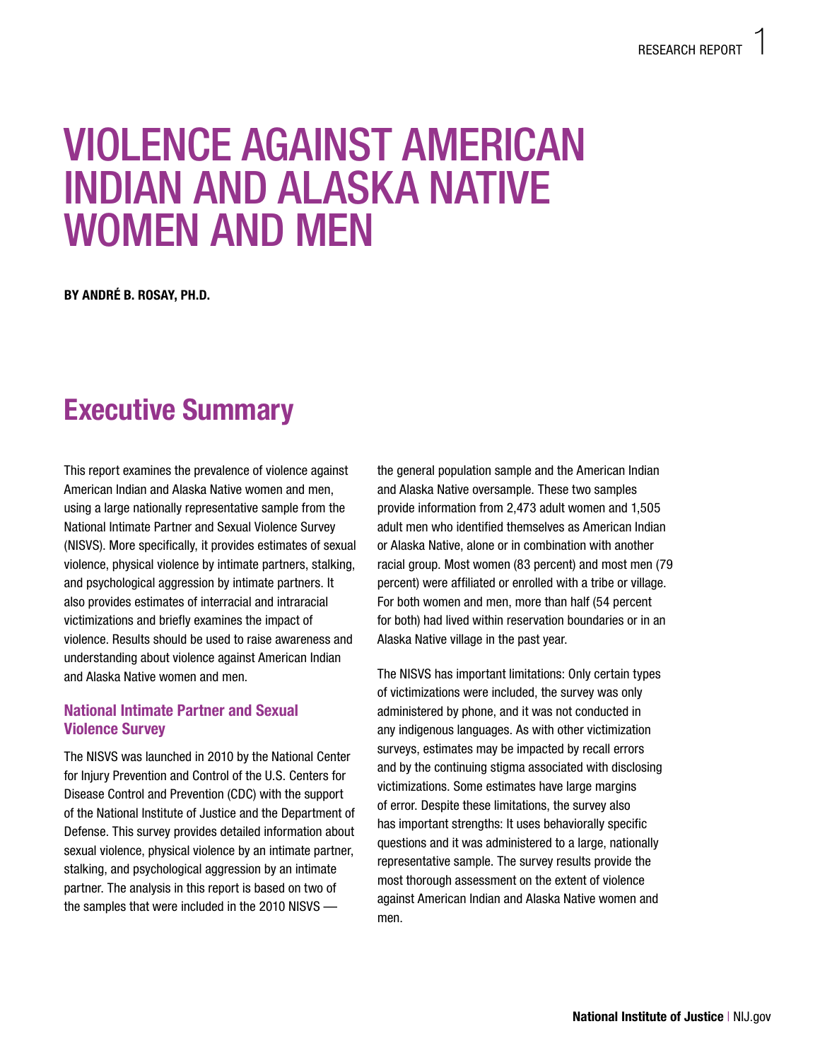# VIOLENCE AGAINST AMERICAN INDIAN AND ALASKA NATIVE WOMEN AND MEN

**BY ANDRÉ B. ROSAY, PH.D.**

## Executive Summary

This report examines the prevalence of violence against American Indian and Alaska Native women and men, using a large nationally representative sample from the National Intimate Partner and Sexual Violence Survey (NISVS). More specifically, it provides estimates of sexual violence, physical violence by intimate partners, stalking, and psychological aggression by intimate partners. It also provides estimates of interracial and intraracial victimizations and briefly examines the impact of violence. Results should be used to raise awareness and understanding about violence against American Indian and Alaska Native women and men.

### National Intimate Partner and Sexual Violence Survey

The NISVS was launched in 2010 by the National Center for Injury Prevention and Control of the U.S. Centers for Disease Control and Prevention (CDC) with the support of the National Institute of Justice and the Department of Defense. This survey provides detailed information about sexual violence, physical violence by an intimate partner, stalking, and psychological aggression by an intimate partner. The analysis in this report is based on two of the samples that were included in the 2010 NISVS — the general population sample and the American Indian and Alaska Native oversample. These two samples provide information from 2,473 adult women and 1,505 adult men who identified themselves as American Indian or Alaska Native, alone or in combination with another racial group. Most women (83 percent) and most men (79 percent) were affiliated or enrolled with a tribe or village. For both women and men, more than half (54 percent for both) had lived within reservation boundaries or in an Alaska Native village in the past year.

The NISVS has important limitations: Only certain types of victimizations were included, the survey was only administered by phone, and it was not conducted in any indigenous languages. As with other victimization surveys, estimates may be impacted by recall errors and by the continuing stigma associated with disclosing victimizations. Some estimates have large margins of error. Despite these limitations, the survey also has important strengths: It uses behaviorally specific questions and it was administered to a large, nationally representative sample. The survey results provide the most thorough assessment on the extent of violence against American Indian and Alaska Native women and men.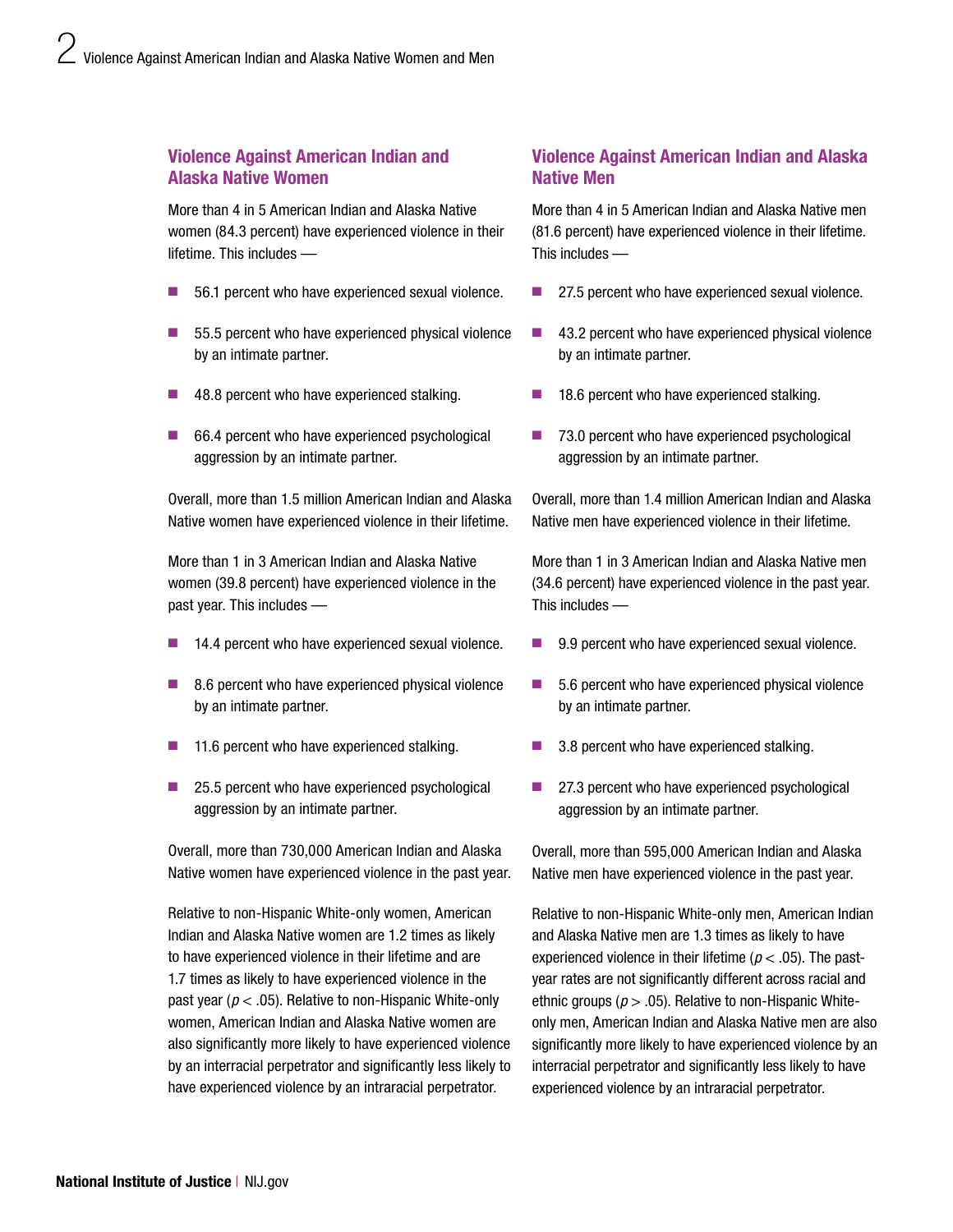## Violence Against American Indian and Alaska Native Women

More than 4 in 5 American Indian and Alaska Native women (84.3 percent) have experienced violence in their lifetime. This includes —

- 56.1 percent who have experienced sexual violence.
- 55.5 percent who have experienced physical violence by an intimate partner.
- 48.8 percent who have experienced stalking.
- 66.4 percent who have experienced psychological aggression by an intimate partner.

Overall, more than 1.5 million American Indian and Alaska Native women have experienced violence in their lifetime.

More than 1 in 3 American Indian and Alaska Native women (39.8 percent) have experienced violence in the past year. This includes —

- 14.4 percent who have experienced sexual violence.
- 8.6 percent who have experienced physical violence by an intimate partner.
- 11.6 percent who have experienced stalking.
- 25.5 percent who have experienced psychological aggression by an intimate partner.

Overall, more than 730,000 American Indian and Alaska Native women have experienced violence in the past year.

Relative to non-Hispanic White-only women, American Indian and Alaska Native women are 1.2 times as likely to have experienced violence in their lifetime and are 1.7 times as likely to have experienced violence in the past year ($p < .05$). Relative to non-Hispanic White-only women, American Indian and Alaska Native women are also significantly more likely to have experienced violence by an interracial perpetrator and significantly less likely to have experienced violence by an intraracial perpetrator.

## Violence Against American Indian and Alaska Native Men

More than 4 in 5 American Indian and Alaska Native men (81.6 percent) have experienced violence in their lifetime. This includes —

- 27.5 percent who have experienced sexual violence.
- 43.2 percent who have experienced physical violence by an intimate partner.
- 18.6 percent who have experienced stalking.
- 73.0 percent who have experienced psychological aggression by an intimate partner.

Overall, more than 1.4 million American Indian and Alaska Native men have experienced violence in their lifetime.

More than 1 in 3 American Indian and Alaska Native men (34.6 percent) have experienced violence in the past year. This includes —

- 9.9 percent who have experienced sexual violence.
- 5.6 percent who have experienced physical violence by an intimate partner.
- 3.8 percent who have experienced stalking.
- 27.3 percent who have experienced psychological aggression by an intimate partner.

Overall, more than 595,000 American Indian and Alaska Native men have experienced violence in the past year.

Relative to non-Hispanic White-only men, American Indian and Alaska Native men are 1.3 times as likely to have experienced violence in their lifetime ($p < .05$). The past-year rates are not significantly different across racial and ethnic groups ($p > .05$). Relative to non-Hispanic White-only men, American Indian and Alaska Native men are also significantly more likely to have experienced violence by an interracial perpetrator and significantly less likely to have experienced violence by an intraracial perpetrator.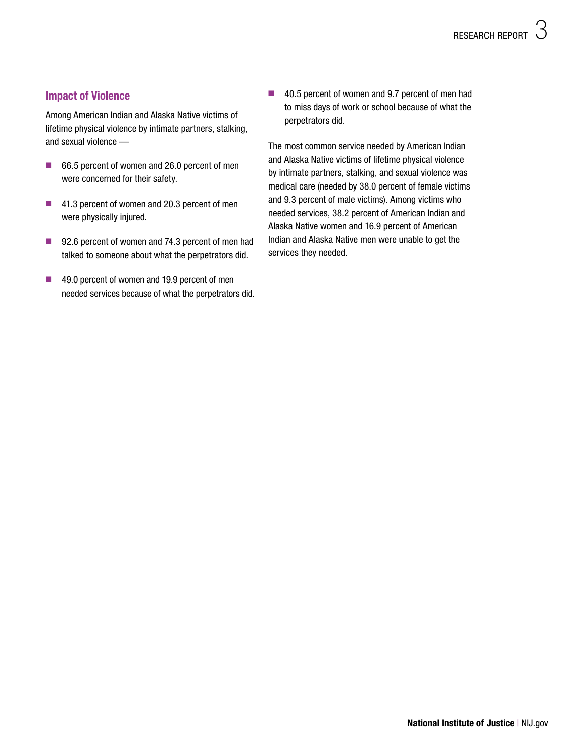## Impact of Violence

Among American Indian and Alaska Native victims of lifetime physical violence by intimate partners, stalking, and sexual violence —

- 66.5 percent of women and 26.0 percent of men were concerned for their safety.
- 41.3 percent of women and 20.3 percent of men were physically injured.
- 92.6 percent of women and 74.3 percent of men had talked to someone about what the perpetrators did.
- 49.0 percent of women and 19.9 percent of men needed services because of what the perpetrators did.
- 40.5 percent of women and 9.7 percent of men had to miss days of work or school because of what the perpetrators did.

The most common service needed by American Indian and Alaska Native victims of lifetime physical violence by intimate partners, stalking, and sexual violence was medical care (needed by 38.0 percent of female victims and 9.3 percent of male victims). Among victims who needed services, 38.2 percent of American Indian and Alaska Native women and 16.9 percent of American Indian and Alaska Native men were unable to get the services they needed.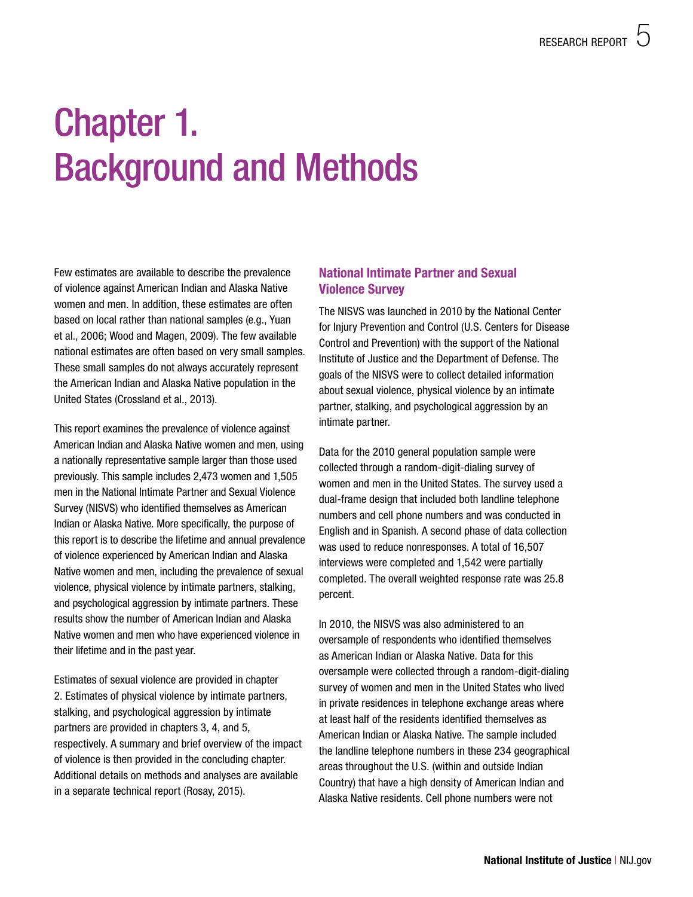# Chapter 1. Background and Methods

Few estimates are available to describe the prevalence of violence against American Indian and Alaska Native women and men. In addition, these estimates are often based on local rather than national samples (e.g., Yuan et al., 2006; Wood and Magen, 2009). The few available national estimates are often based on very small samples. These small samples do not always accurately represent the American Indian and Alaska Native population in the United States (Crossland et al., 2013).

This report examines the prevalence of violence against American Indian and Alaska Native women and men, using a nationally representative sample larger than those used previously. This sample includes 2,473 women and 1,505 men in the National Intimate Partner and Sexual Violence Survey (NISVS) who identified themselves as American Indian or Alaska Native. More specifically, the purpose of this report is to describe the lifetime and annual prevalence of violence experienced by American Indian and Alaska Native women and men, including the prevalence of sexual violence, physical violence by intimate partners, stalking, and psychological aggression by intimate partners. These results show the number of American Indian and Alaska Native women and men who have experienced violence in their lifetime and in the past year.

Estimates of sexual violence are provided in chapter 2. Estimates of physical violence by intimate partners, stalking, and psychological aggression by intimate partners are provided in chapters 3, 4, and 5, respectively. A summary and brief overview of the impact of violence is then provided in the concluding chapter. Additional details on methods and analyses are available in a separate technical report (Rosay, 2015).

## National Intimate Partner and Sexual Violence Survey

The NISVS was launched in 2010 by the National Center for Injury Prevention and Control (U.S. Centers for Disease Control and Prevention) with the support of the National Institute of Justice and the Department of Defense. The goals of the NISVS were to collect detailed information about sexual violence, physical violence by an intimate partner, stalking, and psychological aggression by an intimate partner.

Data for the 2010 general population sample were collected through a random-digit-dialing survey of women and men in the United States. The survey used a dual-frame design that included both landline telephone numbers and cell phone numbers and was conducted in English and in Spanish. A second phase of data collection was used to reduce nonresponses. A total of 16,507 interviews were completed and 1,542 were partially completed. The overall weighted response rate was 25.8 percent.

In 2010, the NISVS was also administered to an oversample of respondents who identified themselves as American Indian or Alaska Native. Data for this oversample were collected through a random-digit-dialing survey of women and men in the United States who lived in private residences in telephone exchange areas where at least half of the residents identified themselves as American Indian or Alaska Native. The sample included the landline telephone numbers in these 234 geographical areas throughout the U.S. (within and outside Indian Country) that have a high density of American Indian and Alaska Native residents. Cell phone numbers were not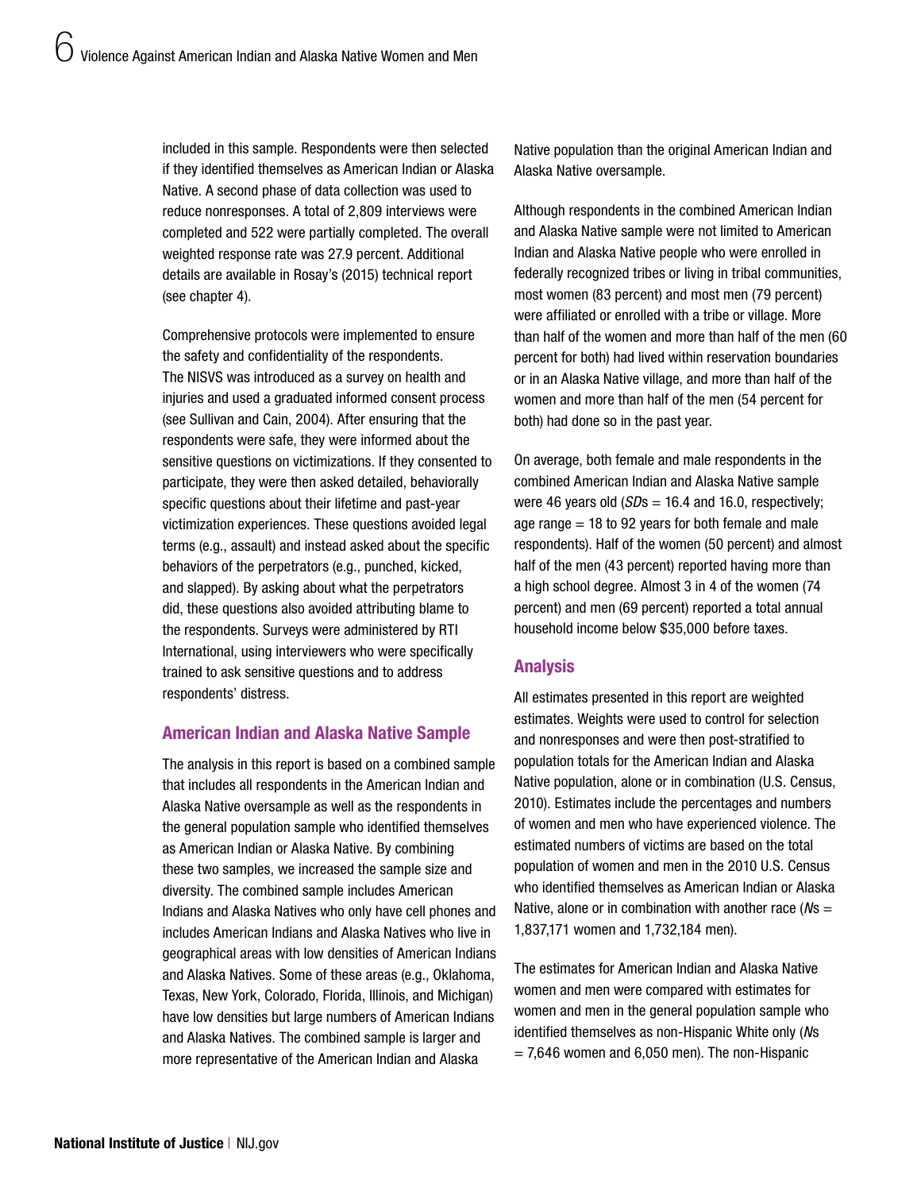included in this sample. Respondents were then selected if they identified themselves as American Indian or Alaska Native. A second phase of data collection was used to reduce nonresponses. A total of 2,809 interviews were completed and 522 were partially completed. The overall weighted response rate was 27.9 percent. Additional details are available in Rosay's (2015) technical report (see chapter 4).

Comprehensive protocols were implemented to ensure the safety and confidentiality of the respondents. The NISVS was introduced as a survey on health and injuries and used a graduated informed consent process (see Sullivan and Cain, 2004). After ensuring that the respondents were safe, they were informed about the sensitive questions on victimizations. If they consented to participate, they were then asked detailed, behaviorally specific questions about their lifetime and past-year victimization experiences. These questions avoided legal terms (e.g., assault) and instead asked about the specific behaviors of the perpetrators (e.g., punched, kicked, and slapped). By asking about what the perpetrators did, these questions also avoided attributing blame to the respondents. Surveys were administered by RTI International, using interviewers who were specifically trained to ask sensitive questions and to address respondents' distress.

## American Indian and Alaska Native Sample

The analysis in this report is based on a combined sample that includes all respondents in the American Indian and Alaska Native oversample as well as the respondents in the general population sample who identified themselves as American Indian or Alaska Native. By combining these two samples, we increased the sample size and diversity. The combined sample includes American Indians and Alaska Natives who only have cell phones and includes American Indians and Alaska Natives who live in geographical areas with low densities of American Indians and Alaska Natives. Some of these areas (e.g., Oklahoma, Texas, New York, Colorado, Florida, Illinois, and Michigan) have low densities but large numbers of American Indians and Alaska Natives. The combined sample is larger and more representative of the American Indian and Alaska Native population than the original American Indian and Alaska Native oversample.

Although respondents in the combined American Indian and Alaska Native sample were not limited to American Indian and Alaska Native people who were enrolled in federally recognized tribes or living in tribal communities, most women (83 percent) and most men (79 percent) were affiliated or enrolled with a tribe or village. More than half of the women and more than half of the men (60 percent for both) had lived within reservation boundaries or in an Alaska Native village, and more than half of the women and more than half of the men (54 percent for both) had done so in the past year.

On average, both female and male respondents in the combined American Indian and Alaska Native sample were 46 years old (*SD*s = 16.4 and 16.0, respectively; age range = 18 to 92 years for both female and male respondents). Half of the women (50 percent) and almost half of the men (43 percent) reported having more than a high school degree. Almost 3 in 4 of the women (74 percent) and men (69 percent) reported a total annual household income below $35,000 before taxes.

## Analysis

All estimates presented in this report are weighted estimates. Weights were used to control for selection and nonresponses and were then post-stratified to population totals for the American Indian and Alaska Native population, alone or in combination (U.S. Census, 2010). Estimates include the percentages and numbers of women and men who have experienced violence. The estimated numbers of victims are based on the total population of women and men in the 2010 U.S. Census who identified themselves as American Indian or Alaska Native, alone or in combination with another race (*N*s = 1,837,171 women and 1,732,184 men).

The estimates for American Indian and Alaska Native women and men were compared with estimates for women and men in the general population sample who identified themselves as non-Hispanic White only (*N*s = 7,646 women and 6,050 men). The non-Hispanic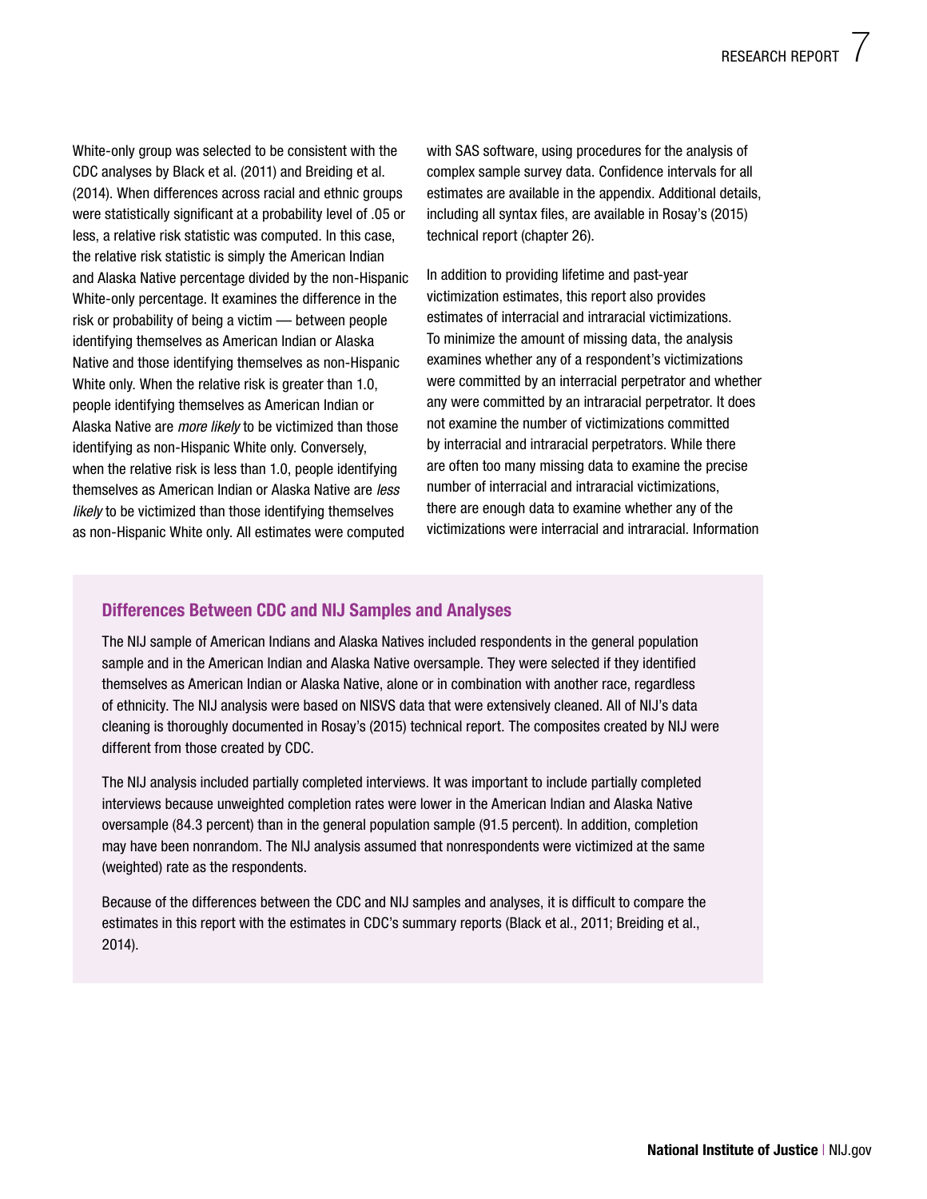White-only group was selected to be consistent with the CDC analyses by Black et al. (2011) and Breiding et al. (2014). When differences across racial and ethnic groups were statistically significant at a probability level of .05 or less, a relative risk statistic was computed. In this case, the relative risk statistic is simply the American Indian and Alaska Native percentage divided by the non-Hispanic White-only percentage. It examines the difference in the risk or probability of being a victim — between people identifying themselves as American Indian or Alaska Native and those identifying themselves as non-Hispanic White only. When the relative risk is greater than 1.0, people identifying themselves as American Indian or Alaska Native are *more likely* to be victimized than those identifying as non-Hispanic White only. Conversely, when the relative risk is less than 1.0, people identifying themselves as American Indian or Alaska Native are *less likely* to be victimized than those identifying themselves as non-Hispanic White only. All estimates were computed with SAS software, using procedures for the analysis of complex sample survey data. Confidence intervals for all estimates are available in the appendix. Additional details, including all syntax files, are available in Rosay's (2015) technical report (chapter 26).

In addition to providing lifetime and past-year victimization estimates, this report also provides estimates of interracial and intraracial victimizations. To minimize the amount of missing data, the analysis examines whether any of a respondent's victimizations were committed by an interracial perpetrator and whether any were committed by an intraracial perpetrator. It does not examine the number of victimizations committed by interracial and intraracial perpetrators. While there are often too many missing data to examine the precise number of interracial and intraracial victimizations, there are enough data to examine whether any of the victimizations were interracial and intraracial. Information

### Differences Between CDC and NIJ Samples and Analyses

The NIJ sample of American Indians and Alaska Natives included respondents in the general population sample and in the American Indian and Alaska Native oversample. They were selected if they identified themselves as American Indian or Alaska Native, alone or in combination with another race, regardless of ethnicity. The NIJ analysis were based on NISVS data that were extensively cleaned. All of NIJ's data cleaning is thoroughly documented in Rosay's (2015) technical report. The composites created by NIJ were different from those created by CDC.

The NIJ analysis included partially completed interviews. It was important to include partially completed interviews because unweighted completion rates were lower in the American Indian and Alaska Native oversample (84.3 percent) than in the general population sample (91.5 percent). In addition, completion may have been nonrandom. The NIJ analysis assumed that nonrespondents were victimized at the same (weighted) rate as the respondents.

Because of the differences between the CDC and NIJ samples and analyses, it is difficult to compare the estimates in this report with the estimates in CDC's summary reports (Black et al., 2011; Breiding et al., 2014).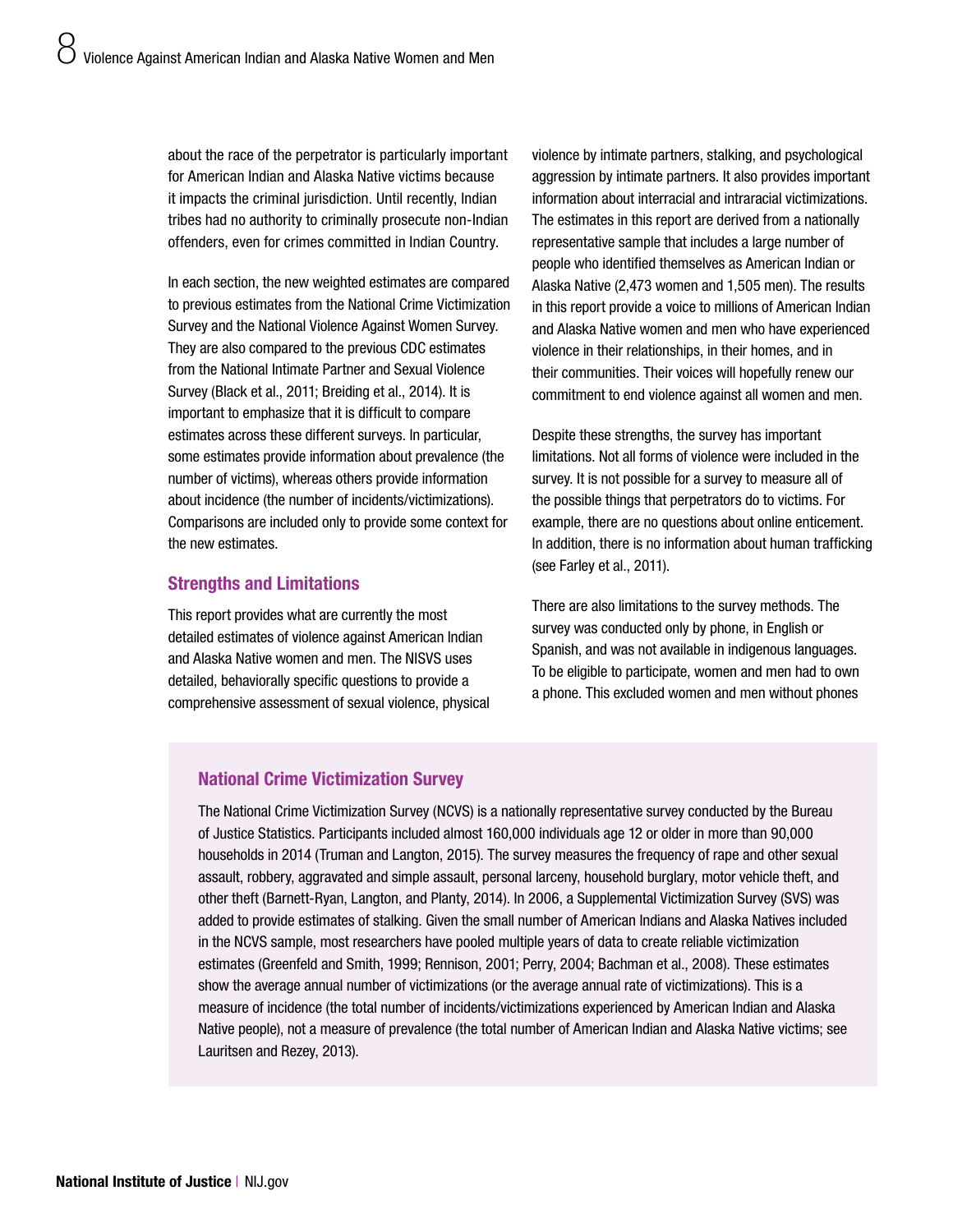about the race of the perpetrator is particularly important for American Indian and Alaska Native victims because it impacts the criminal jurisdiction. Until recently, Indian tribes had no authority to criminally prosecute non-Indian offenders, even for crimes committed in Indian Country.

In each section, the new weighted estimates are compared to previous estimates from the National Crime Victimization Survey and the National Violence Against Women Survey. They are also compared to the previous CDC estimates from the National Intimate Partner and Sexual Violence Survey (Black et al., 2011; Breiding et al., 2014). It is important to emphasize that it is difficult to compare estimates across these different surveys. In particular, some estimates provide information about prevalence (the number of victims), whereas others provide information about incidence (the number of incidents/victimizations). Comparisons are included only to provide some context for the new estimates.

## Strengths and Limitations

This report provides what are currently the most detailed estimates of violence against American Indian and Alaska Native women and men. The NISVS uses detailed, behaviorally specific questions to provide a comprehensive assessment of sexual violence, physical violence by intimate partners, stalking, and psychological aggression by intimate partners. It also provides important information about interracial and intraracial victimizations. The estimates in this report are derived from a nationally representative sample that includes a large number of people who identified themselves as American Indian or Alaska Native (2,473 women and 1,505 men). The results in this report provide a voice to millions of American Indian and Alaska Native women and men who have experienced violence in their relationships, in their homes, and in their communities. Their voices will hopefully renew our commitment to end violence against all women and men.

Despite these strengths, the survey has important limitations. Not all forms of violence were included in the survey. It is not possible for a survey to measure all of the possible things that perpetrators do to victims. For example, there are no questions about online enticement. In addition, there is no information about human trafficking (see Farley et al., 2011).

There are also limitations to the survey methods. The survey was conducted only by phone, in English or Spanish, and was not available in indigenous languages. To be eligible to participate, women and men had to own a phone. This excluded women and men without phones

### National Crime Victimization Survey

The National Crime Victimization Survey (NCVS) is a nationally representative survey conducted by the Bureau of Justice Statistics. Participants included almost 160,000 individuals age 12 or older in more than 90,000 households in 2014 (Truman and Langton, 2015). The survey measures the frequency of rape and other sexual assault, robbery, aggravated and simple assault, personal larceny, household burglary, motor vehicle theft, and other theft (Barnett-Ryan, Langton, and Planty, 2014). In 2006, a Supplemental Victimization Survey (SVS) was added to provide estimates of stalking. Given the small number of American Indians and Alaska Natives included in the NCVS sample, most researchers have pooled multiple years of data to create reliable victimization estimates (Greenfeld and Smith, 1999; Rennison, 2001; Perry, 2004; Bachman et al., 2008). These estimates show the average annual number of victimizations (or the average annual rate of victimizations). This is a measure of incidence (the total number of incidents/victimizations experienced by American Indian and Alaska Native people), not a measure of prevalence (the total number of American Indian and Alaska Native victims; see Lauritsen and Rezey, 2013).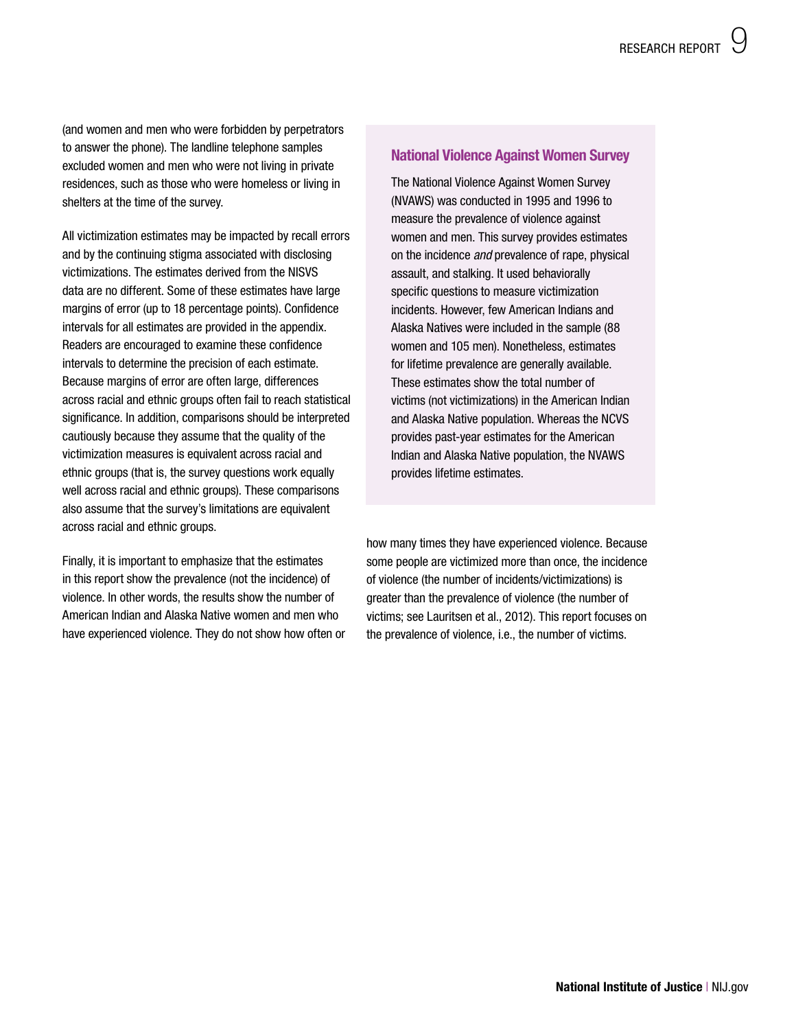(and women and men who were forbidden by perpetrators to answer the phone). The landline telephone samples excluded women and men who were not living in private residences, such as those who were homeless or living in shelters at the time of the survey.

All victimization estimates may be impacted by recall errors and by the continuing stigma associated with disclosing victimizations. The estimates derived from the NISVS data are no different. Some of these estimates have large margins of error (up to 18 percentage points). Confidence intervals for all estimates are provided in the appendix. Readers are encouraged to examine these confidence intervals to determine the precision of each estimate. Because margins of error are often large, differences across racial and ethnic groups often fail to reach statistical significance. In addition, comparisons should be interpreted cautiously because they assume that the quality of the victimization measures is equivalent across racial and ethnic groups (that is, the survey questions work equally well across racial and ethnic groups). These comparisons also assume that the survey's limitations are equivalent across racial and ethnic groups.

Finally, it is important to emphasize that the estimates in this report show the prevalence (not the incidence) of violence. In other words, the results show the number of American Indian and Alaska Native women and men who have experienced violence. They do not show how often or how many times they have experienced violence. Because some people are victimized more than once, the incidence of violence (the number of incidents/victimizations) is greater than the prevalence of violence (the number of victims; see Lauritsen et al., 2012). This report focuses on the prevalence of violence, i.e., the number of victims.

### National Violence Against Women Survey

The National Violence Against Women Survey (NVAWS) was conducted in 1995 and 1996 to measure the prevalence of violence against women and men. This survey provides estimates on the incidence *and* prevalence of rape, physical assault, and stalking. It used behaviorally specific questions to measure victimization incidents. However, few American Indians and Alaska Natives were included in the sample (88 women and 105 men). Nonetheless, estimates for lifetime prevalence are generally available. These estimates show the total number of victims (not victimizations) in the American Indian and Alaska Native population. Whereas the NCVS provides past-year estimates for the American Indian and Alaska Native population, the NVAWS provides lifetime estimates.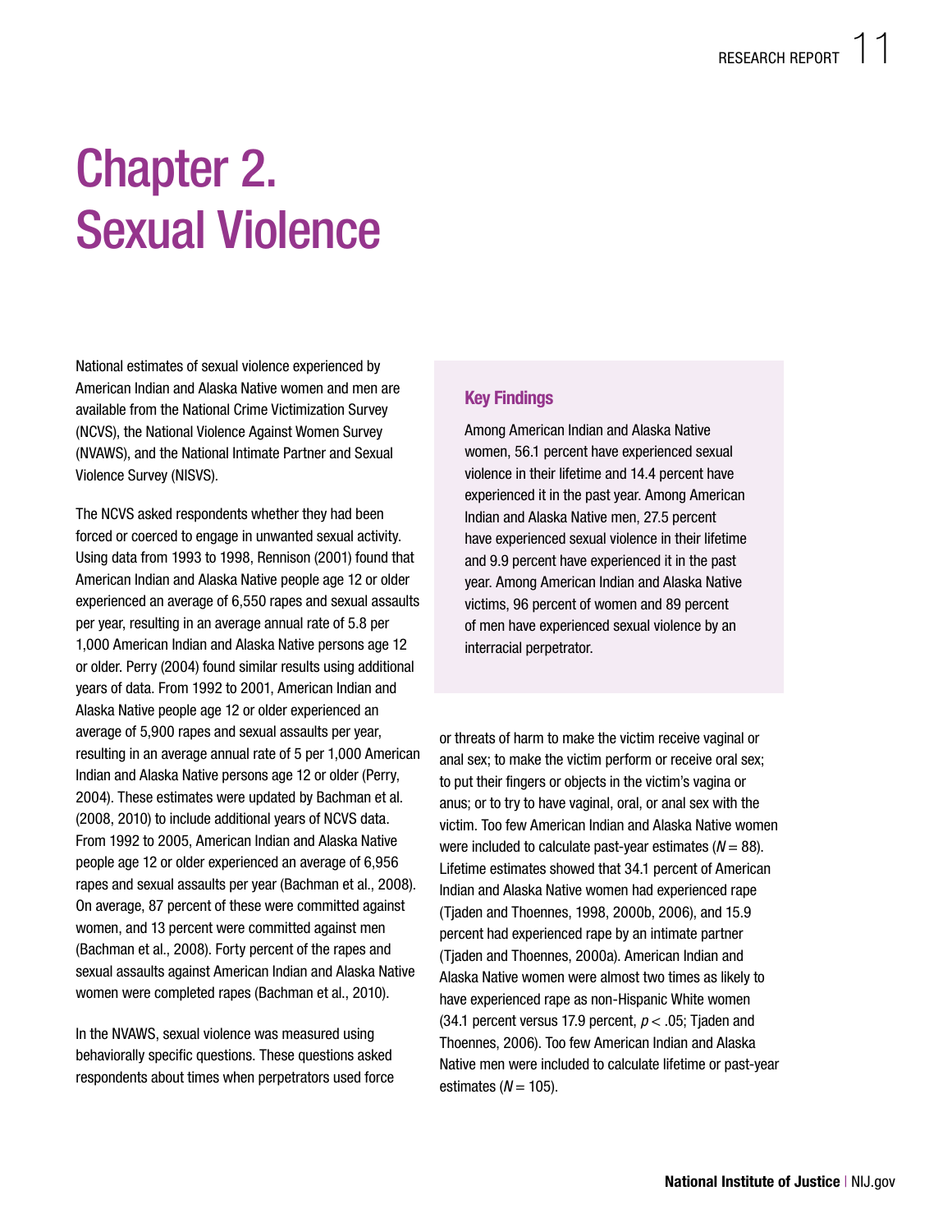# Chapter 2. Sexual Violence

National estimates of sexual violence experienced by American Indian and Alaska Native women and men are available from the National Crime Victimization Survey (NCVS), the National Violence Against Women Survey (NVAWS), and the National Intimate Partner and Sexual Violence Survey (NISVS).

The NCVS asked respondents whether they had been forced or coerced to engage in unwanted sexual activity. Using data from 1993 to 1998, Rennison (2001) found that American Indian and Alaska Native people age 12 or older experienced an average of 6,550 rapes and sexual assaults per year, resulting in an average annual rate of 5.8 per 1,000 American Indian and Alaska Native persons age 12 or older. Perry (2004) found similar results using additional years of data. From 1992 to 2001, American Indian and Alaska Native people age 12 or older experienced an average of 5,900 rapes and sexual assaults per year, resulting in an average annual rate of 5 per 1,000 American Indian and Alaska Native persons age 12 or older (Perry, 2004). These estimates were updated by Bachman et al. (2008, 2010) to include additional years of NCVS data. From 1992 to 2005, American Indian and Alaska Native people age 12 or older experienced an average of 6,956 rapes and sexual assaults per year (Bachman et al., 2008). On average, 87 percent of these were committed against women, and 13 percent were committed against men (Bachman et al., 2008). Forty percent of the rapes and sexual assaults against American Indian and Alaska Native women were completed rapes (Bachman et al., 2010).

In the NVAWS, sexual violence was measured using behaviorally specific questions. These questions asked respondents about times when perpetrators used force or threats of harm to make the victim receive vaginal or anal sex; to make the victim perform or receive oral sex; to put their fingers or objects in the victim's vagina or anus; or to try to have vaginal, oral, or anal sex with the victim. Too few American Indian and Alaska Native women were included to calculate past-year estimates ($N = 88$). Lifetime estimates showed that 34.1 percent of American Indian and Alaska Native women had experienced rape (Tjaden and Thoennes, 1998, 2000b, 2006), and 15.9 percent had experienced rape by an intimate partner (Tjaden and Thoennes, 2000a). American Indian and Alaska Native women were almost two times as likely to have experienced rape as non-Hispanic White women (34.1 percent versus 17.9 percent, $p < .05$; Tjaden and Thoennes, 2006). Too few American Indian and Alaska Native men were included to calculate lifetime or past-year estimates ($N = 105$).

### Key Findings

Among American Indian and Alaska Native women, 56.1 percent have experienced sexual violence in their lifetime and 14.4 percent have experienced it in the past year. Among American Indian and Alaska Native men, 27.5 percent have experienced sexual violence in their lifetime and 9.9 percent have experienced it in the past year. Among American Indian and Alaska Native victims, 96 percent of women and 89 percent of men have experienced sexual violence by an interracial perpetrator.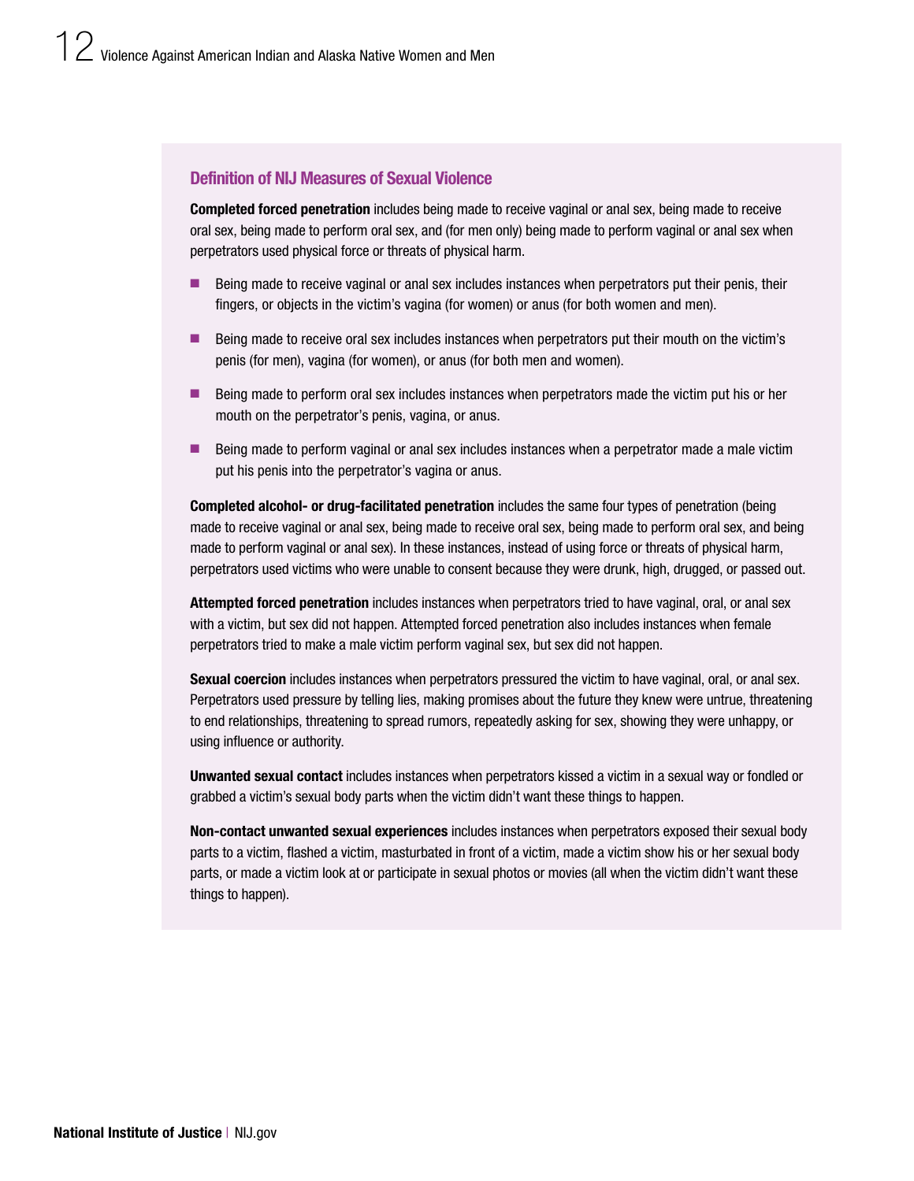### Definition of NIJ Measures of Sexual Violence

**Completed forced penetration** includes being made to receive vaginal or anal sex, being made to receive oral sex, being made to perform oral sex, and (for men only) being made to perform vaginal or anal sex when perpetrators used physical force or threats of physical harm.

- Being made to receive vaginal or anal sex includes instances when perpetrators put their penis, their fingers, or objects in the victim's vagina (for women) or anus (for both women and men).
- Being made to receive oral sex includes instances when perpetrators put their mouth on the victim's penis (for men), vagina (for women), or anus (for both men and women).
- Being made to perform oral sex includes instances when perpetrators made the victim put his or her mouth on the perpetrator's penis, vagina, or anus.
- Being made to perform vaginal or anal sex includes instances when a perpetrator made a male victim put his penis into the perpetrator's vagina or anus.

**Completed alcohol- or drug-facilitated penetration** includes the same four types of penetration (being made to receive vaginal or anal sex, being made to receive oral sex, being made to perform oral sex, and being made to perform vaginal or anal sex). In these instances, instead of using force or threats of physical harm, perpetrators used victims who were unable to consent because they were drunk, high, drugged, or passed out.

**Attempted forced penetration** includes instances when perpetrators tried to have vaginal, oral, or anal sex with a victim, but sex did not happen. Attempted forced penetration also includes instances when female perpetrators tried to make a male victim perform vaginal sex, but sex did not happen.

**Sexual coercion** includes instances when perpetrators pressured the victim to have vaginal, oral, or anal sex. Perpetrators used pressure by telling lies, making promises about the future they knew were untrue, threatening to end relationships, threatening to spread rumors, repeatedly asking for sex, showing they were unhappy, or using influence or authority.

**Unwanted sexual contact** includes instances when perpetrators kissed a victim in a sexual way or fondled or grabbed a victim's sexual body parts when the victim didn't want these things to happen.

**Non-contact unwanted sexual experiences** includes instances when perpetrators exposed their sexual body parts to a victim, flashed a victim, masturbated in front of a victim, made a victim show his or her sexual body parts, or made a victim look at or participate in sexual photos or movies (all when the victim didn't want these things to happen).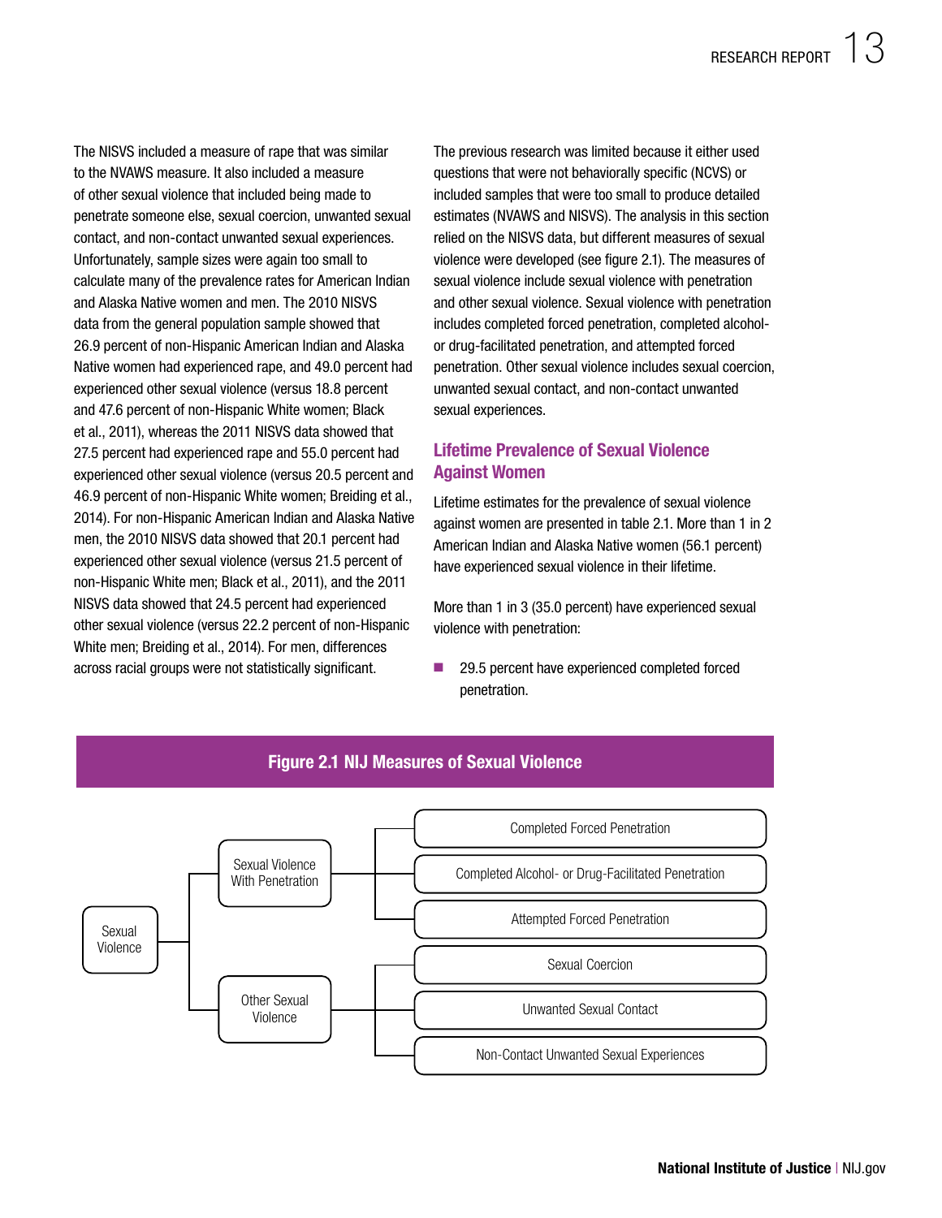The NISVS included a measure of rape that was similar to the NVAWS measure. It also included a measure of other sexual violence that included being made to penetrate someone else, sexual coercion, unwanted sexual contact, and non-contact unwanted sexual experiences. Unfortunately, sample sizes were again too small to calculate many of the prevalence rates for American Indian and Alaska Native women and men. The 2010 NISVS data from the general population sample showed that 26.9 percent of non-Hispanic American Indian and Alaska Native women had experienced rape, and 49.0 percent had experienced other sexual violence (versus 18.8 percent and 47.6 percent of non-Hispanic White women; Black et al., 2011), whereas the 2011 NISVS data showed that 27.5 percent had experienced rape and 55.0 percent had experienced other sexual violence (versus 20.5 percent and 46.9 percent of non-Hispanic White women; Breiding et al., 2014). For non-Hispanic American Indian and Alaska Native men, the 2010 NISVS data showed that 20.1 percent had experienced other sexual violence (versus 21.5 percent of non-Hispanic White men; Black et al., 2011), and the 2011 NISVS data showed that 24.5 percent had experienced other sexual violence (versus 22.2 percent of non-Hispanic White men; Breiding et al., 2014). For men, differences across racial groups were not statistically significant.

The previous research was limited because it either used questions that were not behaviorally specific (NCVS) or included samples that were too small to produce detailed estimates (NVAWS and NISVS). The analysis in this section relied on the NISVS data, but different measures of sexual violence were developed (see figure 2.1). The measures of sexual violence include sexual violence with penetration and other sexual violence. Sexual violence with penetration includes completed forced penetration, completed alcohol- or drug-facilitated penetration, and attempted forced penetration. Other sexual violence includes sexual coercion, unwanted sexual contact, and non-contact unwanted sexual experiences.

## Lifetime Prevalence of Sexual Violence Against Women

Lifetime estimates for the prevalence of sexual violence against women are presented in table 2.1. More than 1 in 2 American Indian and Alaska Native women (56.1 percent) have experienced sexual violence in their lifetime.

More than 1 in 3 (35.0 percent) have experienced sexual violence with penetration:

- 29.5 percent have experienced completed forced penetration.

**Figure 2.1 NIJ Measures of Sexual Violence**

- Sexual Violence
  - Sexual Violence With Penetration
    - Completed Forced Penetration
    - Completed Alcohol- or Drug-Facilitated Penetration
    - Attempted Forced Penetration
  - Other Sexual Violence
    - Sexual Coercion
    - Unwanted Sexual Contact
    - Non-Contact Unwanted Sexual Experiences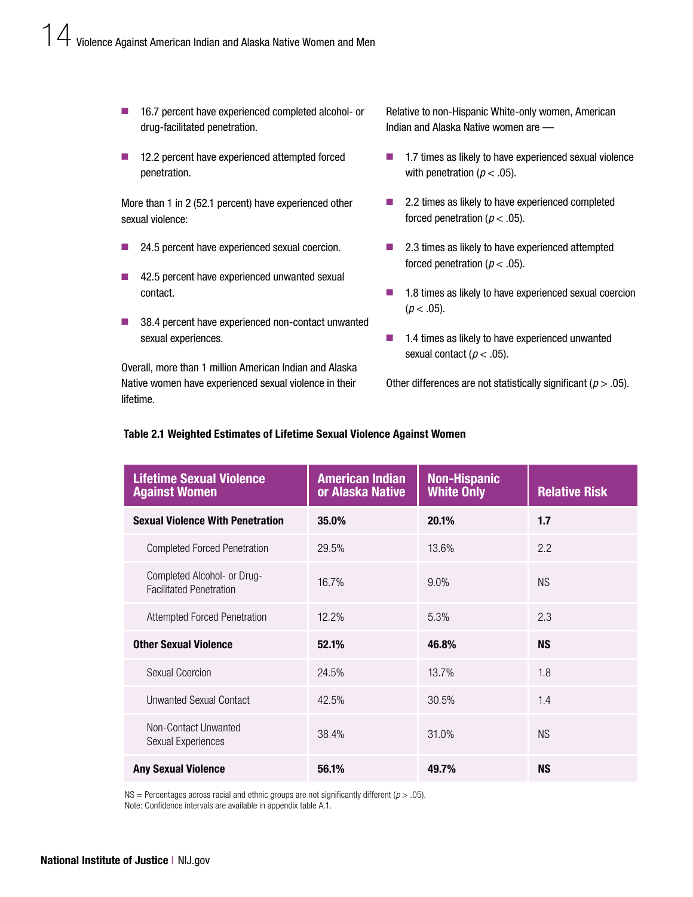- 16.7 percent have experienced completed alcohol- or drug-facilitated penetration.
- 12.2 percent have experienced attempted forced penetration.

More than 1 in 2 (52.1 percent) have experienced other sexual violence:

- 24.5 percent have experienced sexual coercion.
- 42.5 percent have experienced unwanted sexual contact.
- 38.4 percent have experienced non-contact unwanted sexual experiences.

Overall, more than 1 million American Indian and Alaska Native women have experienced sexual violence in their lifetime.

Relative to non-Hispanic White-only women, American Indian and Alaska Native women are —

- 1.7 times as likely to have experienced sexual violence with penetration ($p < .05$).
- 2.2 times as likely to have experienced completed forced penetration ($p < .05$).
- 2.3 times as likely to have experienced attempted forced penetration ($p < .05$).
- 1.8 times as likely to have experienced sexual coercion ($p < .05$).
- 1.4 times as likely to have experienced unwanted sexual contact ($p < .05$).

Other differences are not statistically significant ($p > .05$).

**Table 2.1 Weighted Estimates of Lifetime Sexual Violence Against Women**

| Lifetime Sexual Violence Against Women | American Indian or Alaska Native | Non-Hispanic White Only | Relative Risk |
|---|---|---|---|
| **Sexual Violence With Penetration** | **35.0%** | **20.1%** | **1.7** |
| Completed Forced Penetration | 29.5% | 13.6% | 2.2 |
| Completed Alcohol- or Drug-Facilitated Penetration | 16.7% | 9.0% | NS |
| Attempted Forced Penetration | 12.2% | 5.3% | 2.3 |
| **Other Sexual Violence** | **52.1%** | **46.8%** | **NS** |
| Sexual Coercion | 24.5% | 13.7% | 1.8 |
| Unwanted Sexual Contact | 42.5% | 30.5% | 1.4 |
| Non-Contact Unwanted Sexual Experiences | 38.4% | 31.0% | NS |
| **Any Sexual Violence** | **56.1%** | **49.7%** | **NS** |

NS = Percentages across racial and ethnic groups are not significantly different ($p > .05$).
Note: Confidence intervals are available in appendix table A.1.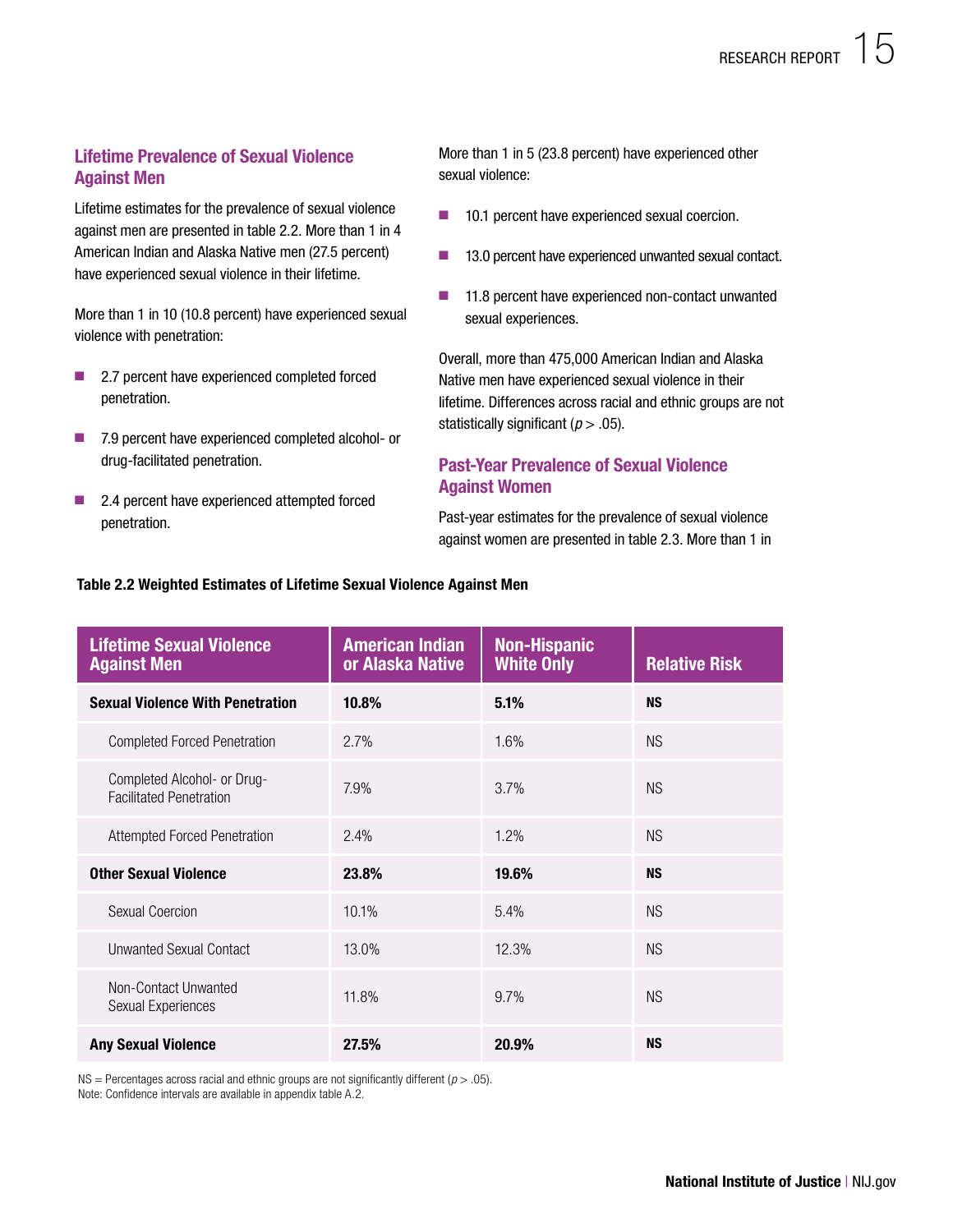## Lifetime Prevalence of Sexual Violence Against Men

Lifetime estimates for the prevalence of sexual violence against men are presented in table 2.2. More than 1 in 4 American Indian and Alaska Native men (27.5 percent) have experienced sexual violence in their lifetime.

More than 1 in 10 (10.8 percent) have experienced sexual violence with penetration:

- 2.7 percent have experienced completed forced penetration.
- 7.9 percent have experienced completed alcohol- or drug-facilitated penetration.
- 2.4 percent have experienced attempted forced penetration.

More than 1 in 5 (23.8 percent) have experienced other sexual violence:

- 10.1 percent have experienced sexual coercion.
- 13.0 percent have experienced unwanted sexual contact.
- 11.8 percent have experienced non-contact unwanted sexual experiences.

Overall, more than 475,000 American Indian and Alaska Native men have experienced sexual violence in their lifetime. Differences across racial and ethnic groups are not statistically significant ($p > .05$).

## Past-Year Prevalence of Sexual Violence Against Women

Past-year estimates for the prevalence of sexual violence against women are presented in table 2.3. More than 1 in

**Table 2.2 Weighted Estimates of Lifetime Sexual Violence Against Men**

| Lifetime Sexual Violence Against Men | American Indian or Alaska Native | Non-Hispanic White Only | Relative Risk |
|---|---|---|---|
| **Sexual Violence With Penetration** | **10.8%** | **5.1%** | **NS** |
| Completed Forced Penetration | 2.7% | 1.6% | NS |
| Completed Alcohol- or Drug-Facilitated Penetration | 7.9% | 3.7% | NS |
| Attempted Forced Penetration | 2.4% | 1.2% | NS |
| **Other Sexual Violence** | **23.8%** | **19.6%** | **NS** |
| Sexual Coercion | 10.1% | 5.4% | NS |
| Unwanted Sexual Contact | 13.0% | 12.3% | NS |
| Non-Contact Unwanted Sexual Experiences | 11.8% | 9.7% | NS |
| **Any Sexual Violence** | **27.5%** | **20.9%** | **NS** |

NS = Percentages across racial and ethnic groups are not significantly different ($p > .05$).
Note: Confidence intervals are available in appendix table A.2.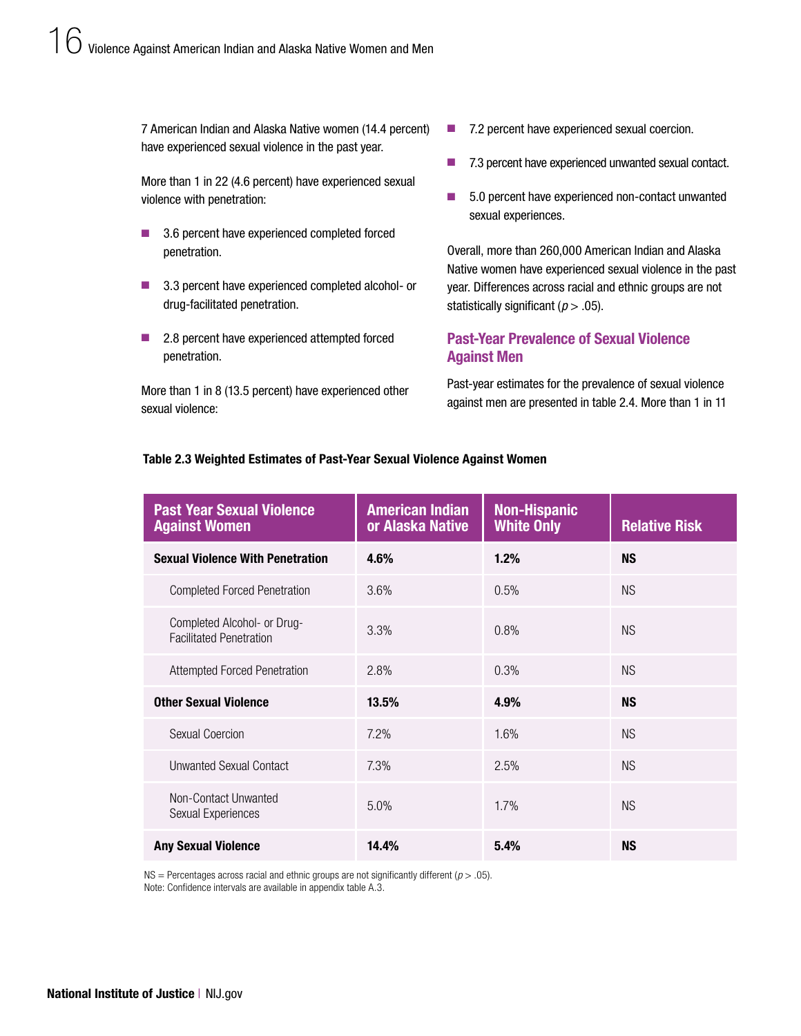7 American Indian and Alaska Native women (14.4 percent) have experienced sexual violence in the past year.

More than 1 in 22 (4.6 percent) have experienced sexual violence with penetration:

- 3.6 percent have experienced completed forced penetration.
- 3.3 percent have experienced completed alcohol- or drug-facilitated penetration.
- 2.8 percent have experienced attempted forced penetration.

More than 1 in 8 (13.5 percent) have experienced other sexual violence:

- 7.2 percent have experienced sexual coercion.
- 7.3 percent have experienced unwanted sexual contact.
- 5.0 percent have experienced non-contact unwanted sexual experiences.

Overall, more than 260,000 American Indian and Alaska Native women have experienced sexual violence in the past year. Differences across racial and ethnic groups are not statistically significant ($p > .05$).

## Past-Year Prevalence of Sexual Violence Against Men

Past-year estimates for the prevalence of sexual violence against men are presented in table 2.4. More than 1 in 11

**Table 2.3 Weighted Estimates of Past-Year Sexual Violence Against Women**

| Past Year Sexual Violence Against Women | American Indian or Alaska Native | Non-Hispanic White Only | Relative Risk |
|---|---|---|---|
| **Sexual Violence With Penetration** | **4.6%** | **1.2%** | **NS** |
| Completed Forced Penetration | 3.6% | 0.5% | NS |
| Completed Alcohol- or Drug-Facilitated Penetration | 3.3% | 0.8% | NS |
| Attempted Forced Penetration | 2.8% | 0.3% | NS |
| **Other Sexual Violence** | **13.5%** | **4.9%** | **NS** |
| Sexual Coercion | 7.2% | 1.6% | NS |
| Unwanted Sexual Contact | 7.3% | 2.5% | NS |
| Non-Contact Unwanted Sexual Experiences | 5.0% | 1.7% | NS |
| **Any Sexual Violence** | **14.4%** | **5.4%** | **NS** |

NS = Percentages across racial and ethnic groups are not significantly different ($p > .05$).
Note: Confidence intervals are available in appendix table A.3.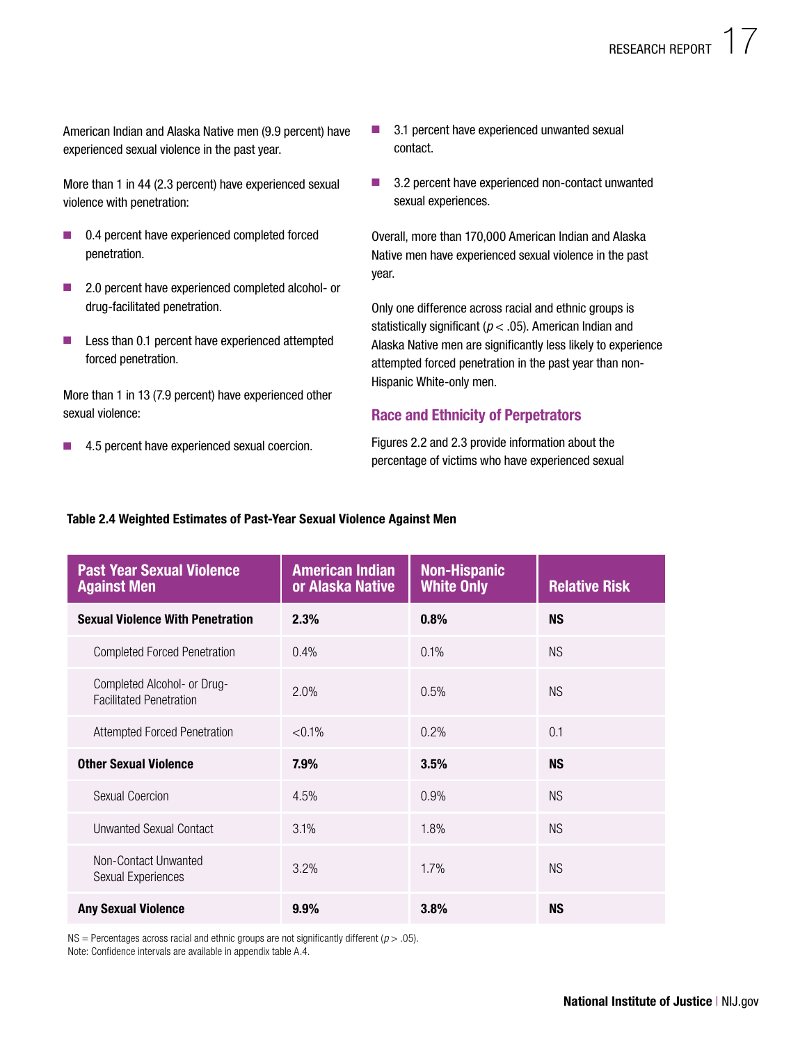American Indian and Alaska Native men (9.9 percent) have experienced sexual violence in the past year.

More than 1 in 44 (2.3 percent) have experienced sexual violence with penetration:

- 0.4 percent have experienced completed forced penetration.
- 2.0 percent have experienced completed alcohol- or drug-facilitated penetration.
- Less than 0.1 percent have experienced attempted forced penetration.

More than 1 in 13 (7.9 percent) have experienced other sexual violence:

- 4.5 percent have experienced sexual coercion.
- 3.1 percent have experienced unwanted sexual contact.
- 3.2 percent have experienced non-contact unwanted sexual experiences.

Overall, more than 170,000 American Indian and Alaska Native men have experienced sexual violence in the past year.

Only one difference across racial and ethnic groups is statistically significant ($p < .05$). American Indian and Alaska Native men are significantly less likely to experience attempted forced penetration in the past year than non-Hispanic White-only men.

### Race and Ethnicity of Perpetrators

Figures 2.2 and 2.3 provide information about the percentage of victims who have experienced sexual

**Table 2.4 Weighted Estimates of Past-Year Sexual Violence Against Men**

| Past Year Sexual Violence Against Men | American Indian or Alaska Native | Non-Hispanic White Only | Relative Risk |
|---|---|---|---|
| **Sexual Violence With Penetration** | **2.3%** | **0.8%** | **NS** |
| Completed Forced Penetration | 0.4% | 0.1% | NS |
| Completed Alcohol- or Drug-Facilitated Penetration | 2.0% | 0.5% | NS |
| Attempted Forced Penetration | <0.1% | 0.2% | 0.1 |
| **Other Sexual Violence** | **7.9%** | **3.5%** | **NS** |
| Sexual Coercion | 4.5% | 0.9% | NS |
| Unwanted Sexual Contact | 3.1% | 1.8% | NS |
| Non-Contact Unwanted Sexual Experiences | 3.2% | 1.7% | NS |
| **Any Sexual Violence** | **9.9%** | **3.8%** | **NS** |

NS = Percentages across racial and ethnic groups are not significantly different ($p > .05$).
Note: Confidence intervals are available in appendix table A.4.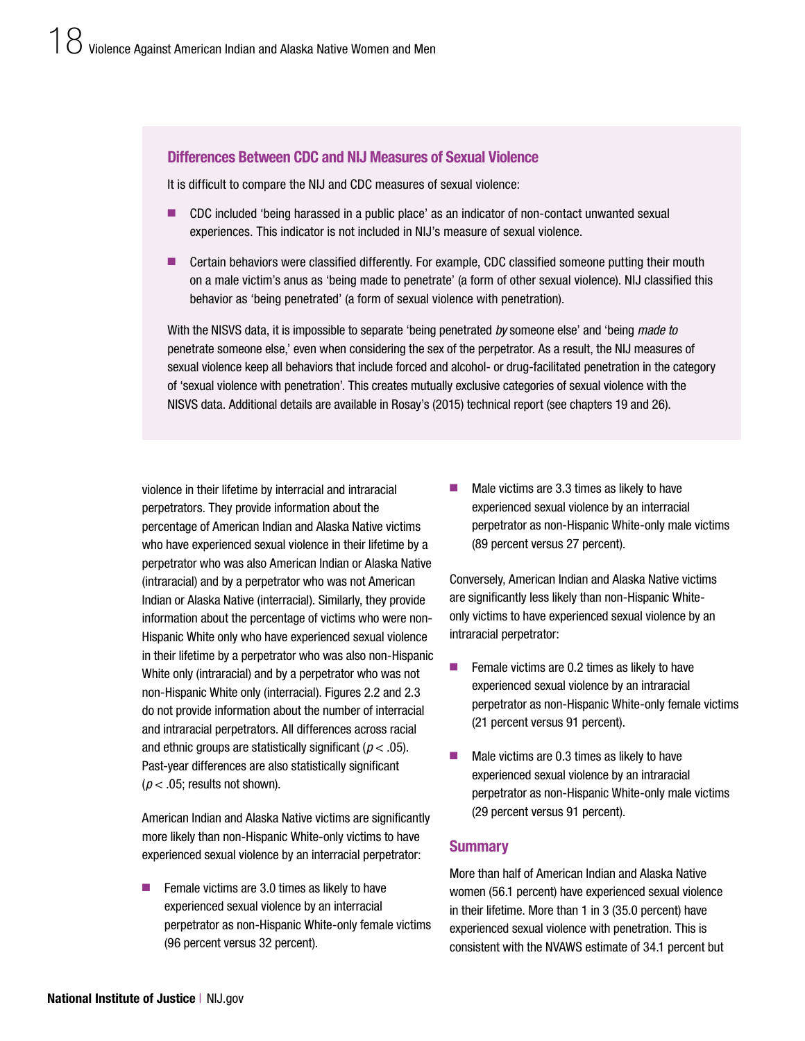### Differences Between CDC and NIJ Measures of Sexual Violence

It is difficult to compare the NIJ and CDC measures of sexual violence:

- CDC included 'being harassed in a public place' as an indicator of non-contact unwanted sexual experiences. This indicator is not included in NIJ's measure of sexual violence.
- Certain behaviors were classified differently. For example, CDC classified someone putting their mouth on a male victim's anus as 'being made to penetrate' (a form of other sexual violence). NIJ classified this behavior as 'being penetrated' (a form of sexual violence with penetration).

With the NISVS data, it is impossible to separate 'being penetrated *by* someone else' and 'being *made to* penetrate someone else,' even when considering the sex of the perpetrator. As a result, the NIJ measures of sexual violence keep all behaviors that include forced and alcohol- or drug-facilitated penetration in the category of 'sexual violence with penetration'. This creates mutually exclusive categories of sexual violence with the NISVS data. Additional details are available in Rosay's (2015) technical report (see chapters 19 and 26).

violence in their lifetime by interracial and intraracial perpetrators. They provide information about the percentage of American Indian and Alaska Native victims who have experienced sexual violence in their lifetime by a perpetrator who was also American Indian or Alaska Native (intraracial) and by a perpetrator who was not American Indian or Alaska Native (interracial). Similarly, they provide information about the percentage of victims who were non-Hispanic White only who have experienced sexual violence in their lifetime by a perpetrator who was also non-Hispanic White only (intraracial) and by a perpetrator who was not non-Hispanic White only (interracial). Figures 2.2 and 2.3 do not provide information about the number of interracial and intraracial perpetrators. All differences across racial and ethnic groups are statistically significant ($p < .05$). Past-year differences are also statistically significant ($p < .05$; results not shown).

American Indian and Alaska Native victims are significantly more likely than non-Hispanic White-only victims to have experienced sexual violence by an interracial perpetrator:

- Female victims are 3.0 times as likely to have experienced sexual violence by an interracial perpetrator as non-Hispanic White-only female victims (96 percent versus 32 percent).
- Male victims are 3.3 times as likely to have experienced sexual violence by an interracial perpetrator as non-Hispanic White-only male victims (89 percent versus 27 percent).

Conversely, American Indian and Alaska Native victims are significantly less likely than non-Hispanic White-only victims to have experienced sexual violence by an intraracial perpetrator:

- Female victims are 0.2 times as likely to have experienced sexual violence by an intraracial perpetrator as non-Hispanic White-only female victims (21 percent versus 91 percent).
- Male victims are 0.3 times as likely to have experienced sexual violence by an intraracial perpetrator as non-Hispanic White-only male victims (29 percent versus 91 percent).

## Summary

More than half of American Indian and Alaska Native women (56.1 percent) have experienced sexual violence in their lifetime. More than 1 in 3 (35.0 percent) have experienced sexual violence with penetration. This is consistent with the NVAWS estimate of 34.1 percent but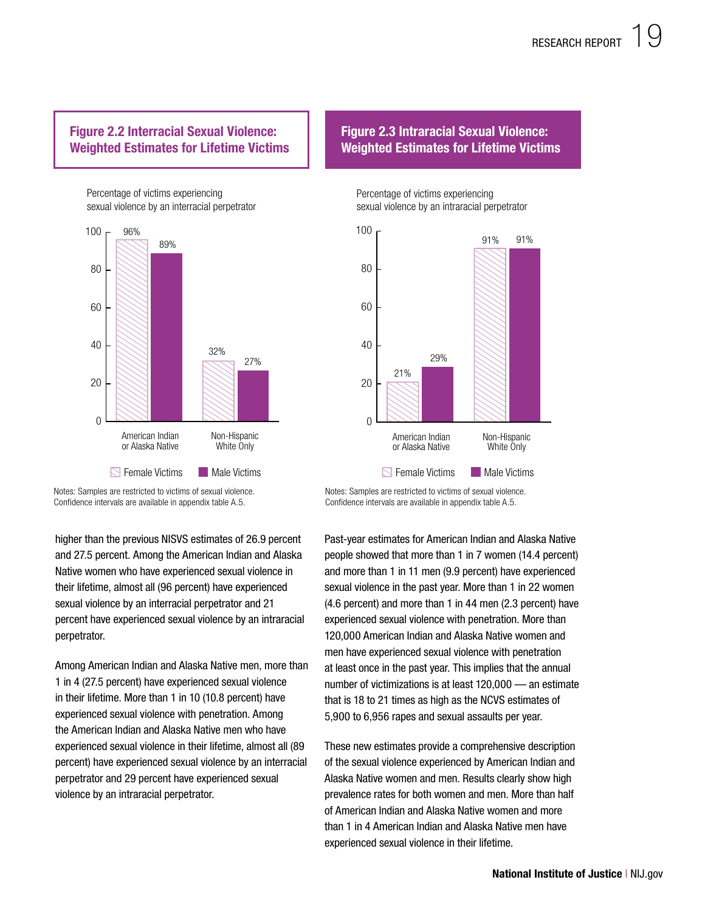### Figure 2.2 Interracial Sexual Violence: Weighted Estimates for Lifetime Victims

Percentage of victims experiencing sexual violence by an interracial perpetrator

| | Female Victims | Male Victims |
|---|---|---|
| American Indian or Alaska Native | 96% | 89% |
| Non-Hispanic White Only | 32% | 27% |

Notes: Samples are restricted to victims of sexual violence. Confidence intervals are available in appendix table A.5.

### Figure 2.3 Intraracial Sexual Violence: Weighted Estimates for Lifetime Victims

Percentage of victims experiencing sexual violence by an intraracial perpetrator

| | Female Victims | Male Victims |
|---|---|---|
| American Indian or Alaska Native | 21% | 29% |
| Non-Hispanic White Only | 91% | 91% |

Notes: Samples are restricted to victims of sexual violence. Confidence intervals are available in appendix table A.5.

higher than the previous NISVS estimates of 26.9 percent and 27.5 percent. Among the American Indian and Alaska Native women who have experienced sexual violence in their lifetime, almost all (96 percent) have experienced sexual violence by an interracial perpetrator and 21 percent have experienced sexual violence by an intraracial perpetrator.

Among American Indian and Alaska Native men, more than 1 in 4 (27.5 percent) have experienced sexual violence in their lifetime. More than 1 in 10 (10.8 percent) have experienced sexual violence with penetration. Among the American Indian and Alaska Native men who have experienced sexual violence in their lifetime, almost all (89 percent) have experienced sexual violence by an interracial perpetrator and 29 percent have experienced sexual violence by an intraracial perpetrator.

Past-year estimates for American Indian and Alaska Native people showed that more than 1 in 7 women (14.4 percent) and more than 1 in 11 men (9.9 percent) have experienced sexual violence in the past year. More than 1 in 22 women (4.6 percent) and more than 1 in 44 men (2.3 percent) have experienced sexual violence with penetration. More than 120,000 American Indian and Alaska Native women and men have experienced sexual violence with penetration at least once in the past year. This implies that the annual number of victimizations is at least 120,000 — an estimate that is 18 to 21 times as high as the NCVS estimates of 5,900 to 6,956 rapes and sexual assaults per year.

These new estimates provide a comprehensive description of the sexual violence experienced by American Indian and Alaska Native women and men. Results clearly show high prevalence rates for both women and men. More than half of American Indian and Alaska Native women and more than 1 in 4 American Indian and Alaska Native men have experienced sexual violence in their lifetime.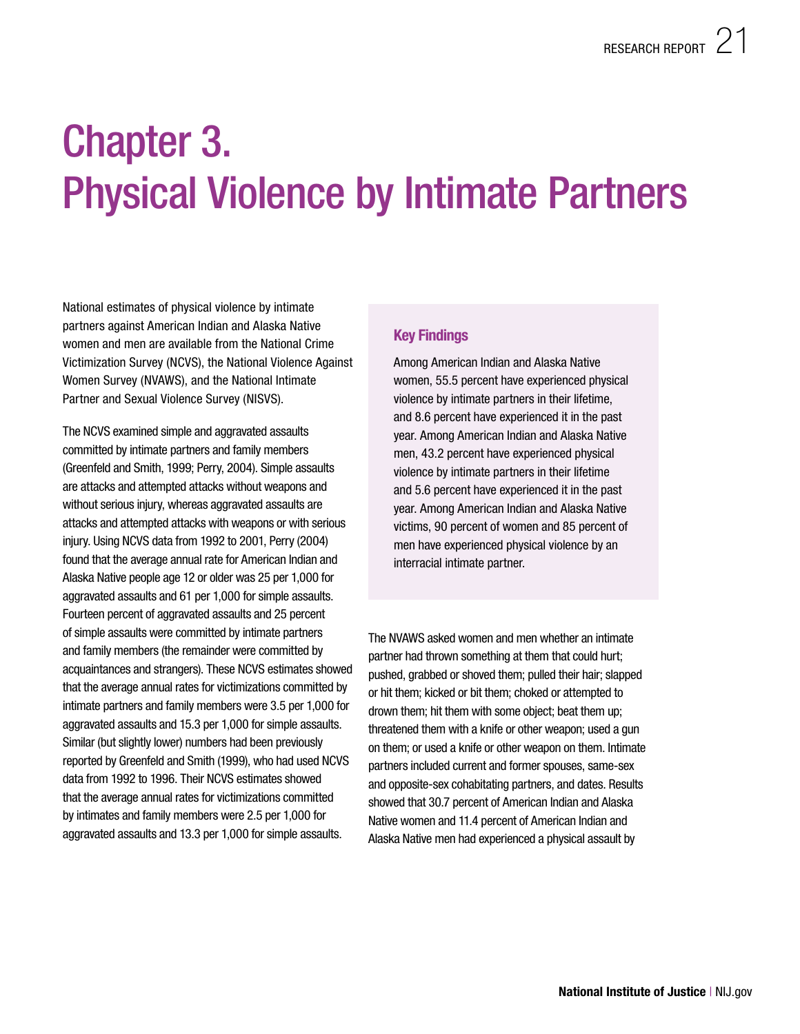# Chapter 3. Physical Violence by Intimate Partners

National estimates of physical violence by intimate partners against American Indian and Alaska Native women and men are available from the National Crime Victimization Survey (NCVS), the National Violence Against Women Survey (NVAWS), and the National Intimate Partner and Sexual Violence Survey (NISVS).

The NCVS examined simple and aggravated assaults committed by intimate partners and family members (Greenfeld and Smith, 1999; Perry, 2004). Simple assaults are attacks and attempted attacks without weapons and without serious injury, whereas aggravated assaults are attacks and attempted attacks with weapons or with serious injury. Using NCVS data from 1992 to 2001, Perry (2004) found that the average annual rate for American Indian and Alaska Native people age 12 or older was 25 per 1,000 for aggravated assaults and 61 per 1,000 for simple assaults. Fourteen percent of aggravated assaults and 25 percent of simple assaults were committed by intimate partners and family members (the remainder were committed by acquaintances and strangers). These NCVS estimates showed that the average annual rates for victimizations committed by intimate partners and family members were 3.5 per 1,000 for aggravated assaults and 15.3 per 1,000 for simple assaults. Similar (but slightly lower) numbers had been previously reported by Greenfeld and Smith (1999), who had used NCVS data from 1992 to 1996. Their NCVS estimates showed that the average annual rates for victimizations committed by intimates and family members were 2.5 per 1,000 for aggravated assaults and 13.3 per 1,000 for simple assaults.

### Key Findings

Among American Indian and Alaska Native women, 55.5 percent have experienced physical violence by intimate partners in their lifetime, and 8.6 percent have experienced it in the past year. Among American Indian and Alaska Native men, 43.2 percent have experienced physical violence by intimate partners in their lifetime and 5.6 percent have experienced it in the past year. Among American Indian and Alaska Native victims, 90 percent of women and 85 percent of men have experienced physical violence by an interracial intimate partner.

The NVAWS asked women and men whether an intimate partner had thrown something at them that could hurt; pushed, grabbed or shoved them; pulled their hair; slapped or hit them; kicked or bit them; choked or attempted to drown them; hit them with some object; beat them up; threatened them with a knife or other weapon; used a gun on them; or used a knife or other weapon on them. Intimate partners included current and former spouses, same-sex and opposite-sex cohabitating partners, and dates. Results showed that 30.7 percent of American Indian and Alaska Native women and 11.4 percent of American Indian and Alaska Native men had experienced a physical assault by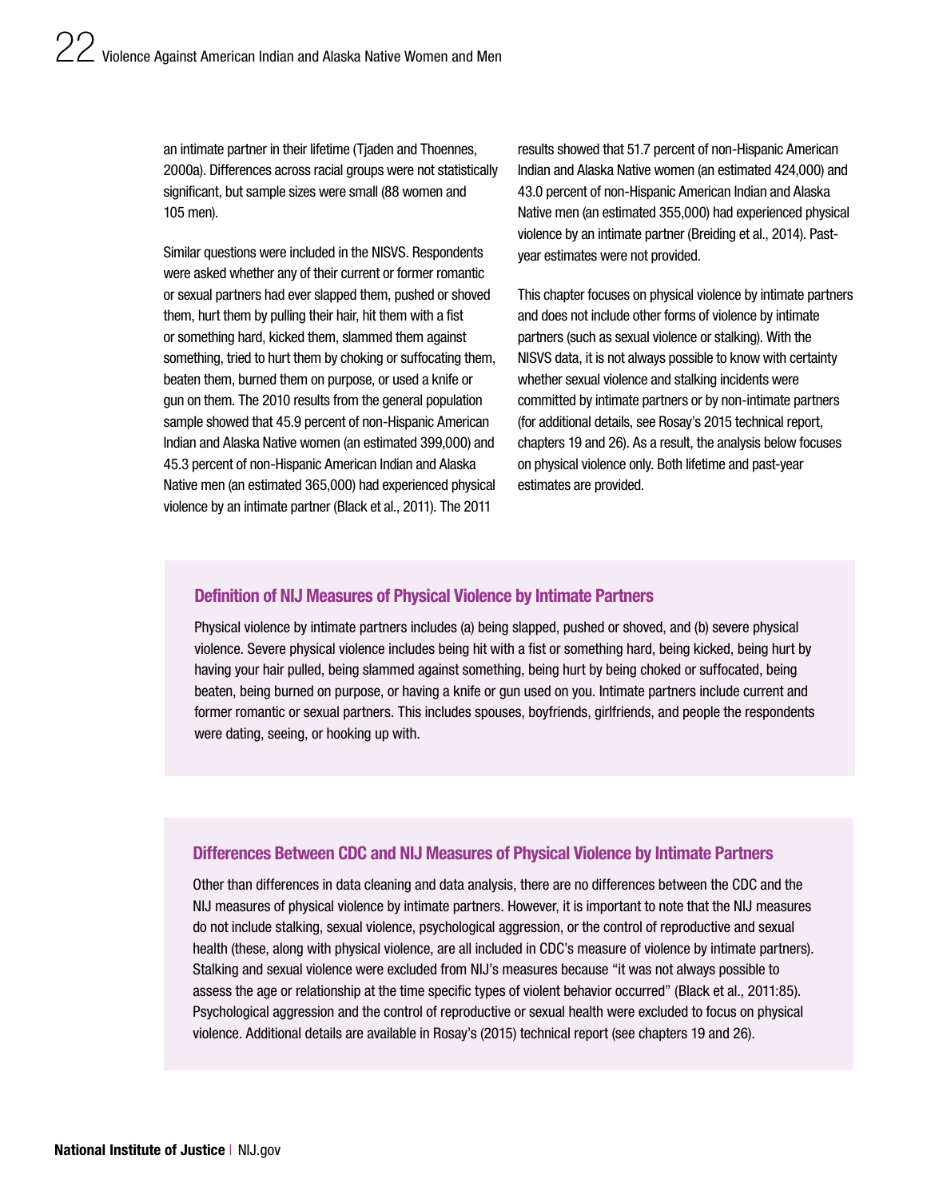an intimate partner in their lifetime (Tjaden and Thoennes, 2000a). Differences across racial groups were not statistically significant, but sample sizes were small (88 women and 105 men).

Similar questions were included in the NISVS. Respondents were asked whether any of their current or former romantic or sexual partners had ever slapped them, pushed or shoved them, hurt them by pulling their hair, hit them with a fist or something hard, kicked them, slammed them against something, tried to hurt them by choking or suffocating them, beaten them, burned them on purpose, or used a knife or gun on them. The 2010 results from the general population sample showed that 45.9 percent of non-Hispanic American Indian and Alaska Native women (an estimated 399,000) and 45.3 percent of non-Hispanic American Indian and Alaska Native men (an estimated 365,000) had experienced physical violence by an intimate partner (Black et al., 2011). The 2011 results showed that 51.7 percent of non-Hispanic American Indian and Alaska Native women (an estimated 424,000) and 43.0 percent of non-Hispanic American Indian and Alaska Native men (an estimated 355,000) had experienced physical violence by an intimate partner (Breiding et al., 2014). Past-year estimates were not provided.

This chapter focuses on physical violence by intimate partners and does not include other forms of violence by intimate partners (such as sexual violence or stalking). With the NISVS data, it is not always possible to know with certainty whether sexual violence and stalking incidents were committed by intimate partners or by non-intimate partners (for additional details, see Rosay's 2015 technical report, chapters 19 and 26). As a result, the analysis below focuses on physical violence only. Both lifetime and past-year estimates are provided.

### Definition of NIJ Measures of Physical Violence by Intimate Partners

Physical violence by intimate partners includes (a) being slapped, pushed or shoved, and (b) severe physical violence. Severe physical violence includes being hit with a fist or something hard, being kicked, being hurt by having your hair pulled, being slammed against something, being hurt by being choked or suffocated, being beaten, being burned on purpose, or having a knife or gun used on you. Intimate partners include current and former romantic or sexual partners. This includes spouses, boyfriends, girlfriends, and people the respondents were dating, seeing, or hooking up with.

### Differences Between CDC and NIJ Measures of Physical Violence by Intimate Partners

Other than differences in data cleaning and data analysis, there are no differences between the CDC and the NIJ measures of physical violence by intimate partners. However, it is important to note that the NIJ measures do not include stalking, sexual violence, psychological aggression, or the control of reproductive and sexual health (these, along with physical violence, are all included in CDC's measure of violence by intimate partners). Stalking and sexual violence were excluded from NIJ's measures because "it was not always possible to assess the age or relationship at the time specific types of violent behavior occurred" (Black et al., 2011:85). Psychological aggression and the control of reproductive or sexual health were excluded to focus on physical violence. Additional details are available in Rosay's (2015) technical report (see chapters 19 and 26).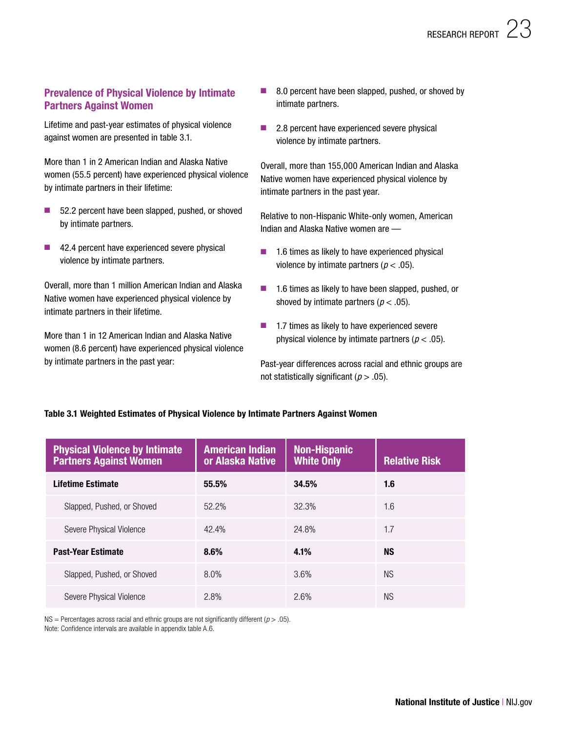## Prevalence of Physical Violence by Intimate Partners Against Women

Lifetime and past-year estimates of physical violence against women are presented in table 3.1.

More than 1 in 2 American Indian and Alaska Native women (55.5 percent) have experienced physical violence by intimate partners in their lifetime:

- 52.2 percent have been slapped, pushed, or shoved by intimate partners.
- 42.4 percent have experienced severe physical violence by intimate partners.

Overall, more than 1 million American Indian and Alaska Native women have experienced physical violence by intimate partners in their lifetime.

More than 1 in 12 American Indian and Alaska Native women (8.6 percent) have experienced physical violence by intimate partners in the past year:

- 8.0 percent have been slapped, pushed, or shoved by intimate partners.
- 2.8 percent have experienced severe physical violence by intimate partners.

Overall, more than 155,000 American Indian and Alaska Native women have experienced physical violence by intimate partners in the past year.

Relative to non-Hispanic White-only women, American Indian and Alaska Native women are —

- 1.6 times as likely to have experienced physical violence by intimate partners ($p < .05$).
- 1.6 times as likely to have been slapped, pushed, or shoved by intimate partners ($p < .05$).
- 1.7 times as likely to have experienced severe physical violence by intimate partners ($p < .05$).

Past-year differences across racial and ethnic groups are not statistically significant ($p > .05$).

**Table 3.1 Weighted Estimates of Physical Violence by Intimate Partners Against Women**

| Physical Violence by Intimate Partners Against Women | American Indian or Alaska Native | Non-Hispanic White Only | Relative Risk |
|---|---|---|---|
| **Lifetime Estimate** | **55.5%** | **34.5%** | **1.6** |
| Slapped, Pushed, or Shoved | 52.2% | 32.3% | 1.6 |
| Severe Physical Violence | 42.4% | 24.8% | 1.7 |
| **Past-Year Estimate** | **8.6%** | **4.1%** | **NS** |
| Slapped, Pushed, or Shoved | 8.0% | 3.6% | NS |
| Severe Physical Violence | 2.8% | 2.6% | NS |

NS = Percentages across racial and ethnic groups are not significantly different ($p > .05$).
Note: Confidence intervals are available in appendix table A.6.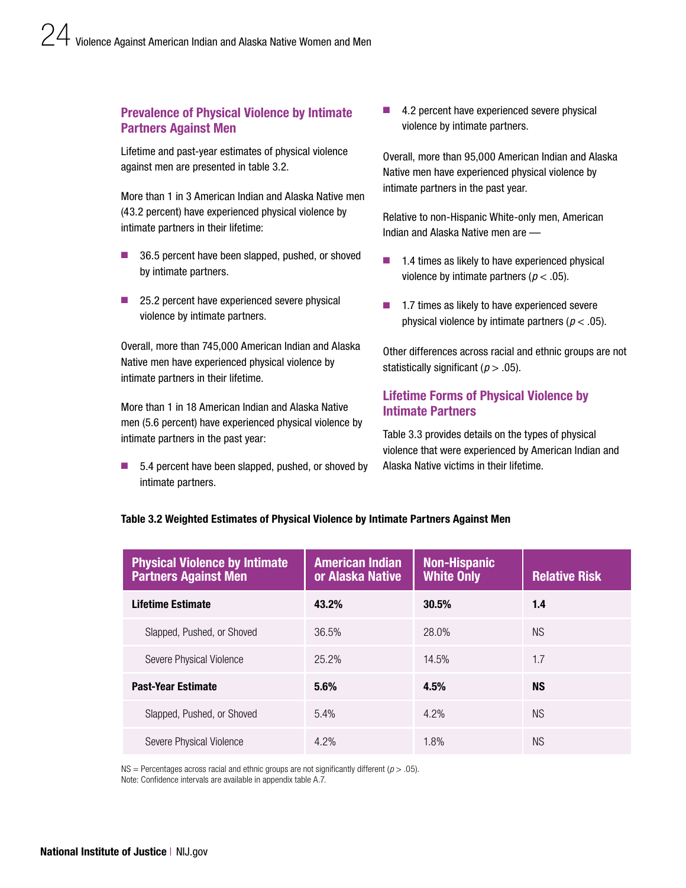## Prevalence of Physical Violence by Intimate Partners Against Men

Lifetime and past-year estimates of physical violence against men are presented in table 3.2.

More than 1 in 3 American Indian and Alaska Native men (43.2 percent) have experienced physical violence by intimate partners in their lifetime:

- 36.5 percent have been slapped, pushed, or shoved by intimate partners.
- 25.2 percent have experienced severe physical violence by intimate partners.

Overall, more than 745,000 American Indian and Alaska Native men have experienced physical violence by intimate partners in their lifetime.

More than 1 in 18 American Indian and Alaska Native men (5.6 percent) have experienced physical violence by intimate partners in the past year:

- 5.4 percent have been slapped, pushed, or shoved by intimate partners.
- 4.2 percent have experienced severe physical violence by intimate partners.

Overall, more than 95,000 American Indian and Alaska Native men have experienced physical violence by intimate partners in the past year.

Relative to non-Hispanic White-only men, American Indian and Alaska Native men are —

- 1.4 times as likely to have experienced physical violence by intimate partners ($p < .05$).
- 1.7 times as likely to have experienced severe physical violence by intimate partners ($p < .05$).

Other differences across racial and ethnic groups are not statistically significant ($p > .05$).

## Lifetime Forms of Physical Violence by Intimate Partners

Table 3.3 provides details on the types of physical violence that were experienced by American Indian and Alaska Native victims in their lifetime.

**Table 3.2 Weighted Estimates of Physical Violence by Intimate Partners Against Men**

| Physical Violence by Intimate Partners Against Men | American Indian or Alaska Native | Non-Hispanic White Only | Relative Risk |
|---|---|---|---|
| **Lifetime Estimate** | **43.2%** | **30.5%** | **1.4** |
| Slapped, Pushed, or Shoved | 36.5% | 28.0% | NS |
| Severe Physical Violence | 25.2% | 14.5% | 1.7 |
| **Past-Year Estimate** | **5.6%** | **4.5%** | **NS** |
| Slapped, Pushed, or Shoved | 5.4% | 4.2% | NS |
| Severe Physical Violence | 4.2% | 1.8% | NS |

NS = Percentages across racial and ethnic groups are not significantly different ($p > .05$).
Note: Confidence intervals are available in appendix table A.7.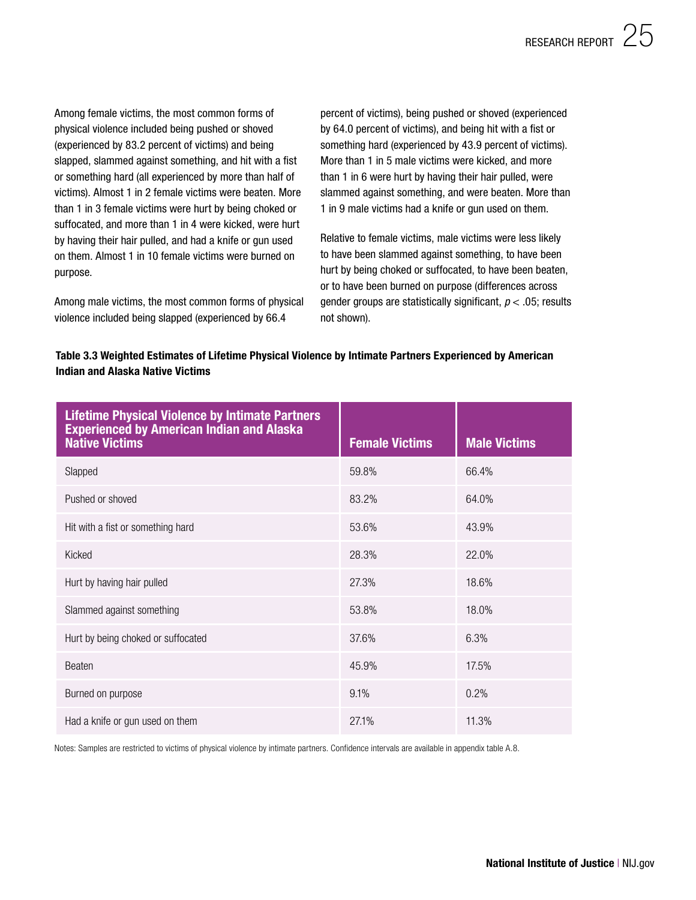Among female victims, the most common forms of physical violence included being pushed or shoved (experienced by 83.2 percent of victims) and being slapped, slammed against something, and hit with a fist or something hard (all experienced by more than half of victims). Almost 1 in 2 female victims were beaten. More than 1 in 3 female victims were hurt by being choked or suffocated, and more than 1 in 4 were kicked, were hurt by having their hair pulled, and had a knife or gun used on them. Almost 1 in 10 female victims were burned on purpose.

Among male victims, the most common forms of physical violence included being slapped (experienced by 66.4 percent of victims), being pushed or shoved (experienced by 64.0 percent of victims), and being hit with a fist or something hard (experienced by 43.9 percent of victims). More than 1 in 5 male victims were kicked, and more than 1 in 6 were hurt by having their hair pulled, were slammed against something, and were beaten. More than 1 in 9 male victims had a knife or gun used on them.

Relative to female victims, male victims were less likely to have been slammed against something, to have been hurt by being choked or suffocated, to have been beaten, or to have been burned on purpose (differences across gender groups are statistically significant, $p < .05$; results not shown).

**Table 3.3 Weighted Estimates of Lifetime Physical Violence by Intimate Partners Experienced by American Indian and Alaska Native Victims**

| Lifetime Physical Violence by Intimate Partners Experienced by American Indian and Alaska Native Victims | Female Victims | Male Victims |
|---|---|---|
| Slapped | 59.8% | 66.4% |
| Pushed or shoved | 83.2% | 64.0% |
| Hit with a fist or something hard | 53.6% | 43.9% |
| Kicked | 28.3% | 22.0% |
| Hurt by having hair pulled | 27.3% | 18.6% |
| Slammed against something | 53.8% | 18.0% |
| Hurt by being choked or suffocated | 37.6% | 6.3% |
| Beaten | 45.9% | 17.5% |
| Burned on purpose | 9.1% | 0.2% |
| Had a knife or gun used on them | 27.1% | 11.3% |

Notes: Samples are restricted to victims of physical violence by intimate partners. Confidence intervals are available in appendix table A.8.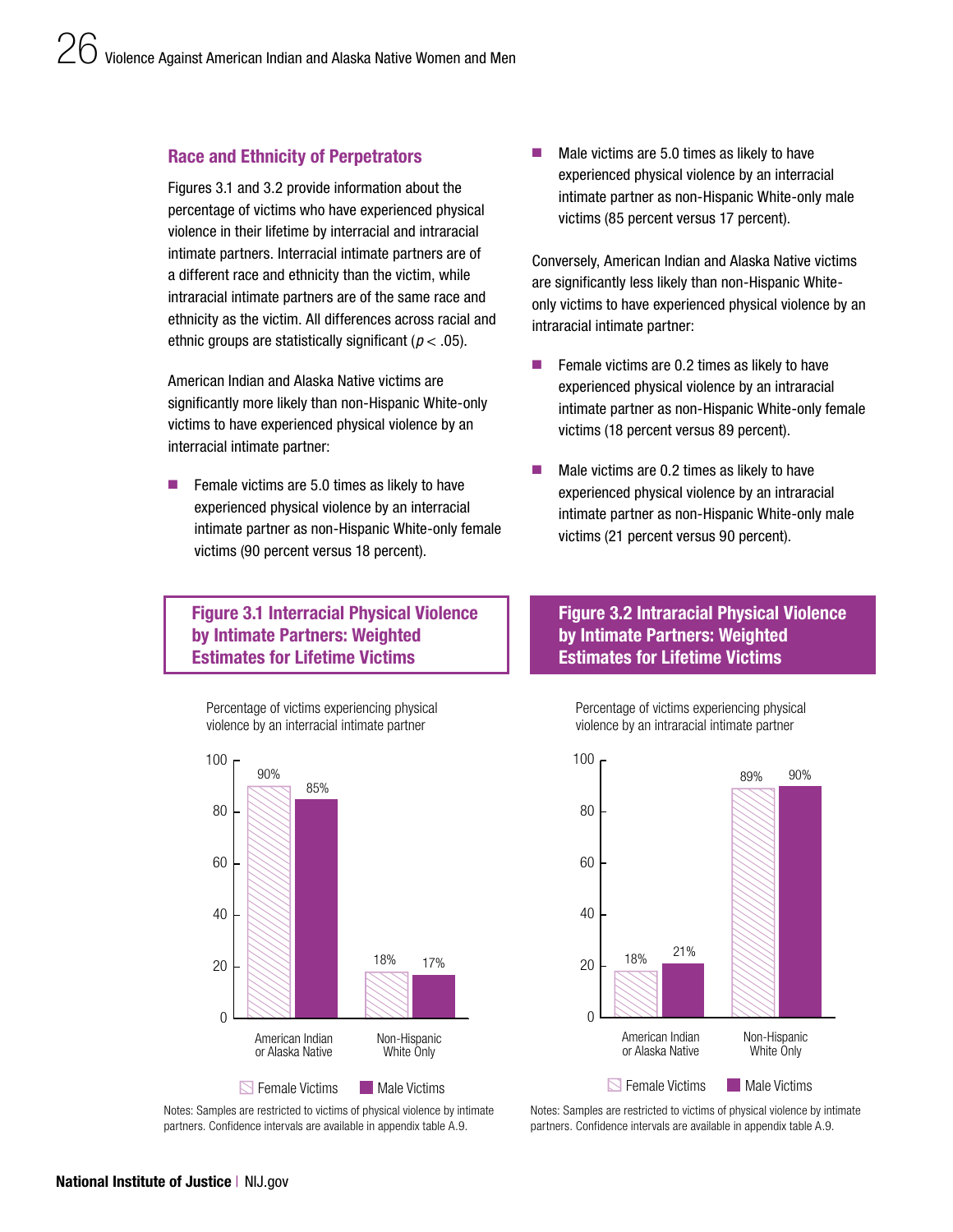### Race and Ethnicity of Perpetrators

Figures 3.1 and 3.2 provide information about the percentage of victims who have experienced physical violence in their lifetime by interracial and intraracial intimate partners. Interracial intimate partners are of a different race and ethnicity than the victim, while intraracial intimate partners are of the same race and ethnicity as the victim. All differences across racial and ethnic groups are statistically significant ($p < .05$).

American Indian and Alaska Native victims are significantly more likely than non-Hispanic White-only victims to have experienced physical violence by an interracial intimate partner:

- Female victims are 5.0 times as likely to have experienced physical violence by an interracial intimate partner as non-Hispanic White-only female victims (90 percent versus 18 percent).
- Male victims are 5.0 times as likely to have experienced physical violence by an interracial intimate partner as non-Hispanic White-only male victims (85 percent versus 17 percent).

Conversely, American Indian and Alaska Native victims are significantly less likely than non-Hispanic White-only victims to have experienced physical violence by an intraracial intimate partner:

- Female victims are 0.2 times as likely to have experienced physical violence by an intraracial intimate partner as non-Hispanic White-only female victims (18 percent versus 89 percent).
- Male victims are 0.2 times as likely to have experienced physical violence by an intraracial intimate partner as non-Hispanic White-only male victims (21 percent versus 90 percent).

#### Figure 3.1 Interracial Physical Violence by Intimate Partners: Weighted Estimates for Lifetime Victims

Percentage of victims experiencing physical violence by an interracial intimate partner

| | Female Victims | Male Victims |
|---|---|---|
| American Indian or Alaska Native | 90% | 85% |
| Non-Hispanic White Only | 18% | 17% |

Notes: Samples are restricted to victims of physical violence by intimate partners. Confidence intervals are available in appendix table A.9.

#### Figure 3.2 Intraracial Physical Violence by Intimate Partners: Weighted Estimates for Lifetime Victims

Percentage of victims experiencing physical violence by an intraracial intimate partner

| | Female Victims | Male Victims |
|---|---|---|
| American Indian or Alaska Native | 18% | 21% |
| Non-Hispanic White Only | 89% | 90% |

Notes: Samples are restricted to victims of physical violence by intimate partners. Confidence intervals are available in appendix table A.9.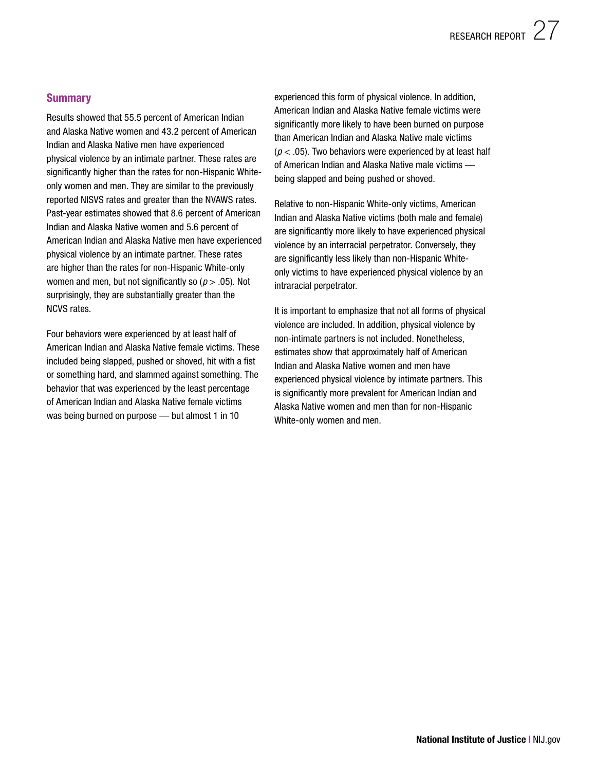## Summary

Results showed that 55.5 percent of American Indian and Alaska Native women and 43.2 percent of American Indian and Alaska Native men have experienced physical violence by an intimate partner. These rates are significantly higher than the rates for non-Hispanic White-only women and men. They are similar to the previously reported NISVS rates and greater than the NVAWS rates. Past-year estimates showed that 8.6 percent of American Indian and Alaska Native women and 5.6 percent of American Indian and Alaska Native men have experienced physical violence by an intimate partner. These rates are higher than the rates for non-Hispanic White-only women and men, but not significantly so ($p > .05$). Not surprisingly, they are substantially greater than the NCVS rates.

Four behaviors were experienced by at least half of American Indian and Alaska Native female victims. These included being slapped, pushed or shoved, hit with a fist or something hard, and slammed against something. The behavior that was experienced by the least percentage of American Indian and Alaska Native female victims was being burned on purpose — but almost 1 in 10 experienced this form of physical violence. In addition, American Indian and Alaska Native female victims were significantly more likely to have been burned on purpose than American Indian and Alaska Native male victims ($p < .05$). Two behaviors were experienced by at least half of American Indian and Alaska Native male victims — being slapped and being pushed or shoved.

Relative to non-Hispanic White-only victims, American Indian and Alaska Native victims (both male and female) are significantly more likely to have experienced physical violence by an interracial perpetrator. Conversely, they are significantly less likely than non-Hispanic White-only victims to have experienced physical violence by an intraracial perpetrator.

It is important to emphasize that not all forms of physical violence are included. In addition, physical violence by non-intimate partners is not included. Nonetheless, estimates show that approximately half of American Indian and Alaska Native women and men have experienced physical violence by intimate partners. This is significantly more prevalent for American Indian and Alaska Native women and men than for non-Hispanic White-only women and men.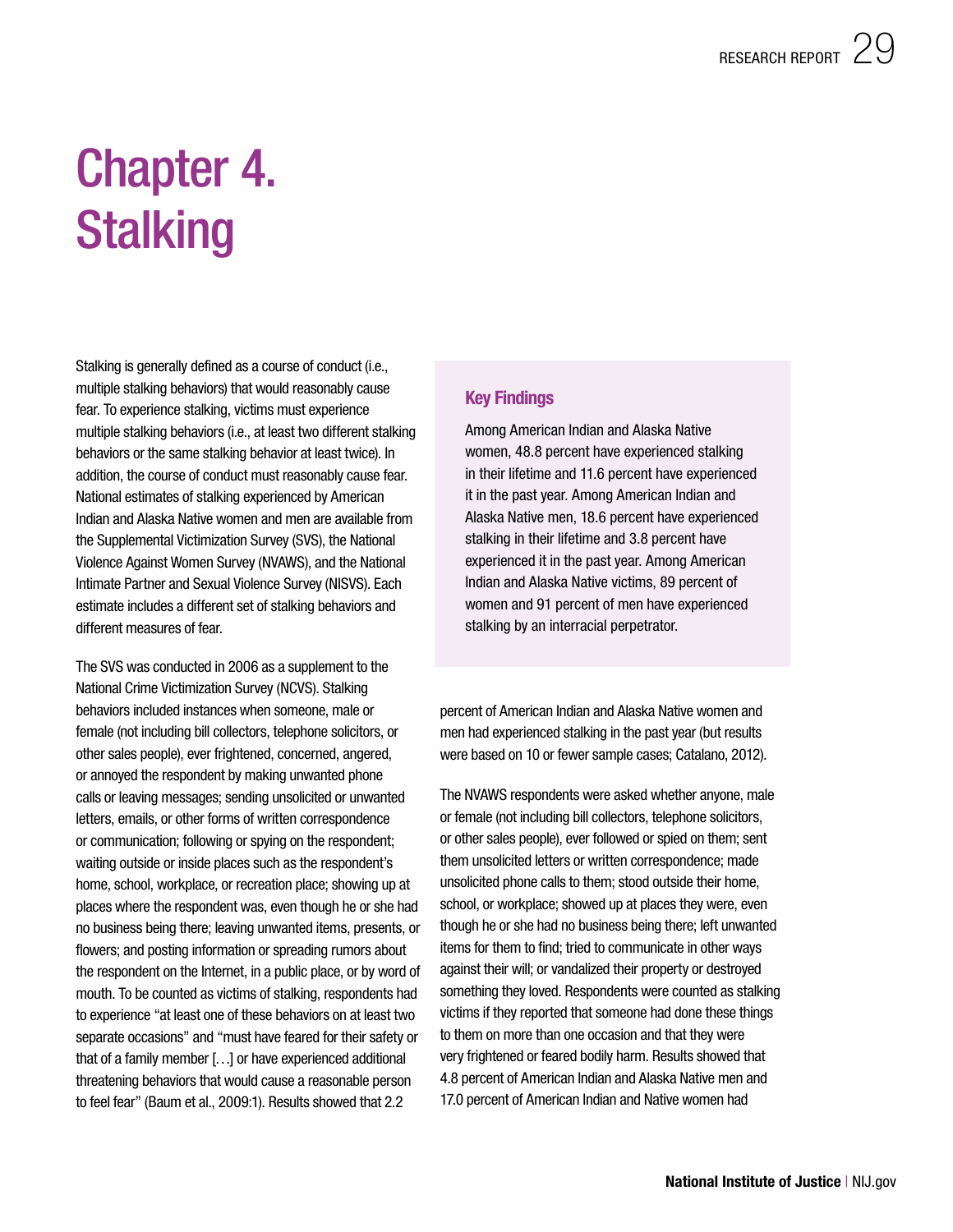# Chapter 4. Stalking

Stalking is generally defined as a course of conduct (i.e., multiple stalking behaviors) that would reasonably cause fear. To experience stalking, victims must experience multiple stalking behaviors (i.e., at least two different stalking behaviors or the same stalking behavior at least twice). In addition, the course of conduct must reasonably cause fear. National estimates of stalking experienced by American Indian and Alaska Native women and men are available from the Supplemental Victimization Survey (SVS), the National Violence Against Women Survey (NVAWS), and the National Intimate Partner and Sexual Violence Survey (NISVS). Each estimate includes a different set of stalking behaviors and different measures of fear.

> **Key Findings**
>
> Among American Indian and Alaska Native women, 48.8 percent have experienced stalking in their lifetime and 11.6 percent have experienced it in the past year. Among American Indian and Alaska Native men, 18.6 percent have experienced stalking in their lifetime and 3.8 percent have experienced it in the past year. Among American Indian and Alaska Native victims, 89 percent of women and 91 percent of men have experienced stalking by an interracial perpetrator.

The SVS was conducted in 2006 as a supplement to the National Crime Victimization Survey (NCVS). Stalking behaviors included instances when someone, male or female (not including bill collectors, telephone solicitors, or other sales people), ever frightened, concerned, angered, or annoyed the respondent by making unwanted phone calls or leaving messages; sending unsolicited or unwanted letters, emails, or other forms of written correspondence or communication; following or spying on the respondent; waiting outside or inside places such as the respondent's home, school, workplace, or recreation place; showing up at places where the respondent was, even though he or she had no business being there; leaving unwanted items, presents, or flowers; and posting information or spreading rumors about the respondent on the Internet, in a public place, or by word of mouth. To be counted as victims of stalking, respondents had to experience "at least one of these behaviors on at least two separate occasions" and "must have feared for their safety or that of a family member […] or have experienced additional threatening behaviors that would cause a reasonable person to feel fear" (Baum et al., 2009:1). Results showed that 2.2 percent of American Indian and Alaska Native women and men had experienced stalking in the past year (but results were based on 10 or fewer sample cases; Catalano, 2012).

The NVAWS respondents were asked whether anyone, male or female (not including bill collectors, telephone solicitors, or other sales people), ever followed or spied on them; sent them unsolicited letters or written correspondence; made unsolicited phone calls to them; stood outside their home, school, or workplace; showed up at places they were, even though he or she had no business being there; left unwanted items for them to find; tried to communicate in other ways against their will; or vandalized their property or destroyed something they loved. Respondents were counted as stalking victims if they reported that someone had done these things to them on more than one occasion and that they were very frightened or feared bodily harm. Results showed that 4.8 percent of American Indian and Alaska Native men and 17.0 percent of American Indian and Native women had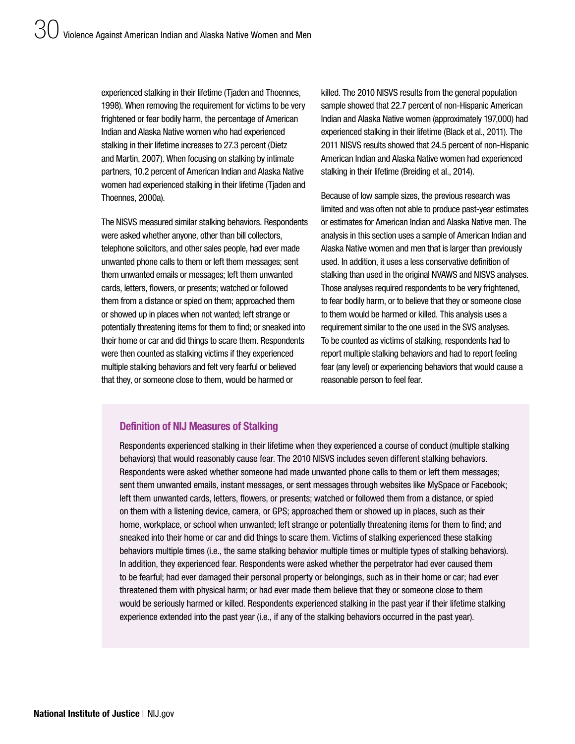experienced stalking in their lifetime (Tjaden and Thoennes, 1998). When removing the requirement for victims to be very frightened or fear bodily harm, the percentage of American Indian and Alaska Native women who had experienced stalking in their lifetime increases to 27.3 percent (Dietz and Martin, 2007). When focusing on stalking by intimate partners, 10.2 percent of American Indian and Alaska Native women had experienced stalking in their lifetime (Tjaden and Thoennes, 2000a).

The NISVS measured similar stalking behaviors. Respondents were asked whether anyone, other than bill collectors, telephone solicitors, and other sales people, had ever made unwanted phone calls to them or left them messages; sent them unwanted emails or messages; left them unwanted cards, letters, flowers, or presents; watched or followed them from a distance or spied on them; approached them or showed up in places when not wanted; left strange or potentially threatening items for them to find; or sneaked into their home or car and did things to scare them. Respondents were then counted as stalking victims if they experienced multiple stalking behaviors and felt very fearful or believed that they, or someone close to them, would be harmed or killed. The 2010 NISVS results from the general population sample showed that 22.7 percent of non-Hispanic American Indian and Alaska Native women (approximately 197,000) had experienced stalking in their lifetime (Black et al., 2011). The 2011 NISVS results showed that 24.5 percent of non-Hispanic American Indian and Alaska Native women had experienced stalking in their lifetime (Breiding et al., 2014).

Because of low sample sizes, the previous research was limited and was often not able to produce past-year estimates or estimates for American Indian and Alaska Native men. The analysis in this section uses a sample of American Indian and Alaska Native women and men that is larger than previously used. In addition, it uses a less conservative definition of stalking than used in the original NVAWS and NISVS analyses. Those analyses required respondents to be very frightened, to fear bodily harm, or to believe that they or someone close to them would be harmed or killed. This analysis uses a requirement similar to the one used in the SVS analyses. To be counted as victims of stalking, respondents had to report multiple stalking behaviors and had to report feeling fear (any level) or experiencing behaviors that would cause a reasonable person to feel fear.

### Definition of NIJ Measures of Stalking

Respondents experienced stalking in their lifetime when they experienced a course of conduct (multiple stalking behaviors) that would reasonably cause fear. The 2010 NISVS includes seven different stalking behaviors. Respondents were asked whether someone had made unwanted phone calls to them or left them messages; sent them unwanted emails, instant messages, or sent messages through websites like MySpace or Facebook; left them unwanted cards, letters, flowers, or presents; watched or followed them from a distance, or spied on them with a listening device, camera, or GPS; approached them or showed up in places, such as their home, workplace, or school when unwanted; left strange or potentially threatening items for them to find; and sneaked into their home or car and did things to scare them. Victims of stalking experienced these stalking behaviors multiple times (i.e., the same stalking behavior multiple times or multiple types of stalking behaviors). In addition, they experienced fear. Respondents were asked whether the perpetrator had ever caused them to be fearful; had ever damaged their personal property or belongings, such as in their home or car; had ever threatened them with physical harm; or had ever made them believe that they or someone close to them would be seriously harmed or killed. Respondents experienced stalking in the past year if their lifetime stalking experience extended into the past year (i.e., if any of the stalking behaviors occurred in the past year).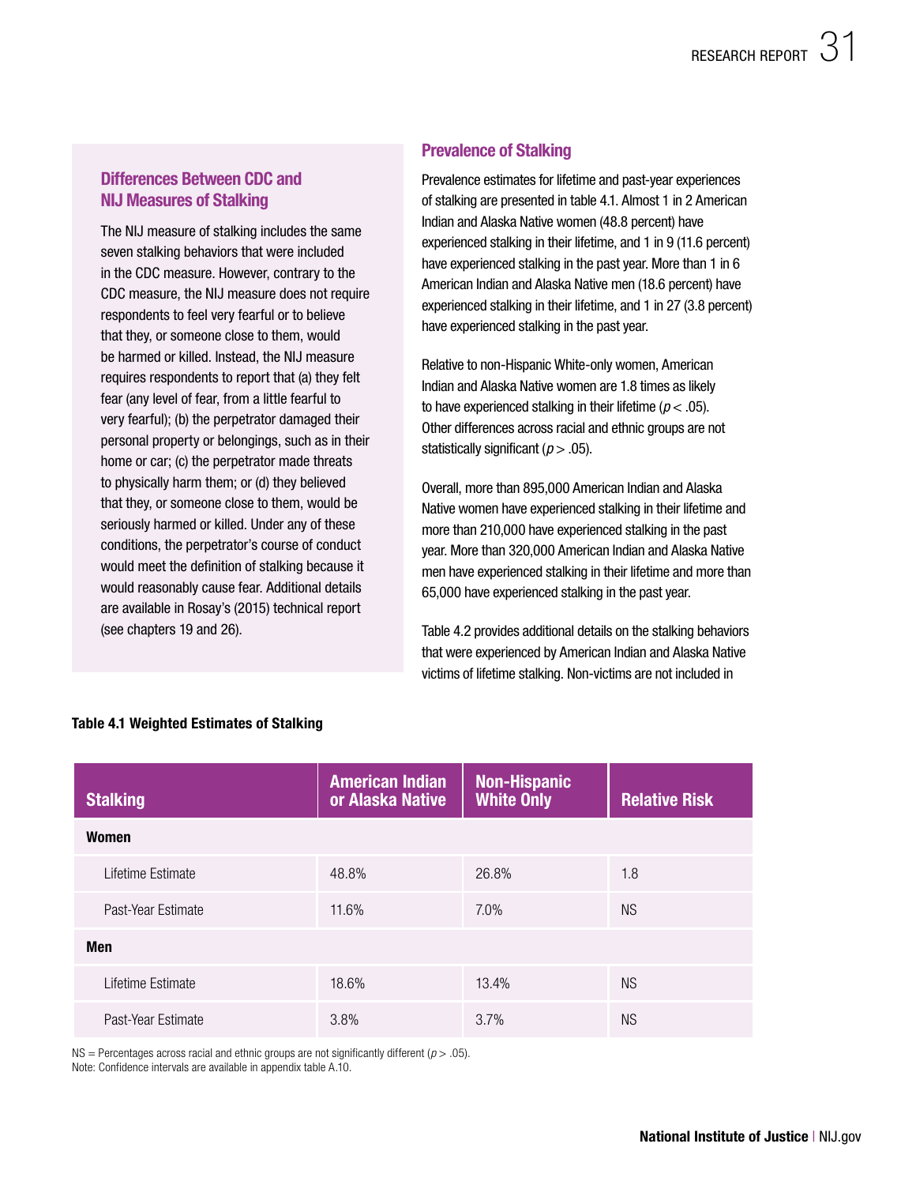### Differences Between CDC and NIJ Measures of Stalking

The NIJ measure of stalking includes the same seven stalking behaviors that were included in the CDC measure. However, contrary to the CDC measure, the NIJ measure does not require respondents to feel very fearful or to believe that they, or someone close to them, would be harmed or killed. Instead, the NIJ measure requires respondents to report that (a) they felt fear (any level of fear, from a little fearful to very fearful); (b) the perpetrator damaged their personal property or belongings, such as in their home or car; (c) the perpetrator made threats to physically harm them; or (d) they believed that they, or someone close to them, would be seriously harmed or killed. Under any of these conditions, the perpetrator's course of conduct would meet the definition of stalking because it would reasonably cause fear. Additional details are available in Rosay's (2015) technical report (see chapters 19 and 26).

## Prevalence of Stalking

Prevalence estimates for lifetime and past-year experiences of stalking are presented in table 4.1. Almost 1 in 2 American Indian and Alaska Native women (48.8 percent) have experienced stalking in their lifetime, and 1 in 9 (11.6 percent) have experienced stalking in the past year. More than 1 in 6 American Indian and Alaska Native men (18.6 percent) have experienced stalking in their lifetime, and 1 in 27 (3.8 percent) have experienced stalking in the past year.

Relative to non-Hispanic White-only women, American Indian and Alaska Native women are 1.8 times as likely to have experienced stalking in their lifetime ($p < .05$). Other differences across racial and ethnic groups are not statistically significant ($p > .05$).

Overall, more than 895,000 American Indian and Alaska Native women have experienced stalking in their lifetime and more than 210,000 have experienced stalking in the past year. More than 320,000 American Indian and Alaska Native men have experienced stalking in their lifetime and more than 65,000 have experienced stalking in the past year.

Table 4.2 provides additional details on the stalking behaviors that were experienced by American Indian and Alaska Native victims of lifetime stalking. Non-victims are not included in

**Table 4.1 Weighted Estimates of Stalking**

| Stalking | American Indian or Alaska Native | Non-Hispanic White Only | Relative Risk |
|---|---|---|---|
| **Women** | | | |
| Lifetime Estimate | 48.8% | 26.8% | 1.8 |
| Past-Year Estimate | 11.6% | 7.0% | NS |
| **Men** | | | |
| Lifetime Estimate | 18.6% | 13.4% | NS |
| Past-Year Estimate | 3.8% | 3.7% | NS |

NS = Percentages across racial and ethnic groups are not significantly different ($p > .05$).
Note: Confidence intervals are available in appendix table A.10.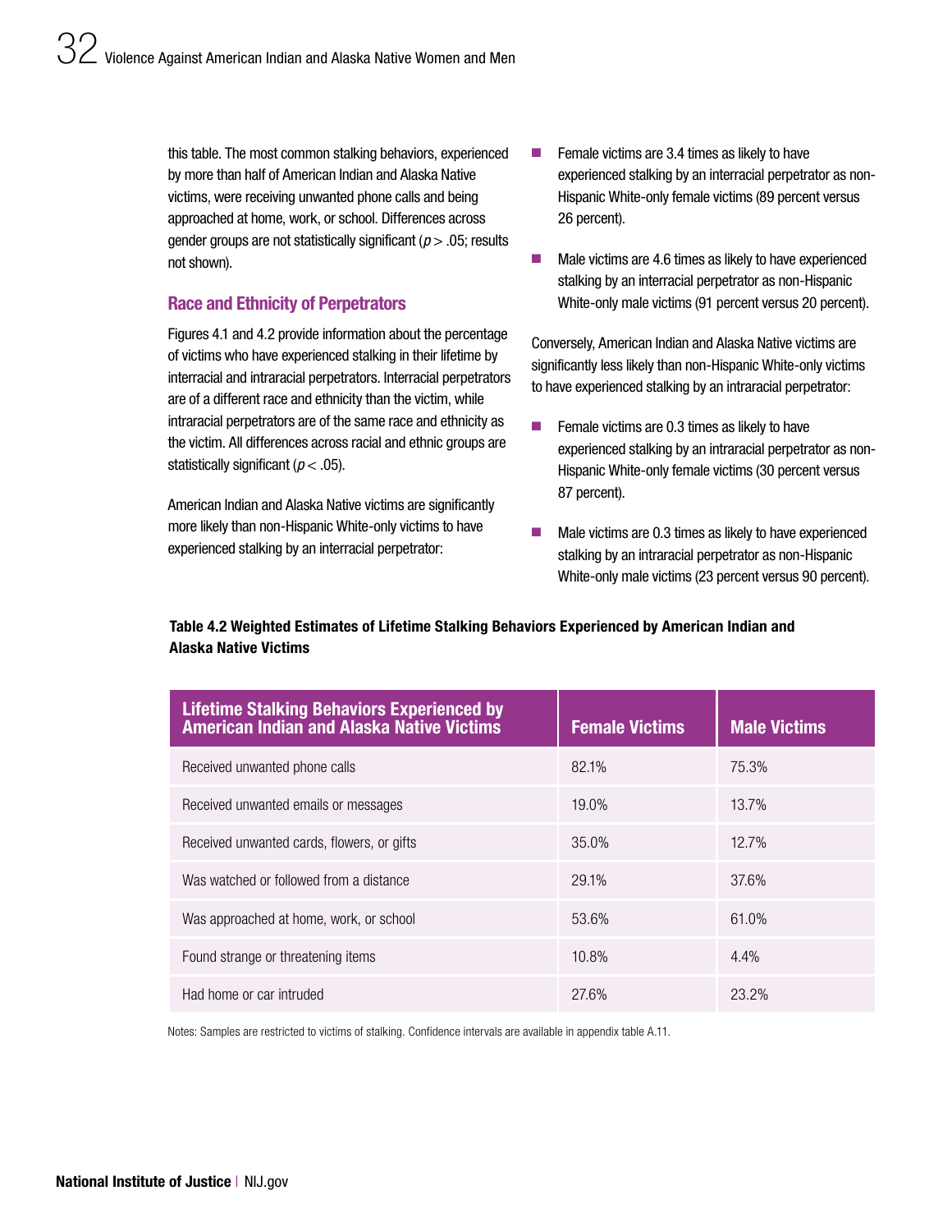this table. The most common stalking behaviors, experienced by more than half of American Indian and Alaska Native victims, were receiving unwanted phone calls and being approached at home, work, or school. Differences across gender groups are not statistically significant ($p > .05$; results not shown).

### Race and Ethnicity of Perpetrators

Figures 4.1 and 4.2 provide information about the percentage of victims who have experienced stalking in their lifetime by interracial and intraracial perpetrators. Interracial perpetrators are of a different race and ethnicity than the victim, while intraracial perpetrators are of the same race and ethnicity as the victim. All differences across racial and ethnic groups are statistically significant ($p < .05$).

American Indian and Alaska Native victims are significantly more likely than non-Hispanic White-only victims to have experienced stalking by an interracial perpetrator:

- Female victims are 3.4 times as likely to have experienced stalking by an interracial perpetrator as non-Hispanic White-only female victims (89 percent versus 26 percent).
- Male victims are 4.6 times as likely to have experienced stalking by an interracial perpetrator as non-Hispanic White-only male victims (91 percent versus 20 percent).

Conversely, American Indian and Alaska Native victims are significantly less likely than non-Hispanic White-only victims to have experienced stalking by an intraracial perpetrator:

- Female victims are 0.3 times as likely to have experienced stalking by an intraracial perpetrator as non-Hispanic White-only female victims (30 percent versus 87 percent).
- Male victims are 0.3 times as likely to have experienced stalking by an intraracial perpetrator as non-Hispanic White-only male victims (23 percent versus 90 percent).

**Table 4.2 Weighted Estimates of Lifetime Stalking Behaviors Experienced by American Indian and Alaska Native Victims**

| Lifetime Stalking Behaviors Experienced by American Indian and Alaska Native Victims | Female Victims | Male Victims |
|---|---|---|
| Received unwanted phone calls | 82.1% | 75.3% |
| Received unwanted emails or messages | 19.0% | 13.7% |
| Received unwanted cards, flowers, or gifts | 35.0% | 12.7% |
| Was watched or followed from a distance | 29.1% | 37.6% |
| Was approached at home, work, or school | 53.6% | 61.0% |
| Found strange or threatening items | 10.8% | 4.4% |
| Had home or car intruded | 27.6% | 23.2% |

Notes: Samples are restricted to victims of stalking. Confidence intervals are available in appendix table A.11.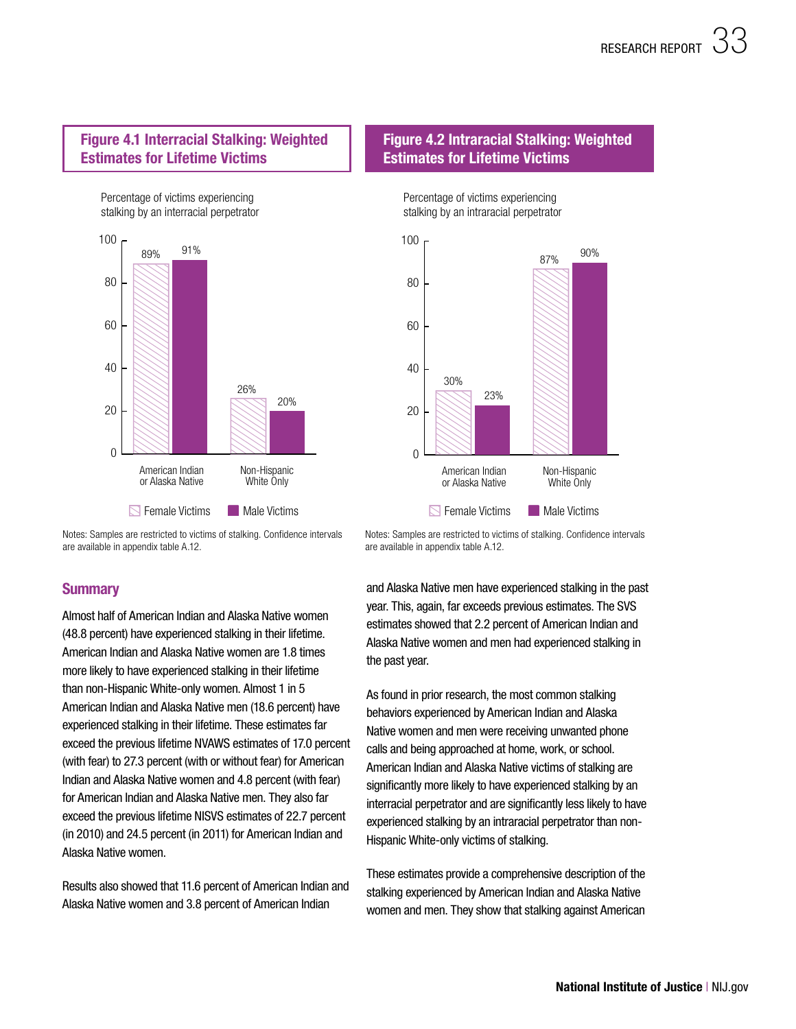### Figure 4.1 Interracial Stalking: Weighted Estimates for Lifetime Victims

Percentage of victims experiencing stalking by an interracial perpetrator

| | Female Victims | Male Victims |
|---|---|---|
| American Indian or Alaska Native | 89% | 91% |
| Non-Hispanic White Only | 26% | 20% |

Notes: Samples are restricted to victims of stalking. Confidence intervals are available in appendix table A.12.

### Figure 4.2 Intraracial Stalking: Weighted Estimates for Lifetime Victims

Percentage of victims experiencing stalking by an intraracial perpetrator

| | Female Victims | Male Victims |
|---|---|---|
| American Indian or Alaska Native | 30% | 23% |
| Non-Hispanic White Only | 87% | 90% |

Notes: Samples are restricted to victims of stalking. Confidence intervals are available in appendix table A.12.

## Summary

Almost half of American Indian and Alaska Native women (48.8 percent) have experienced stalking in their lifetime. American Indian and Alaska Native women are 1.8 times more likely to have experienced stalking in their lifetime than non-Hispanic White-only women. Almost 1 in 5 American Indian and Alaska Native men (18.6 percent) have experienced stalking in their lifetime. These estimates far exceed the previous lifetime NVAWS estimates of 17.0 percent (with fear) to 27.3 percent (with or without fear) for American Indian and Alaska Native women and 4.8 percent (with fear) for American Indian and Alaska Native men. They also far exceed the previous lifetime NISVS estimates of 22.7 percent (in 2010) and 24.5 percent (in 2011) for American Indian and Alaska Native women.

Results also showed that 11.6 percent of American Indian and Alaska Native women and 3.8 percent of American Indian and Alaska Native men have experienced stalking in the past year. This, again, far exceeds previous estimates. The SVS estimates showed that 2.2 percent of American Indian and Alaska Native women and men had experienced stalking in the past year.

As found in prior research, the most common stalking behaviors experienced by American Indian and Alaska Native women and men were receiving unwanted phone calls and being approached at home, work, or school. American Indian and Alaska Native victims of stalking are significantly more likely to have experienced stalking by an interracial perpetrator and are significantly less likely to have experienced stalking by an intraracial perpetrator than non-Hispanic White-only victims of stalking.

These estimates provide a comprehensive description of the stalking experienced by American Indian and Alaska Native women and men. They show that stalking against American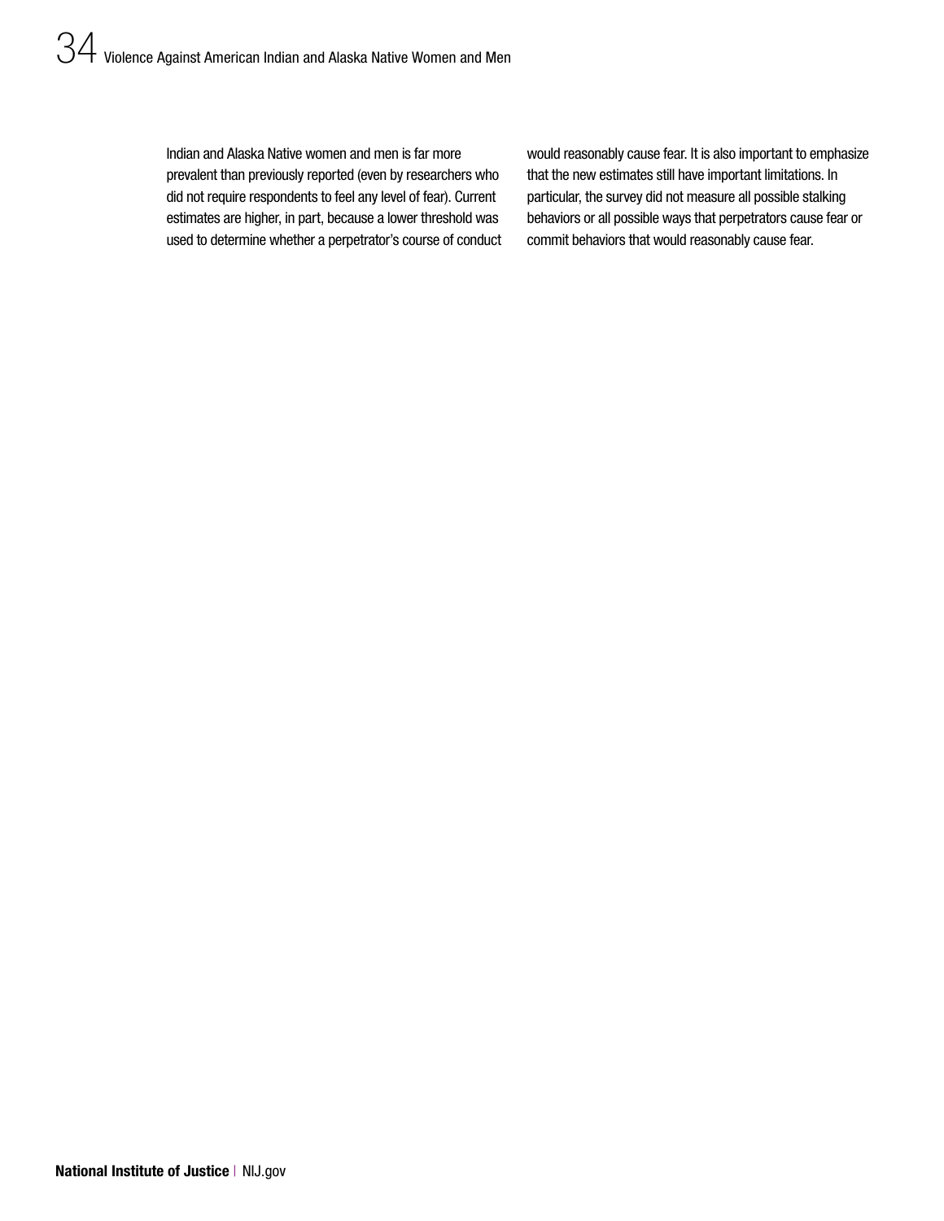Indian and Alaska Native women and men is far more prevalent than previously reported (even by researchers who did not require respondents to feel any level of fear). Current estimates are higher, in part, because a lower threshold was used to determine whether a perpetrator's course of conduct would reasonably cause fear. It is also important to emphasize that the new estimates still have important limitations. In particular, the survey did not measure all possible stalking behaviors or all possible ways that perpetrators cause fear or commit behaviors that would reasonably cause fear.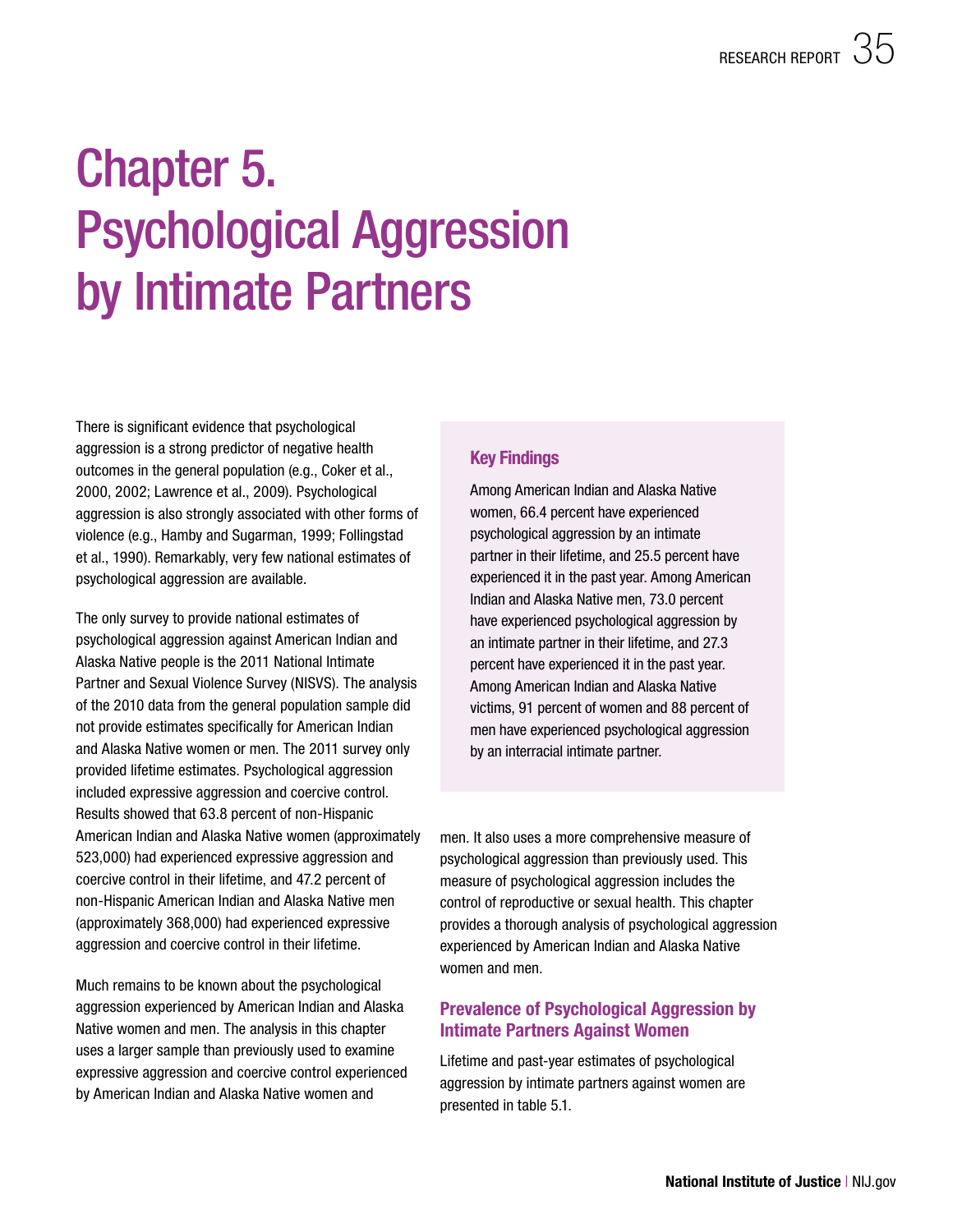# Chapter 5. Psychological Aggression by Intimate Partners

There is significant evidence that psychological aggression is a strong predictor of negative health outcomes in the general population (e.g., Coker et al., 2000, 2002; Lawrence et al., 2009). Psychological aggression is also strongly associated with other forms of violence (e.g., Hamby and Sugarman, 1999; Follingstad et al., 1990). Remarkably, very few national estimates of psychological aggression are available.

The only survey to provide national estimates of psychological aggression against American Indian and Alaska Native people is the 2011 National Intimate Partner and Sexual Violence Survey (NISVS). The analysis of the 2010 data from the general population sample did not provide estimates specifically for American Indian and Alaska Native women or men. The 2011 survey only provided lifetime estimates. Psychological aggression included expressive aggression and coercive control. Results showed that 63.8 percent of non-Hispanic American Indian and Alaska Native women (approximately 523,000) had experienced expressive aggression and coercive control in their lifetime, and 47.2 percent of non-Hispanic American Indian and Alaska Native men (approximately 368,000) had experienced expressive aggression and coercive control in their lifetime.

Much remains to be known about the psychological aggression experienced by American Indian and Alaska Native women and men. The analysis in this chapter uses a larger sample than previously used to examine expressive aggression and coercive control experienced by American Indian and Alaska Native women and men. It also uses a more comprehensive measure of psychological aggression than previously used. This measure of psychological aggression includes the control of reproductive or sexual health. This chapter provides a thorough analysis of psychological aggression experienced by American Indian and Alaska Native women and men.

### Key Findings

Among American Indian and Alaska Native women, 66.4 percent have experienced psychological aggression by an intimate partner in their lifetime, and 25.5 percent have experienced it in the past year. Among American Indian and Alaska Native men, 73.0 percent have experienced psychological aggression by an intimate partner in their lifetime, and 27.3 percent have experienced it in the past year. Among American Indian and Alaska Native victims, 91 percent of women and 88 percent of men have experienced psychological aggression by an interracial intimate partner.

## Prevalence of Psychological Aggression by Intimate Partners Against Women

Lifetime and past-year estimates of psychological aggression by intimate partners against women are presented in table 5.1.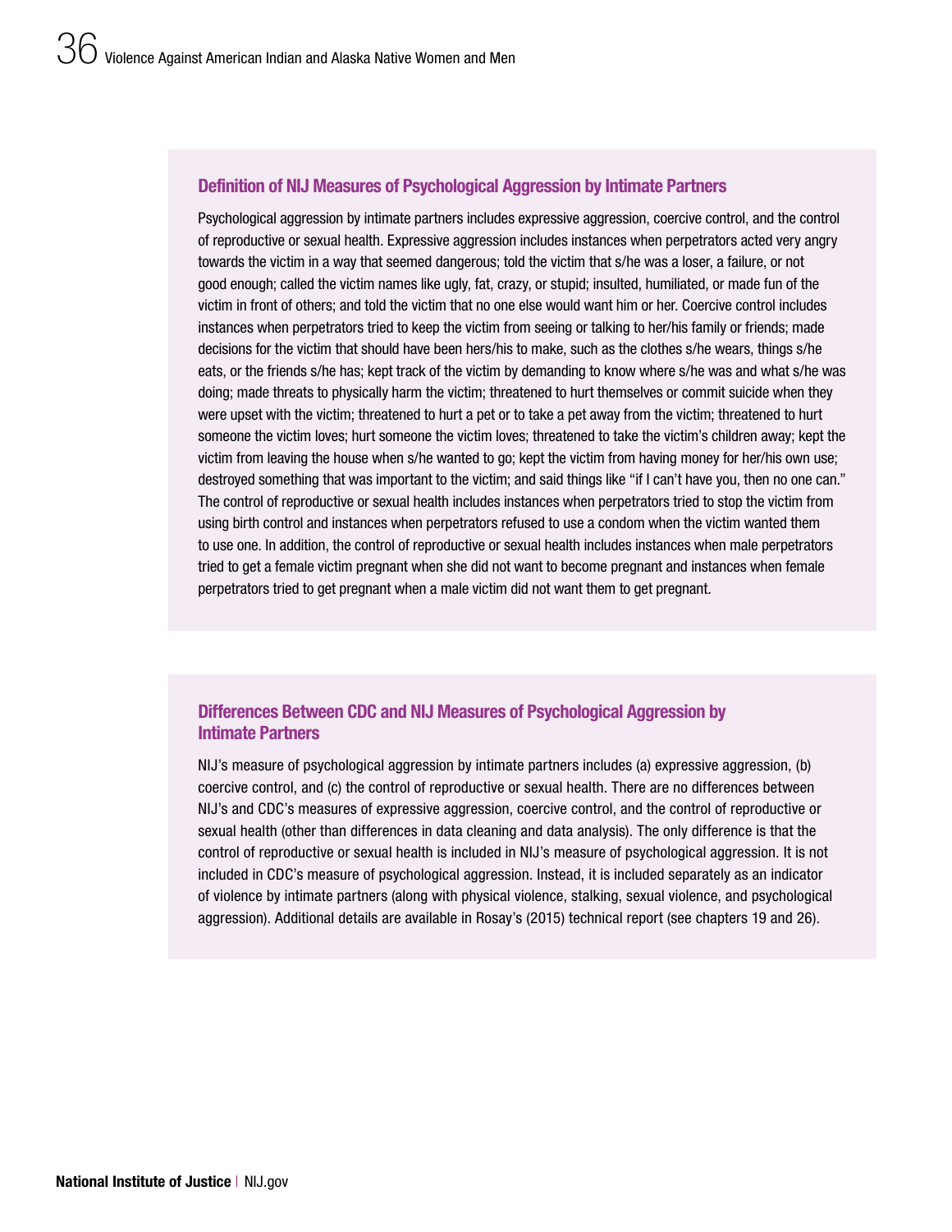### Definition of NIJ Measures of Psychological Aggression by Intimate Partners

Psychological aggression by intimate partners includes expressive aggression, coercive control, and the control of reproductive or sexual health. Expressive aggression includes instances when perpetrators acted very angry towards the victim in a way that seemed dangerous; told the victim that s/he was a loser, a failure, or not good enough; called the victim names like ugly, fat, crazy, or stupid; insulted, humiliated, or made fun of the victim in front of others; and told the victim that no one else would want him or her. Coercive control includes instances when perpetrators tried to keep the victim from seeing or talking to her/his family or friends; made decisions for the victim that should have been hers/his to make, such as the clothes s/he wears, things s/he eats, or the friends s/he has; kept track of the victim by demanding to know where s/he was and what s/he was doing; made threats to physically harm the victim; threatened to hurt themselves or commit suicide when they were upset with the victim; threatened to hurt a pet or to take a pet away from the victim; threatened to hurt someone the victim loves; hurt someone the victim loves; threatened to take the victim's children away; kept the victim from leaving the house when s/he wanted to go; kept the victim from having money for her/his own use; destroyed something that was important to the victim; and said things like "if I can't have you, then no one can." The control of reproductive or sexual health includes instances when perpetrators tried to stop the victim from using birth control and instances when perpetrators refused to use a condom when the victim wanted them to use one. In addition, the control of reproductive or sexual health includes instances when male perpetrators tried to get a female victim pregnant when she did not want to become pregnant and instances when female perpetrators tried to get pregnant when a male victim did not want them to get pregnant.

### Differences Between CDC and NIJ Measures of Psychological Aggression by Intimate Partners

NIJ's measure of psychological aggression by intimate partners includes (a) expressive aggression, (b) coercive control, and (c) the control of reproductive or sexual health. There are no differences between NIJ's and CDC's measures of expressive aggression, coercive control, and the control of reproductive or sexual health (other than differences in data cleaning and data analysis). The only difference is that the control of reproductive or sexual health is included in NIJ's measure of psychological aggression. It is not included in CDC's measure of psychological aggression. Instead, it is included separately as an indicator of violence by intimate partners (along with physical violence, stalking, sexual violence, and psychological aggression). Additional details are available in Rosay's (2015) technical report (see chapters 19 and 26).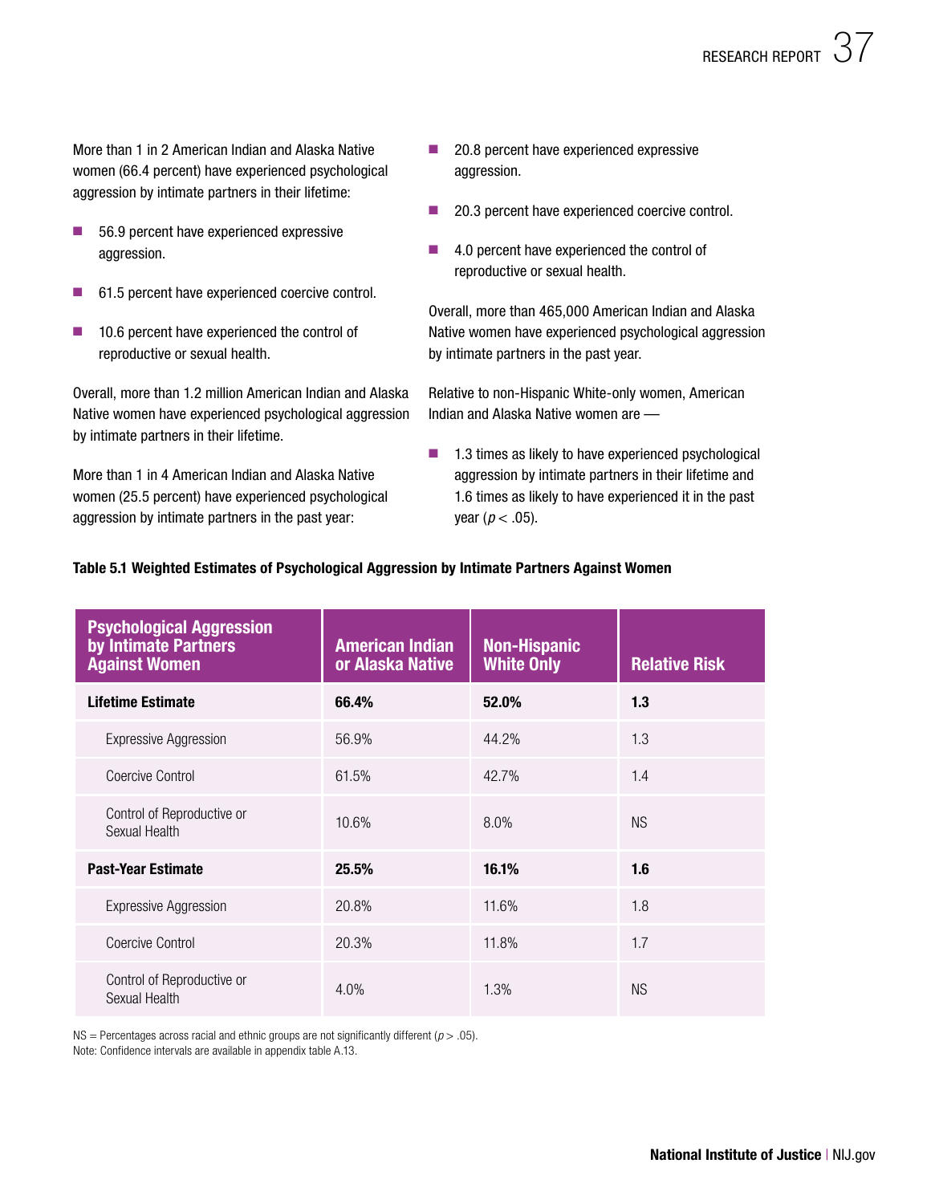More than 1 in 2 American Indian and Alaska Native women (66.4 percent) have experienced psychological aggression by intimate partners in their lifetime:

- 56.9 percent have experienced expressive aggression.
- 61.5 percent have experienced coercive control.
- 10.6 percent have experienced the control of reproductive or sexual health.

Overall, more than 1.2 million American Indian and Alaska Native women have experienced psychological aggression by intimate partners in their lifetime.

More than 1 in 4 American Indian and Alaska Native women (25.5 percent) have experienced psychological aggression by intimate partners in the past year:

- 20.8 percent have experienced expressive aggression.
- 20.3 percent have experienced coercive control.
- 4.0 percent have experienced the control of reproductive or sexual health.

Overall, more than 465,000 American Indian and Alaska Native women have experienced psychological aggression by intimate partners in the past year.

Relative to non-Hispanic White-only women, American Indian and Alaska Native women are —

- 1.3 times as likely to have experienced psychological aggression by intimate partners in their lifetime and 1.6 times as likely to have experienced it in the past year ($p < .05$).

**Table 5.1 Weighted Estimates of Psychological Aggression by Intimate Partners Against Women**

| Psychological Aggression by Intimate Partners Against Women | American Indian or Alaska Native | Non-Hispanic White Only | Relative Risk |
|---|---|---|---|
| **Lifetime Estimate** | **66.4%** | **52.0%** | **1.3** |
| Expressive Aggression | 56.9% | 44.2% | 1.3 |
| Coercive Control | 61.5% | 42.7% | 1.4 |
| Control of Reproductive or Sexual Health | 10.6% | 8.0% | NS |
| **Past-Year Estimate** | **25.5%** | **16.1%** | **1.6** |
| Expressive Aggression | 20.8% | 11.6% | 1.8 |
| Coercive Control | 20.3% | 11.8% | 1.7 |
| Control of Reproductive or Sexual Health | 4.0% | 1.3% | NS |

NS = Percentages across racial and ethnic groups are not significantly different ($p > .05$).
Note: Confidence intervals are available in appendix table A.13.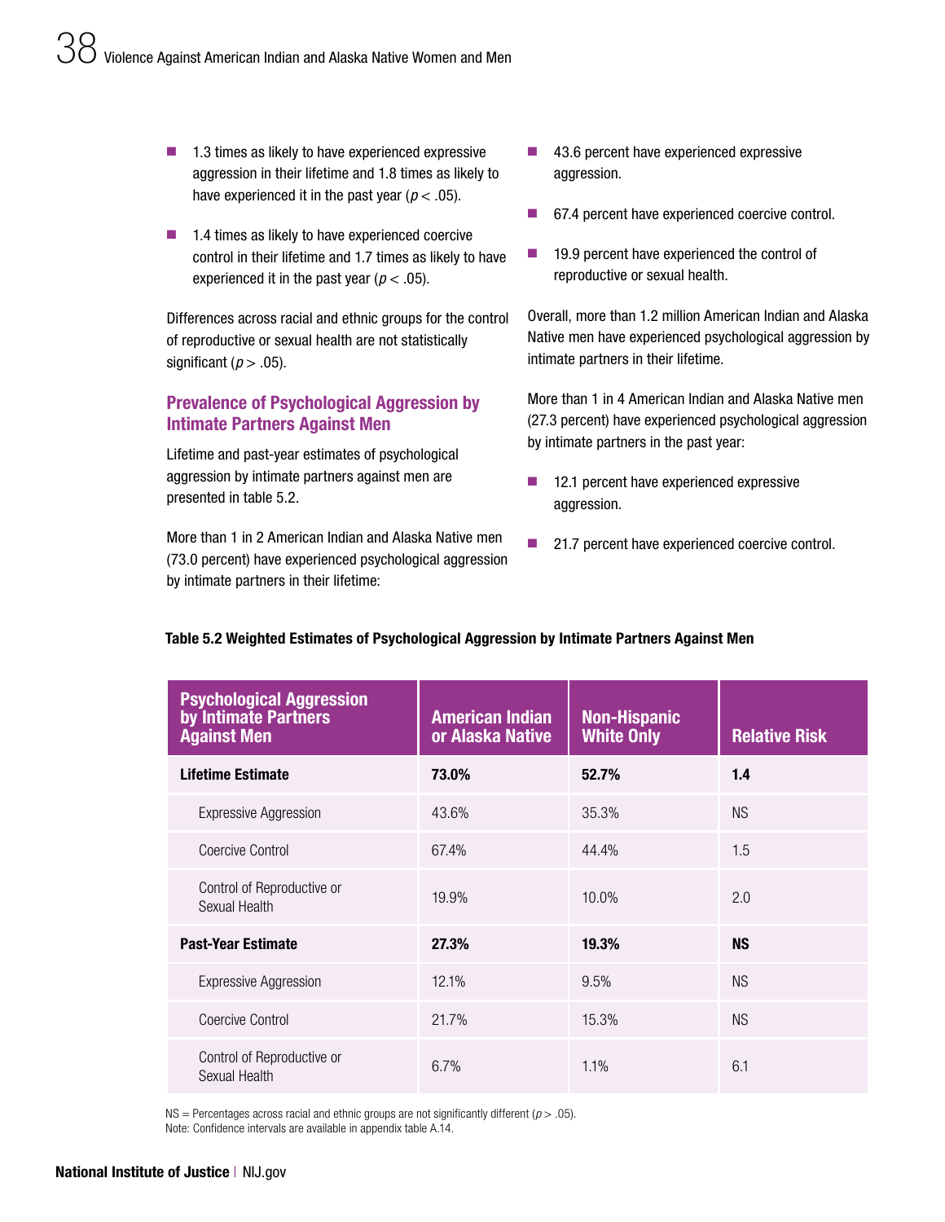- 1.3 times as likely to have experienced expressive aggression in their lifetime and 1.8 times as likely to have experienced it in the past year ($p < .05$).
- 1.4 times as likely to have experienced coercive control in their lifetime and 1.7 times as likely to have experienced it in the past year ($p < .05$).

Differences across racial and ethnic groups for the control of reproductive or sexual health are not statistically significant ($p > .05$).

### Prevalence of Psychological Aggression by Intimate Partners Against Men

Lifetime and past-year estimates of psychological aggression by intimate partners against men are presented in table 5.2.

More than 1 in 2 American Indian and Alaska Native men (73.0 percent) have experienced psychological aggression by intimate partners in their lifetime:

- 43.6 percent have experienced expressive aggression.
- 67.4 percent have experienced coercive control.
- 19.9 percent have experienced the control of reproductive or sexual health.

Overall, more than 1.2 million American Indian and Alaska Native men have experienced psychological aggression by intimate partners in their lifetime.

More than 1 in 4 American Indian and Alaska Native men (27.3 percent) have experienced psychological aggression by intimate partners in the past year:

- 12.1 percent have experienced expressive aggression.
- 21.7 percent have experienced coercive control.

**Table 5.2 Weighted Estimates of Psychological Aggression by Intimate Partners Against Men**

| Psychological Aggression by Intimate Partners Against Men | American Indian or Alaska Native | Non-Hispanic White Only | Relative Risk |
|---|---|---|---|
| **Lifetime Estimate** | **73.0%** | **52.7%** | **1.4** |
| Expressive Aggression | 43.6% | 35.3% | NS |
| Coercive Control | 67.4% | 44.4% | 1.5 |
| Control of Reproductive or Sexual Health | 19.9% | 10.0% | 2.0 |
| **Past-Year Estimate** | **27.3%** | **19.3%** | **NS** |
| Expressive Aggression | 12.1% | 9.5% | NS |
| Coercive Control | 21.7% | 15.3% | NS |
| Control of Reproductive or Sexual Health | 6.7% | 1.1% | 6.1 |

NS = Percentages across racial and ethnic groups are not significantly different ($p > .05$).
Note: Confidence intervals are available in appendix table A.14.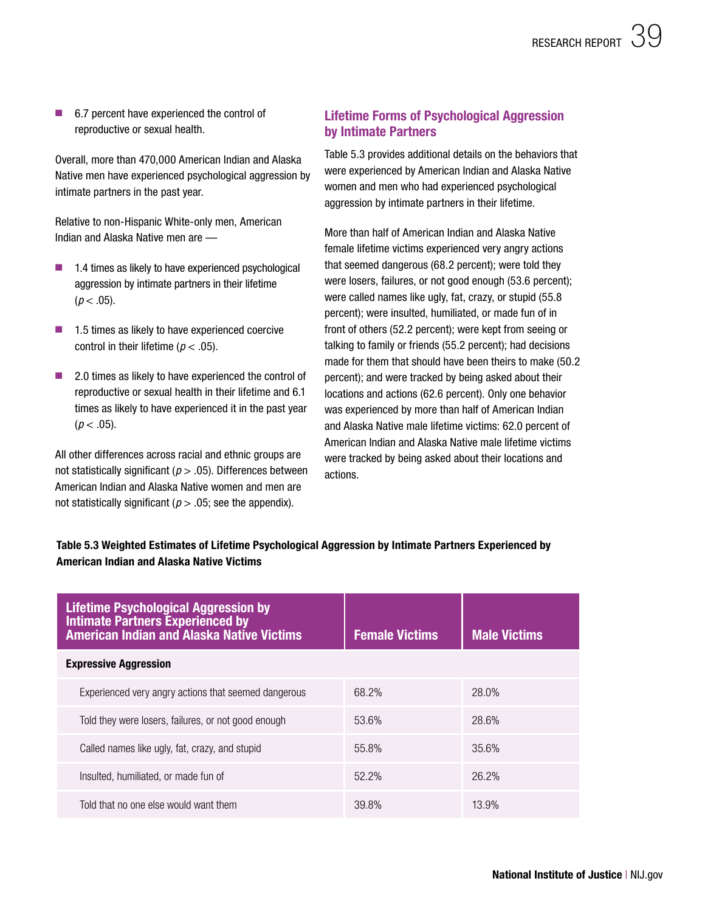- 6.7 percent have experienced the control of reproductive or sexual health.

Overall, more than 470,000 American Indian and Alaska Native men have experienced psychological aggression by intimate partners in the past year.

Relative to non-Hispanic White-only men, American Indian and Alaska Native men are —

- 1.4 times as likely to have experienced psychological aggression by intimate partners in their lifetime ($p < .05$).
- 1.5 times as likely to have experienced coercive control in their lifetime ($p < .05$).
- 2.0 times as likely to have experienced the control of reproductive or sexual health in their lifetime and 6.1 times as likely to have experienced it in the past year ($p < .05$).

All other differences across racial and ethnic groups are not statistically significant ($p > .05$). Differences between American Indian and Alaska Native women and men are not statistically significant ($p > .05$; see the appendix).

## Lifetime Forms of Psychological Aggression by Intimate Partners

Table 5.3 provides additional details on the behaviors that were experienced by American Indian and Alaska Native women and men who had experienced psychological aggression by intimate partners in their lifetime.

More than half of American Indian and Alaska Native female lifetime victims experienced very angry actions that seemed dangerous (68.2 percent); were told they were losers, failures, or not good enough (53.6 percent); were called names like ugly, fat, crazy, or stupid (55.8 percent); were insulted, humiliated, or made fun of in front of others (52.2 percent); were kept from seeing or talking to family or friends (55.2 percent); had decisions made for them that should have been theirs to make (50.2 percent); and were tracked by being asked about their locations and actions (62.6 percent). Only one behavior was experienced by more than half of American Indian and Alaska Native male lifetime victims: 62.0 percent of American Indian and Alaska Native male lifetime victims were tracked by being asked about their locations and actions.

**Table 5.3 Weighted Estimates of Lifetime Psychological Aggression by Intimate Partners Experienced by American Indian and Alaska Native Victims**

| Lifetime Psychological Aggression by Intimate Partners Experienced by American Indian and Alaska Native Victims | Female Victims | Male Victims |
|---|---|---|
| **Expressive Aggression** | | |
| Experienced very angry actions that seemed dangerous | 68.2% | 28.0% |
| Told they were losers, failures, or not good enough | 53.6% | 28.6% |
| Called names like ugly, fat, crazy, and stupid | 55.8% | 35.6% |
| Insulted, humiliated, or made fun of | 52.2% | 26.2% |
| Told that no one else would want them | 39.8% | 13.9% |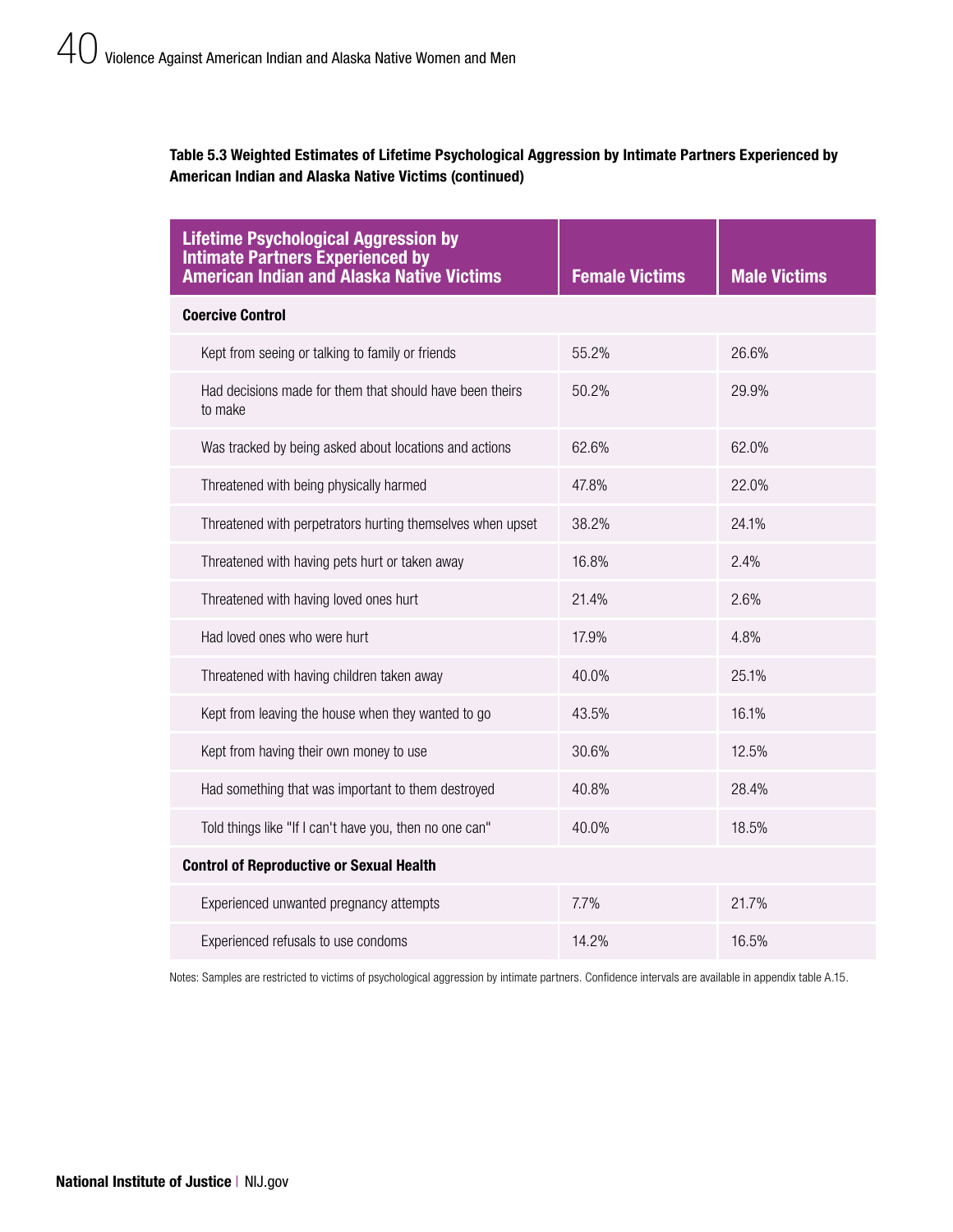**Table 5.3 Weighted Estimates of Lifetime Psychological Aggression by Intimate Partners Experienced by American Indian and Alaska Native Victims (continued)**

| Lifetime Psychological Aggression by Intimate Partners Experienced by American Indian and Alaska Native Victims | Female Victims | Male Victims |
|---|---|---|
| **Coercive Control** | | |
| Kept from seeing or talking to family or friends | 55.2% | 26.6% |
| Had decisions made for them that should have been theirs to make | 50.2% | 29.9% |
| Was tracked by being asked about locations and actions | 62.6% | 62.0% |
| Threatened with being physically harmed | 47.8% | 22.0% |
| Threatened with perpetrators hurting themselves when upset | 38.2% | 24.1% |
| Threatened with having pets hurt or taken away | 16.8% | 2.4% |
| Threatened with having loved ones hurt | 21.4% | 2.6% |
| Had loved ones who were hurt | 17.9% | 4.8% |
| Threatened with having children taken away | 40.0% | 25.1% |
| Kept from leaving the house when they wanted to go | 43.5% | 16.1% |
| Kept from having their own money to use | 30.6% | 12.5% |
| Had something that was important to them destroyed | 40.8% | 28.4% |
| Told things like "If I can't have you, then no one can" | 40.0% | 18.5% |
| **Control of Reproductive or Sexual Health** | | |
| Experienced unwanted pregnancy attempts | 7.7% | 21.7% |
| Experienced refusals to use condoms | 14.2% | 16.5% |

Notes: Samples are restricted to victims of psychological aggression by intimate partners. Confidence intervals are available in appendix table A.15.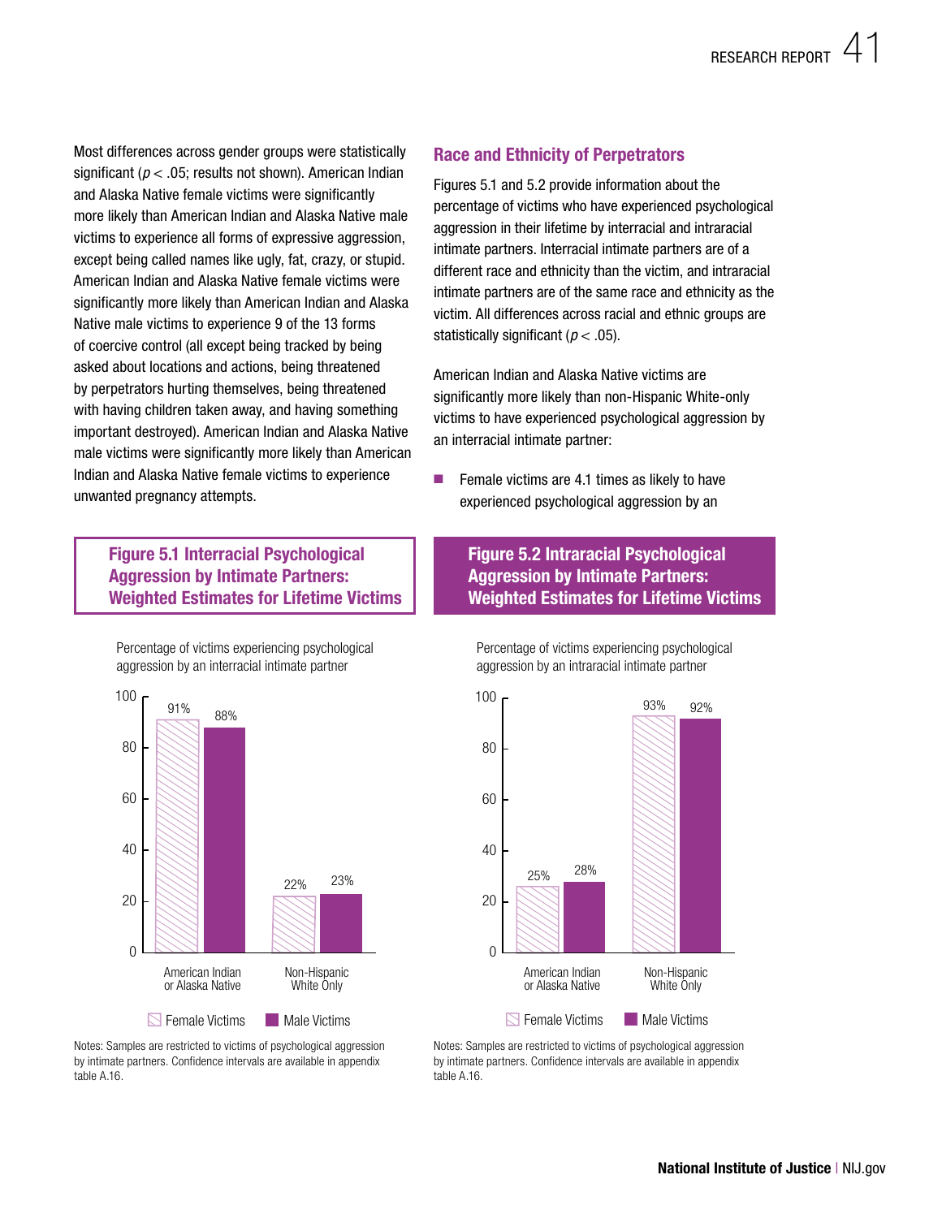Most differences across gender groups were statistically significant ($p < .05$; results not shown). American Indian and Alaska Native female victims were significantly more likely than American Indian and Alaska Native male victims to experience all forms of expressive aggression, except being called names like ugly, fat, crazy, or stupid. American Indian and Alaska Native female victims were significantly more likely than American Indian and Alaska Native male victims to experience 9 of the 13 forms of coercive control (all except being tracked by being asked about locations and actions, being threatened by perpetrators hurting themselves, being threatened with having children taken away, and having something important destroyed). American Indian and Alaska Native male victims were significantly more likely than American Indian and Alaska Native female victims to experience unwanted pregnancy attempts.

## Race and Ethnicity of Perpetrators

Figures 5.1 and 5.2 provide information about the percentage of victims who have experienced psychological aggression in their lifetime by interracial and intraracial intimate partners. Interracial intimate partners are of a different race and ethnicity than the victim, and intraracial intimate partners are of the same race and ethnicity as the victim. All differences across racial and ethnic groups are statistically significant ($p < .05$).

American Indian and Alaska Native victims are significantly more likely than non-Hispanic White-only victims to have experienced psychological aggression by an interracial intimate partner:

- Female victims are 4.1 times as likely to have experienced psychological aggression by an

**Figure 5.1 Interracial Psychological Aggression by Intimate Partners: Weighted Estimates for Lifetime Victims**

Percentage of victims experiencing psychological aggression by an interracial intimate partner

| | Female Victims | Male Victims |
|---|---|---|
| American Indian or Alaska Native | 91% | 88% |
| Non-Hispanic White Only | 22% | 23% |

Notes: Samples are restricted to victims of psychological aggression by intimate partners. Confidence intervals are available in appendix table A.16.

**Figure 5.2 Intraracial Psychological Aggression by Intimate Partners: Weighted Estimates for Lifetime Victims**

Percentage of victims experiencing psychological aggression by an intraracial intimate partner

| | Female Victims | Male Victims |
|---|---|---|
| American Indian or Alaska Native | 25% | 28% |
| Non-Hispanic White Only | 93% | 92% |

Notes: Samples are restricted to victims of psychological aggression by intimate partners. Confidence intervals are available in appendix table A.16.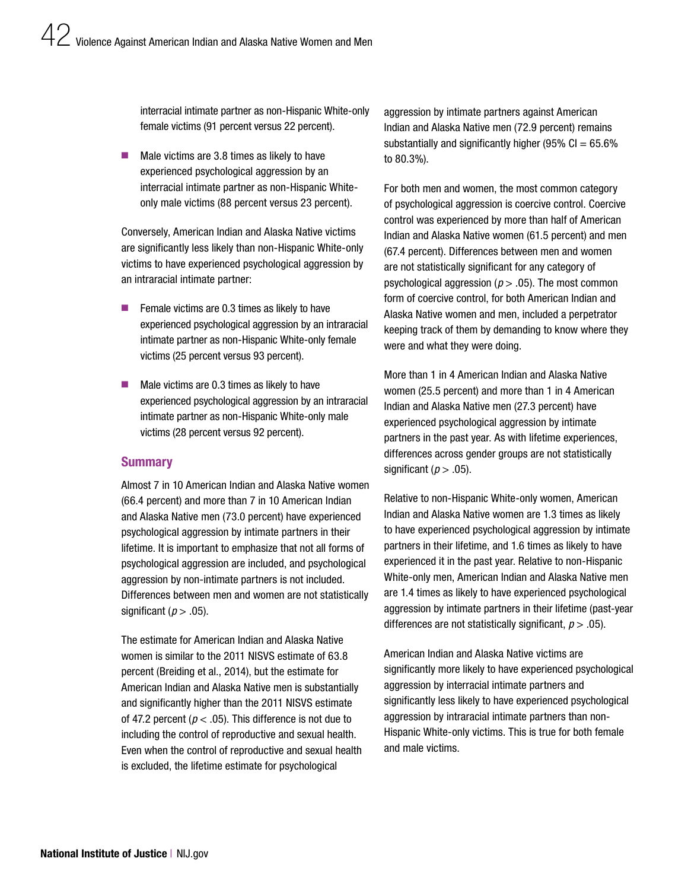interracial intimate partner as non-Hispanic White-only female victims (91 percent versus 22 percent).

- Male victims are 3.8 times as likely to have experienced psychological aggression by an interracial intimate partner as non-Hispanic White-only male victims (88 percent versus 23 percent).

Conversely, American Indian and Alaska Native victims are significantly less likely than non-Hispanic White-only victims to have experienced psychological aggression by an intraracial intimate partner:

- Female victims are 0.3 times as likely to have experienced psychological aggression by an intraracial intimate partner as non-Hispanic White-only female victims (25 percent versus 93 percent).
- Male victims are 0.3 times as likely to have experienced psychological aggression by an intraracial intimate partner as non-Hispanic White-only male victims (28 percent versus 92 percent).

### Summary

Almost 7 in 10 American Indian and Alaska Native women (66.4 percent) and more than 7 in 10 American Indian and Alaska Native men (73.0 percent) have experienced psychological aggression by intimate partners in their lifetime. It is important to emphasize that not all forms of psychological aggression are included, and psychological aggression by non-intimate partners is not included. Differences between men and women are not statistically significant ($p > .05$).

The estimate for American Indian and Alaska Native women is similar to the 2011 NISVS estimate of 63.8 percent (Breiding et al., 2014), but the estimate for American Indian and Alaska Native men is substantially and significantly higher than the 2011 NISVS estimate of 47.2 percent ($p < .05$). This difference is not due to including the control of reproductive and sexual health. Even when the control of reproductive and sexual health is excluded, the lifetime estimate for psychological aggression by intimate partners against American Indian and Alaska Native men (72.9 percent) remains substantially and significantly higher (95% CI = 65.6% to 80.3%).

For both men and women, the most common category of psychological aggression is coercive control. Coercive control was experienced by more than half of American Indian and Alaska Native women (61.5 percent) and men (67.4 percent). Differences between men and women are not statistically significant for any category of psychological aggression ($p > .05$). The most common form of coercive control, for both American Indian and Alaska Native women and men, included a perpetrator keeping track of them by demanding to know where they were and what they were doing.

More than 1 in 4 American Indian and Alaska Native women (25.5 percent) and more than 1 in 4 American Indian and Alaska Native men (27.3 percent) have experienced psychological aggression by intimate partners in the past year. As with lifetime experiences, differences across gender groups are not statistically significant ($p > .05$).

Relative to non-Hispanic White-only women, American Indian and Alaska Native women are 1.3 times as likely to have experienced psychological aggression by intimate partners in their lifetime, and 1.6 times as likely to have experienced it in the past year. Relative to non-Hispanic White-only men, American Indian and Alaska Native men are 1.4 times as likely to have experienced psychological aggression by intimate partners in their lifetime (past-year differences are not statistically significant, $p > .05$).

American Indian and Alaska Native victims are significantly more likely to have experienced psychological aggression by interracial intimate partners and significantly less likely to have experienced psychological aggression by intraracial intimate partners than non-Hispanic White-only victims. This is true for both female and male victims.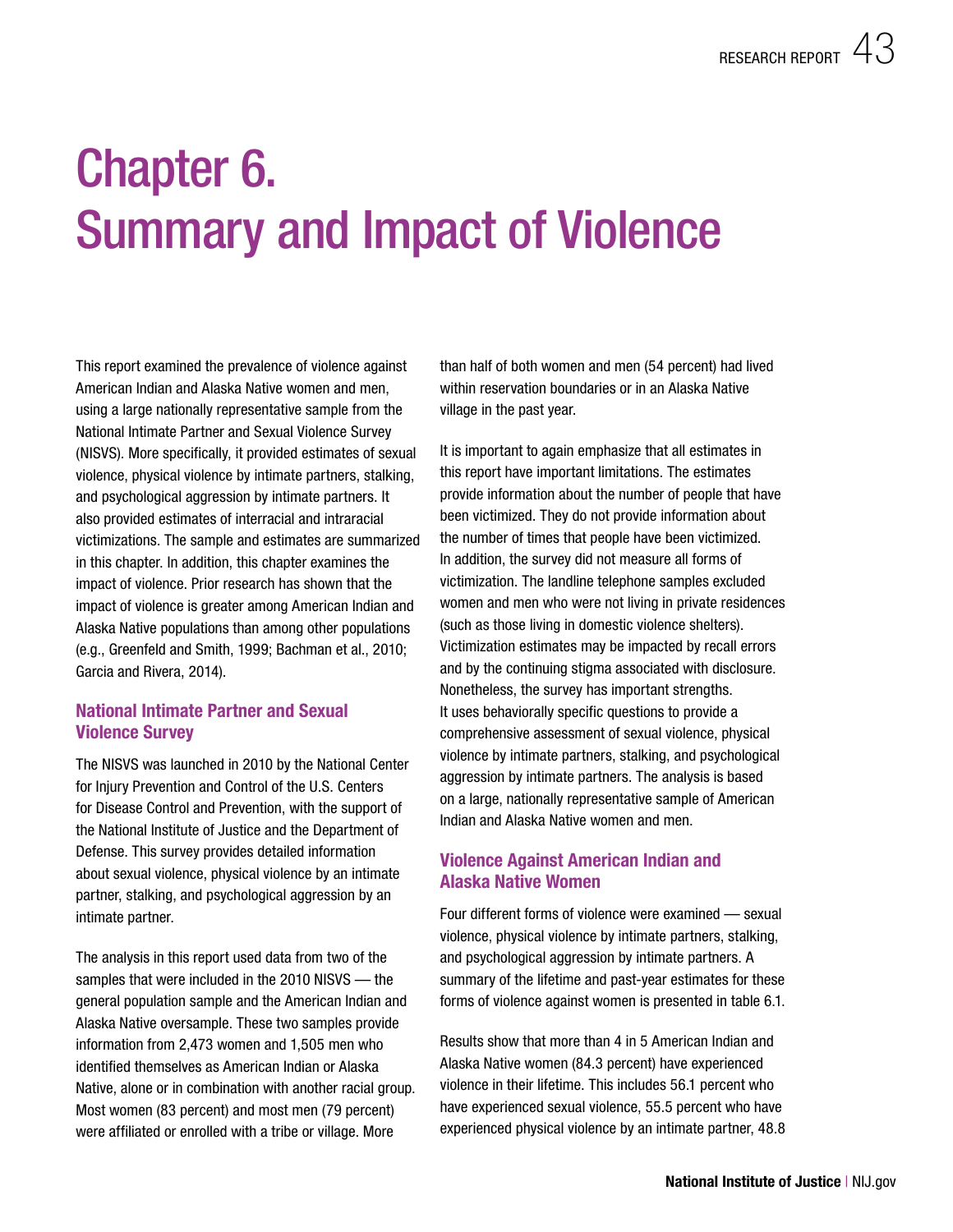# Chapter 6. Summary and Impact of Violence

This report examined the prevalence of violence against American Indian and Alaska Native women and men, using a large nationally representative sample from the National Intimate Partner and Sexual Violence Survey (NISVS). More specifically, it provided estimates of sexual violence, physical violence by intimate partners, stalking, and psychological aggression by intimate partners. It also provided estimates of interracial and intraracial victimizations. The sample and estimates are summarized in this chapter. In addition, this chapter examines the impact of violence. Prior research has shown that the impact of violence is greater among American Indian and Alaska Native populations than among other populations (e.g., Greenfeld and Smith, 1999; Bachman et al., 2010; Garcia and Rivera, 2014).

## National Intimate Partner and Sexual Violence Survey

The NISVS was launched in 2010 by the National Center for Injury Prevention and Control of the U.S. Centers for Disease Control and Prevention, with the support of the National Institute of Justice and the Department of Defense. This survey provides detailed information about sexual violence, physical violence by an intimate partner, stalking, and psychological aggression by an intimate partner.

The analysis in this report used data from two of the samples that were included in the 2010 NISVS — the general population sample and the American Indian and Alaska Native oversample. These two samples provide information from 2,473 women and 1,505 men who identified themselves as American Indian or Alaska Native, alone or in combination with another racial group. Most women (83 percent) and most men (79 percent) were affiliated or enrolled with a tribe or village. More than half of both women and men (54 percent) had lived within reservation boundaries or in an Alaska Native village in the past year.

It is important to again emphasize that all estimates in this report have important limitations. The estimates provide information about the number of people that have been victimized. They do not provide information about the number of times that people have been victimized. In addition, the survey did not measure all forms of victimization. The landline telephone samples excluded women and men who were not living in private residences (such as those living in domestic violence shelters). Victimization estimates may be impacted by recall errors and by the continuing stigma associated with disclosure. Nonetheless, the survey has important strengths. It uses behaviorally specific questions to provide a comprehensive assessment of sexual violence, physical violence by intimate partners, stalking, and psychological aggression by intimate partners. The analysis is based on a large, nationally representative sample of American Indian and Alaska Native women and men.

## Violence Against American Indian and Alaska Native Women

Four different forms of violence were examined — sexual violence, physical violence by intimate partners, stalking, and psychological aggression by intimate partners. A summary of the lifetime and past-year estimates for these forms of violence against women is presented in table 6.1.

Results show that more than 4 in 5 American Indian and Alaska Native women (84.3 percent) have experienced violence in their lifetime. This includes 56.1 percent who have experienced sexual violence, 55.5 percent who have experienced physical violence by an intimate partner, 48.8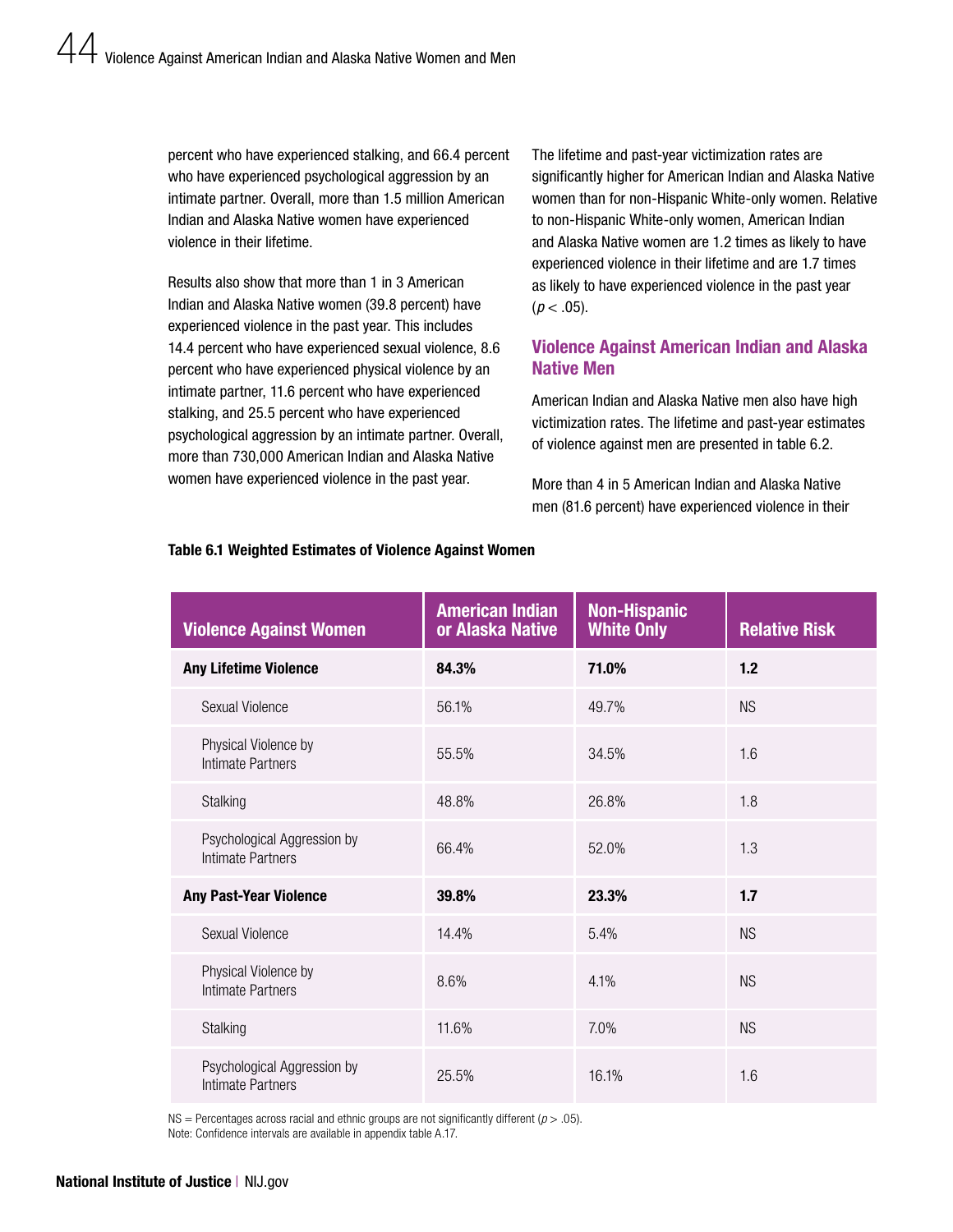percent who have experienced stalking, and 66.4 percent who have experienced psychological aggression by an intimate partner. Overall, more than 1.5 million American Indian and Alaska Native women have experienced violence in their lifetime.

Results also show that more than 1 in 3 American Indian and Alaska Native women (39.8 percent) have experienced violence in the past year. This includes 14.4 percent who have experienced sexual violence, 8.6 percent who have experienced physical violence by an intimate partner, 11.6 percent who have experienced stalking, and 25.5 percent who have experienced psychological aggression by an intimate partner. Overall, more than 730,000 American Indian and Alaska Native women have experienced violence in the past year.

The lifetime and past-year victimization rates are significantly higher for American Indian and Alaska Native women than for non-Hispanic White-only women. Relative to non-Hispanic White-only women, American Indian and Alaska Native women are 1.2 times as likely to have experienced violence in their lifetime and are 1.7 times as likely to have experienced violence in the past year ($p < .05$).

## Violence Against American Indian and Alaska Native Men

American Indian and Alaska Native men also have high victimization rates. The lifetime and past-year estimates of violence against men are presented in table 6.2.

More than 4 in 5 American Indian and Alaska Native men (81.6 percent) have experienced violence in their

**Table 6.1 Weighted Estimates of Violence Against Women**

| Violence Against Women | American Indian or Alaska Native | Non-Hispanic White Only | Relative Risk |
|---|---|---|---|
| **Any Lifetime Violence** | **84.3%** | **71.0%** | **1.2** |
| Sexual Violence | 56.1% | 49.7% | NS |
| Physical Violence by Intimate Partners | 55.5% | 34.5% | 1.6 |
| Stalking | 48.8% | 26.8% | 1.8 |
| Psychological Aggression by Intimate Partners | 66.4% | 52.0% | 1.3 |
| **Any Past-Year Violence** | **39.8%** | **23.3%** | **1.7** |
| Sexual Violence | 14.4% | 5.4% | NS |
| Physical Violence by Intimate Partners | 8.6% | 4.1% | NS |
| Stalking | 11.6% | 7.0% | NS |
| Psychological Aggression by Intimate Partners | 25.5% | 16.1% | 1.6 |

NS = Percentages across racial and ethnic groups are not significantly different ($p > .05$).
Note: Confidence intervals are available in appendix table A.17.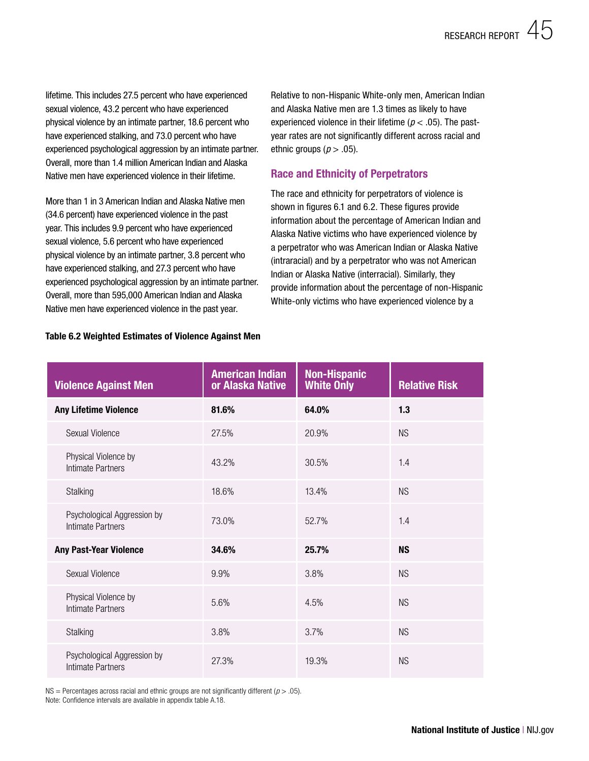lifetime. This includes 27.5 percent who have experienced sexual violence, 43.2 percent who have experienced physical violence by an intimate partner, 18.6 percent who have experienced stalking, and 73.0 percent who have experienced psychological aggression by an intimate partner. Overall, more than 1.4 million American Indian and Alaska Native men have experienced violence in their lifetime.

More than 1 in 3 American Indian and Alaska Native men (34.6 percent) have experienced violence in the past year. This includes 9.9 percent who have experienced sexual violence, 5.6 percent who have experienced physical violence by an intimate partner, 3.8 percent who have experienced stalking, and 27.3 percent who have experienced psychological aggression by an intimate partner. Overall, more than 595,000 American Indian and Alaska Native men have experienced violence in the past year.

Relative to non-Hispanic White-only men, American Indian and Alaska Native men are 1.3 times as likely to have experienced violence in their lifetime ($p < .05$). The past-year rates are not significantly different across racial and ethnic groups ($p > .05$).

## Race and Ethnicity of Perpetrators

The race and ethnicity for perpetrators of violence is shown in figures 6.1 and 6.2. These figures provide information about the percentage of American Indian and Alaska Native victims who have experienced violence by a perpetrator who was American Indian or Alaska Native (intraracial) and by a perpetrator who was not American Indian or Alaska Native (interracial). Similarly, they provide information about the percentage of non-Hispanic White-only victims who have experienced violence by a

**Table 6.2 Weighted Estimates of Violence Against Men**

| Violence Against Men | American Indian or Alaska Native | Non-Hispanic White Only | Relative Risk |
|---|---|---|---|
| **Any Lifetime Violence** | **81.6%** | **64.0%** | **1.3** |
| Sexual Violence | 27.5% | 20.9% | NS |
| Physical Violence by Intimate Partners | 43.2% | 30.5% | 1.4 |
| Stalking | 18.6% | 13.4% | NS |
| Psychological Aggression by Intimate Partners | 73.0% | 52.7% | 1.4 |
| **Any Past-Year Violence** | **34.6%** | **25.7%** | **NS** |
| Sexual Violence | 9.9% | 3.8% | NS |
| Physical Violence by Intimate Partners | 5.6% | 4.5% | NS |
| Stalking | 3.8% | 3.7% | NS |
| Psychological Aggression by Intimate Partners | 27.3% | 19.3% | NS |

NS = Percentages across racial and ethnic groups are not significantly different ($p > .05$).
Note: Confidence intervals are available in appendix table A.18.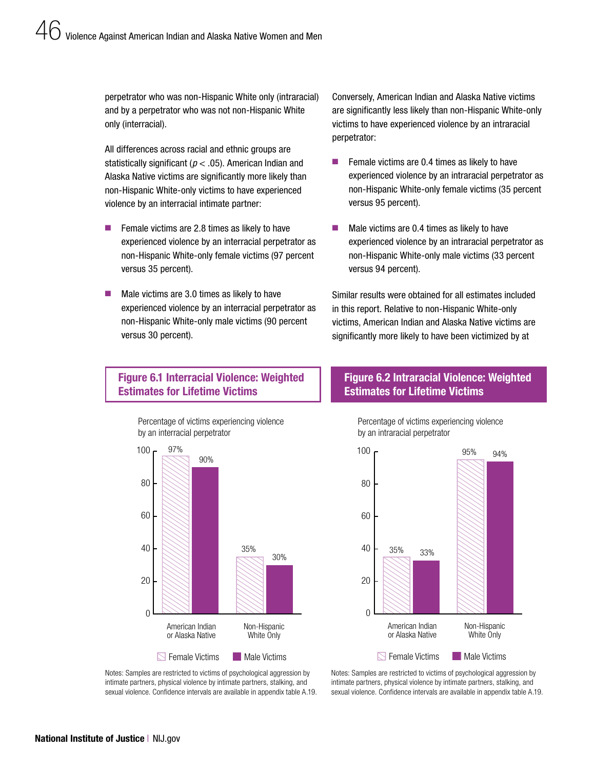perpetrator who was non-Hispanic White only (intraracial) and by a perpetrator who was not non-Hispanic White only (interracial).

All differences across racial and ethnic groups are statistically significant ($p < .05$). American Indian and Alaska Native victims are significantly more likely than non-Hispanic White-only victims to have experienced violence by an interracial intimate partner:

- Female victims are 2.8 times as likely to have experienced violence by an interracial perpetrator as non-Hispanic White-only female victims (97 percent versus 35 percent).
- Male victims are 3.0 times as likely to have experienced violence by an interracial perpetrator as non-Hispanic White-only male victims (90 percent versus 30 percent).

Conversely, American Indian and Alaska Native victims are significantly less likely than non-Hispanic White-only victims to have experienced violence by an intraracial perpetrator:

- Female victims are 0.4 times as likely to have experienced violence by an intraracial perpetrator as non-Hispanic White-only female victims (35 percent versus 95 percent).
- Male victims are 0.4 times as likely to have experienced violence by an intraracial perpetrator as non-Hispanic White-only male victims (33 percent versus 94 percent).

Similar results were obtained for all estimates included in this report. Relative to non-Hispanic White-only victims, American Indian and Alaska Native victims are significantly more likely to have been victimized by at

**Figure 6.1 Interracial Violence: Weighted Estimates for Lifetime Victims**

Percentage of victims experiencing violence by an interracial perpetrator

| | Female Victims | Male Victims |
|---|---|---|
| American Indian or Alaska Native | 97% | 90% |
| Non-Hispanic White Only | 35% | 30% |

Notes: Samples are restricted to victims of psychological aggression by intimate partners, physical violence by intimate partners, stalking, and sexual violence. Confidence intervals are available in appendix table A.19.

**Figure 6.2 Intraracial Violence: Weighted Estimates for Lifetime Victims**

Percentage of victims experiencing violence by an intraracial perpetrator

| | Female Victims | Male Victims |
|---|---|---|
| American Indian or Alaska Native | 35% | 33% |
| Non-Hispanic White Only | 95% | 94% |

Notes: Samples are restricted to victims of psychological aggression by intimate partners, physical violence by intimate partners, stalking, and sexual violence. Confidence intervals are available in appendix table A.19.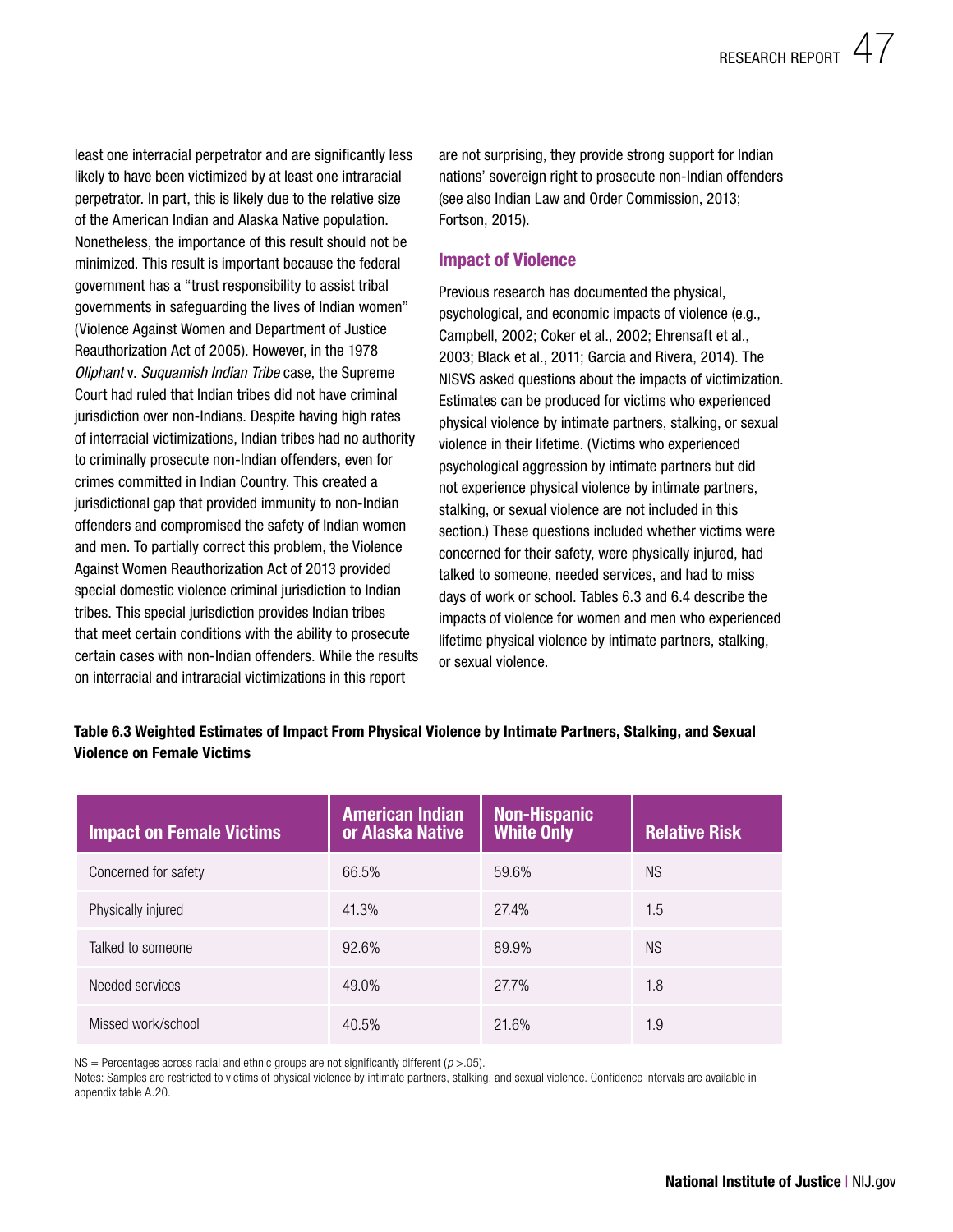least one interracial perpetrator and are significantly less likely to have been victimized by at least one intraracial perpetrator. In part, this is likely due to the relative size of the American Indian and Alaska Native population. Nonetheless, the importance of this result should not be minimized. This result is important because the federal government has a "trust responsibility to assist tribal governments in safeguarding the lives of Indian women" (Violence Against Women and Department of Justice Reauthorization Act of 2005). However, in the 1978 *Oliphant* v. *Suquamish Indian Tribe* case, the Supreme Court had ruled that Indian tribes did not have criminal jurisdiction over non-Indians. Despite having high rates of interracial victimizations, Indian tribes had no authority to criminally prosecute non-Indian offenders, even for crimes committed in Indian Country. This created a jurisdictional gap that provided immunity to non-Indian offenders and compromised the safety of Indian women and men. To partially correct this problem, the Violence Against Women Reauthorization Act of 2013 provided special domestic violence criminal jurisdiction to Indian tribes. This special jurisdiction provides Indian tribes that meet certain conditions with the ability to prosecute certain cases with non-Indian offenders. While the results on interracial and intraracial victimizations in this report are not surprising, they provide strong support for Indian nations' sovereign right to prosecute non-Indian offenders (see also Indian Law and Order Commission, 2013; Fortson, 2015).

### Impact of Violence

Previous research has documented the physical, psychological, and economic impacts of violence (e.g., Campbell, 2002; Coker et al., 2002; Ehrensaft et al., 2003; Black et al., 2011; Garcia and Rivera, 2014). The NISVS asked questions about the impacts of victimization. Estimates can be produced for victims who experienced physical violence by intimate partners, stalking, or sexual violence in their lifetime. (Victims who experienced psychological aggression by intimate partners but did not experience physical violence by intimate partners, stalking, or sexual violence are not included in this section.) These questions included whether victims were concerned for their safety, were physically injured, had talked to someone, needed services, and had to miss days of work or school. Tables 6.3 and 6.4 describe the impacts of violence for women and men who experienced lifetime physical violence by intimate partners, stalking, or sexual violence.

**Table 6.3 Weighted Estimates of Impact From Physical Violence by Intimate Partners, Stalking, and Sexual Violence on Female Victims**

| Impact on Female Victims | American Indian or Alaska Native | Non-Hispanic White Only | Relative Risk |
|---|---|---|---|
| Concerned for safety | 66.5% | 59.6% | NS |
| Physically injured | 41.3% | 27.4% | 1.5 |
| Talked to someone | 92.6% | 89.9% | NS |
| Needed services | 49.0% | 27.7% | 1.8 |
| Missed work/school | 40.5% | 21.6% | 1.9 |

NS = Percentages across racial and ethnic groups are not significantly different ($p > .05$).

Notes: Samples are restricted to victims of physical violence by intimate partners, stalking, and sexual violence. Confidence intervals are available in appendix table A.20.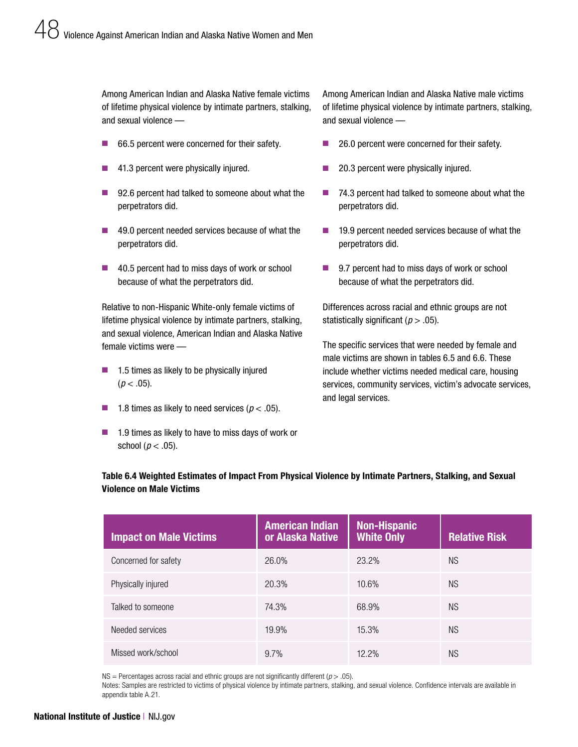Among American Indian and Alaska Native female victims of lifetime physical violence by intimate partners, stalking, and sexual violence —

- 66.5 percent were concerned for their safety.
- 41.3 percent were physically injured.
- 92.6 percent had talked to someone about what the perpetrators did.
- 49.0 percent needed services because of what the perpetrators did.
- 40.5 percent had to miss days of work or school because of what the perpetrators did.

Relative to non-Hispanic White-only female victims of lifetime physical violence by intimate partners, stalking, and sexual violence, American Indian and Alaska Native female victims were —

- 1.5 times as likely to be physically injured ($p < .05$).
- 1.8 times as likely to need services ($p < .05$).
- 1.9 times as likely to have to miss days of work or school ($p < .05$).

Among American Indian and Alaska Native male victims of lifetime physical violence by intimate partners, stalking, and sexual violence —

- 26.0 percent were concerned for their safety.
- 20.3 percent were physically injured.
- 74.3 percent had talked to someone about what the perpetrators did.
- 19.9 percent needed services because of what the perpetrators did.
- 9.7 percent had to miss days of work or school because of what the perpetrators did.

Differences across racial and ethnic groups are not statistically significant ($p > .05$).

The specific services that were needed by female and male victims are shown in tables 6.5 and 6.6. These include whether victims needed medical care, housing services, community services, victim's advocate services, and legal services.

**Table 6.4 Weighted Estimates of Impact From Physical Violence by Intimate Partners, Stalking, and Sexual Violence on Male Victims**

| Impact on Male Victims | American Indian or Alaska Native | Non-Hispanic White Only | Relative Risk |
|---|---|---|---|
| Concerned for safety | 26.0% | 23.2% | NS |
| Physically injured | 20.3% | 10.6% | NS |
| Talked to someone | 74.3% | 68.9% | NS |
| Needed services | 19.9% | 15.3% | NS |
| Missed work/school | 9.7% | 12.2% | NS |

NS = Percentages across racial and ethnic groups are not significantly different ($p > .05$).
Notes: Samples are restricted to victims of physical violence by intimate partners, stalking, and sexual violence. Confidence intervals are available in appendix table A.21.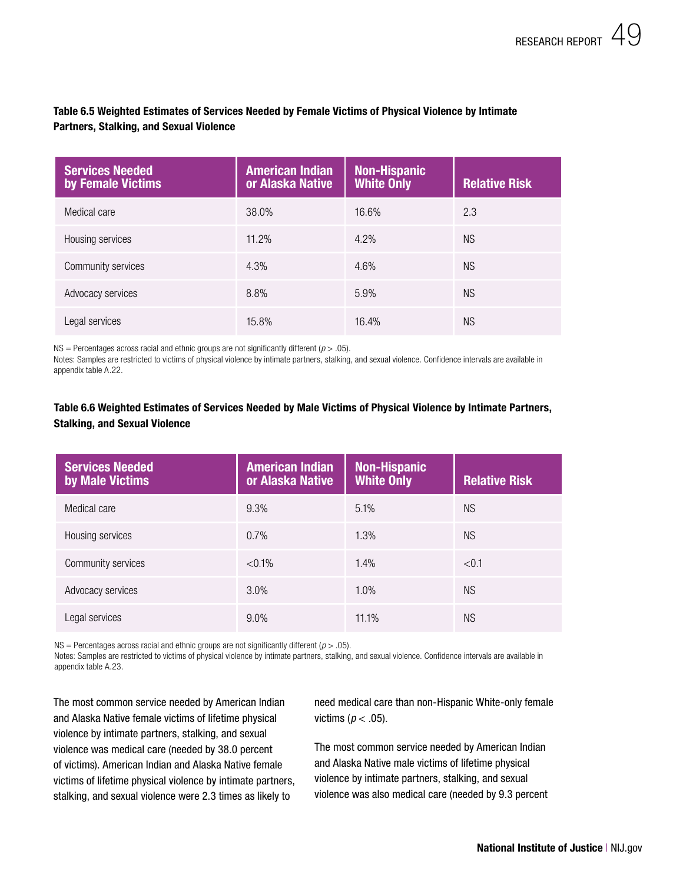**Table 6.5 Weighted Estimates of Services Needed by Female Victims of Physical Violence by Intimate Partners, Stalking, and Sexual Violence**

| Services Needed by Female Victims | American Indian or Alaska Native | Non-Hispanic White Only | Relative Risk |
|---|---|---|---|
| Medical care | 38.0% | 16.6% | 2.3 |
| Housing services | 11.2% | 4.2% | NS |
| Community services | 4.3% | 4.6% | NS |
| Advocacy services | 8.8% | 5.9% | NS |
| Legal services | 15.8% | 16.4% | NS |

NS = Percentages across racial and ethnic groups are not significantly different ($p > .05$).
Notes: Samples are restricted to victims of physical violence by intimate partners, stalking, and sexual violence. Confidence intervals are available in appendix table A.22.

**Table 6.6 Weighted Estimates of Services Needed by Male Victims of Physical Violence by Intimate Partners, Stalking, and Sexual Violence**

| Services Needed by Male Victims | American Indian or Alaska Native | Non-Hispanic White Only | Relative Risk |
|---|---|---|---|
| Medical care | 9.3% | 5.1% | NS |
| Housing services | 0.7% | 1.3% | NS |
| Community services | <0.1% | 1.4% | <0.1 |
| Advocacy services | 3.0% | 1.0% | NS |
| Legal services | 9.0% | 11.1% | NS |

NS = Percentages across racial and ethnic groups are not significantly different ($p > .05$).
Notes: Samples are restricted to victims of physical violence by intimate partners, stalking, and sexual violence. Confidence intervals are available in appendix table A.23.

The most common service needed by American Indian and Alaska Native female victims of lifetime physical violence by intimate partners, stalking, and sexual violence was medical care (needed by 38.0 percent of victims). American Indian and Alaska Native female victims of lifetime physical violence by intimate partners, stalking, and sexual violence were 2.3 times as likely to need medical care than non-Hispanic White-only female victims ($p < .05$).

The most common service needed by American Indian and Alaska Native male victims of lifetime physical violence by intimate partners, stalking, and sexual violence was also medical care (needed by 9.3 percent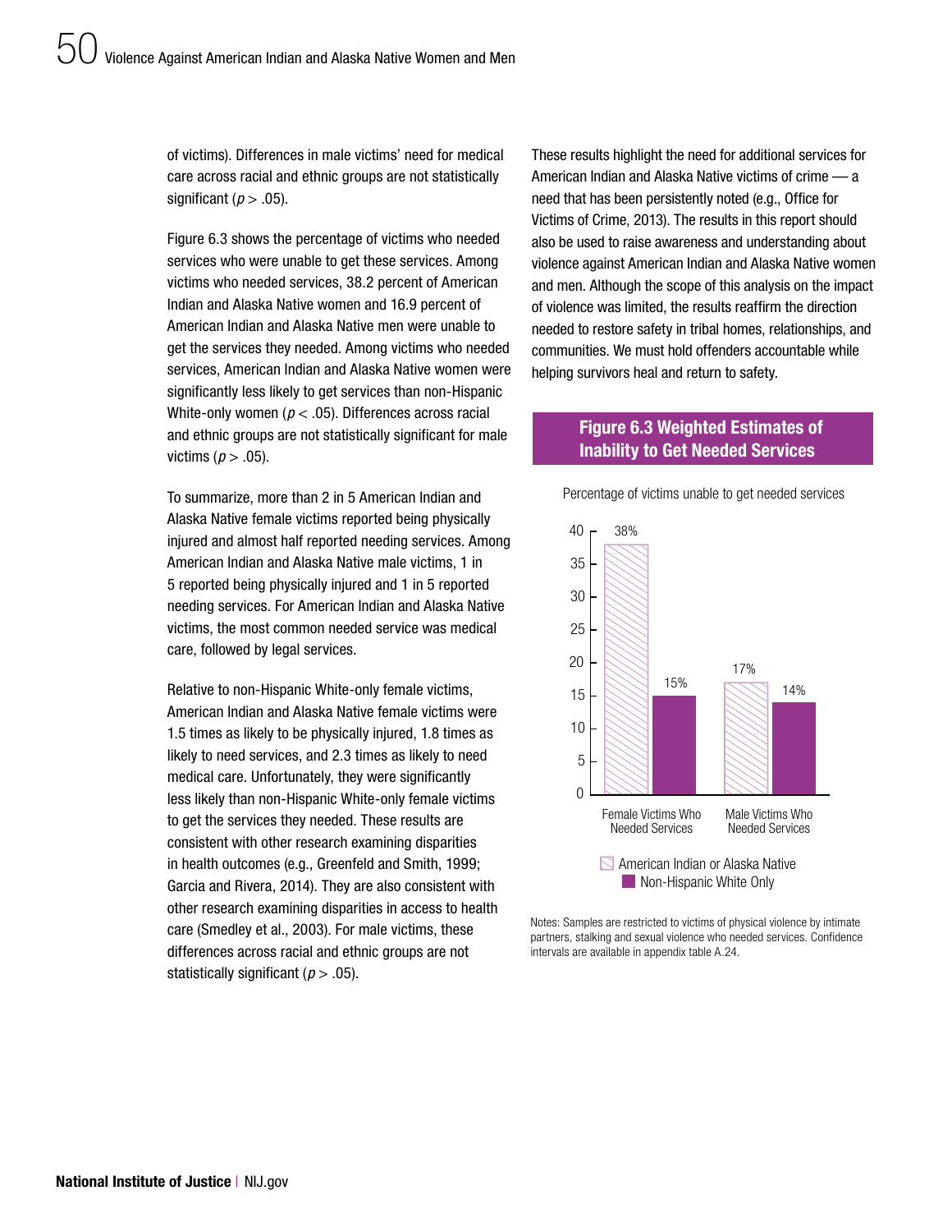of victims). Differences in male victims' need for medical care across racial and ethnic groups are not statistically significant ($p > .05$).

Figure 6.3 shows the percentage of victims who needed services who were unable to get these services. Among victims who needed services, 38.2 percent of American Indian and Alaska Native women and 16.9 percent of American Indian and Alaska Native men were unable to get the services they needed. Among victims who needed services, American Indian and Alaska Native women were significantly less likely to get services than non-Hispanic White-only women ($p < .05$). Differences across racial and ethnic groups are not statistically significant for male victims ($p > .05$).

To summarize, more than 2 in 5 American Indian and Alaska Native female victims reported being physically injured and almost half reported needing services. Among American Indian and Alaska Native male victims, 1 in 5 reported being physically injured and 1 in 5 reported needing services. For American Indian and Alaska Native victims, the most common needed service was medical care, followed by legal services.

Relative to non-Hispanic White-only female victims, American Indian and Alaska Native female victims were 1.5 times as likely to be physically injured, 1.8 times as likely to need services, and 2.3 times as likely to need medical care. Unfortunately, they were significantly less likely than non-Hispanic White-only female victims to get the services they needed. These results are consistent with other research examining disparities in health outcomes (e.g., Greenfeld and Smith, 1999; Garcia and Rivera, 2014). They are also consistent with other research examining disparities in access to health care (Smedley et al., 2003). For male victims, these differences across racial and ethnic groups are not statistically significant ($p > .05$).

These results highlight the need for additional services for American Indian and Alaska Native victims of crime — a need that has been persistently noted (e.g., Office for Victims of Crime, 2013). The results in this report should also be used to raise awareness and understanding about violence against American Indian and Alaska Native women and men. Although the scope of this analysis on the impact of violence was limited, the results reaffirm the direction needed to restore safety in tribal homes, relationships, and communities. We must hold offenders accountable while helping survivors heal and return to safety.

**Figure 6.3 Weighted Estimates of Inability to Get Needed Services**

Percentage of victims unable to get needed services

| | American Indian or Alaska Native | Non-Hispanic White Only |
|---|---|---|
| Female Victims Who Needed Services | 38% | 15% |
| Male Victims Who Needed Services | 17% | 14% |

Notes: Samples are restricted to victims of physical violence by intimate partners, stalking and sexual violence who needed services. Confidence intervals are available in appendix table A.24.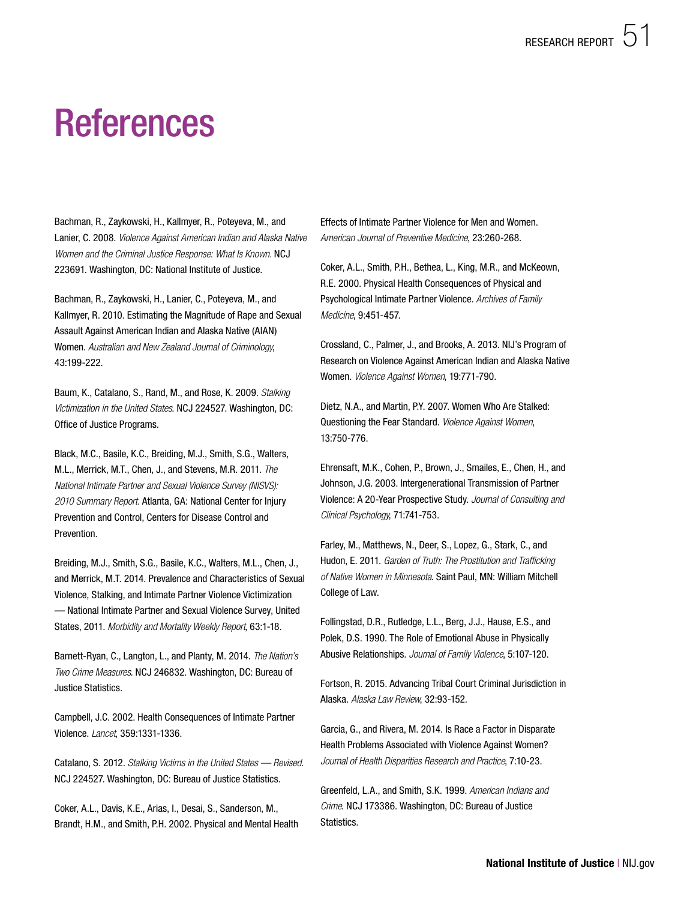# References

Bachman, R., Zaykowski, H., Kallmyer, R., Poteyeva, M., and Lanier, C. 2008. *Violence Against American Indian and Alaska Native Women and the Criminal Justice Response: What Is Known.* NCJ 223691. Washington, DC: National Institute of Justice.

Bachman, R., Zaykowski, H., Lanier, C., Poteyeva, M., and Kallmyer, R. 2010. Estimating the Magnitude of Rape and Sexual Assault Against American Indian and Alaska Native (AIAN) Women. *Australian and New Zealand Journal of Criminology*, 43:199-222.

Baum, K., Catalano, S., Rand, M., and Rose, K. 2009. *Stalking Victimization in the United States*. NCJ 224527. Washington, DC: Office of Justice Programs.

Black, M.C., Basile, K.C., Breiding, M.J., Smith, S.G., Walters, M.L., Merrick, M.T., Chen, J., and Stevens, M.R. 2011. *The National Intimate Partner and Sexual Violence Survey (NISVS): 2010 Summary Report.* Atlanta, GA: National Center for Injury Prevention and Control, Centers for Disease Control and Prevention.

Breiding, M.J., Smith, S.G., Basile, K.C., Walters, M.L., Chen, J., and Merrick, M.T. 2014. Prevalence and Characteristics of Sexual Violence, Stalking, and Intimate Partner Violence Victimization — National Intimate Partner and Sexual Violence Survey, United States, 2011. *Morbidity and Mortality Weekly Report*, 63:1-18.

Barnett-Ryan, C., Langton, L., and Planty, M. 2014. *The Nation's Two Crime Measures*. NCJ 246832. Washington, DC: Bureau of Justice Statistics.

Campbell, J.C. 2002. Health Consequences of Intimate Partner Violence. *Lancet*, 359:1331-1336.

Catalano, S. 2012. *Stalking Victims in the United States — Revised*. NCJ 224527. Washington, DC: Bureau of Justice Statistics.

Coker, A.L., Davis, K.E., Arias, I., Desai, S., Sanderson, M., Brandt, H.M., and Smith, P.H. 2002. Physical and Mental Health Effects of Intimate Partner Violence for Men and Women. *American Journal of Preventive Medicine*, 23:260-268.

Coker, A.L., Smith, P.H., Bethea, L., King, M.R., and McKeown, R.E. 2000. Physical Health Consequences of Physical and Psychological Intimate Partner Violence. *Archives of Family Medicine*, 9:451-457.

Crossland, C., Palmer, J., and Brooks, A. 2013. NIJ's Program of Research on Violence Against American Indian and Alaska Native Women. *Violence Against Women*, 19:771-790.

Dietz, N.A., and Martin, P.Y. 2007. Women Who Are Stalked: Questioning the Fear Standard. *Violence Against Women*, 13:750-776.

Ehrensaft, M.K., Cohen, P., Brown, J., Smailes, E., Chen, H., and Johnson, J.G. 2003. Intergenerational Transmission of Partner Violence: A 20-Year Prospective Study. *Journal of Consulting and Clinical Psychology*, 71:741-753.

Farley, M., Matthews, N., Deer, S., Lopez, G., Stark, C., and Hudon, E. 2011. *Garden of Truth: The Prostitution and Trafficking of Native Women in Minnesota*. Saint Paul, MN: William Mitchell College of Law.

Follingstad, D.R., Rutledge, L.L., Berg, J.J., Hause, E.S., and Polek, D.S. 1990. The Role of Emotional Abuse in Physically Abusive Relationships. *Journal of Family Violence*, 5:107-120.

Fortson, R. 2015. Advancing Tribal Court Criminal Jurisdiction in Alaska. *Alaska Law Review*, 32:93-152.

Garcia, G., and Rivera, M. 2014. Is Race a Factor in Disparate Health Problems Associated with Violence Against Women? *Journal of Health Disparities Research and Practice*, 7:10-23.

Greenfeld, L.A., and Smith, S.K. 1999. *American Indians and Crime*. NCJ 173386. Washington, DC: Bureau of Justice Statistics.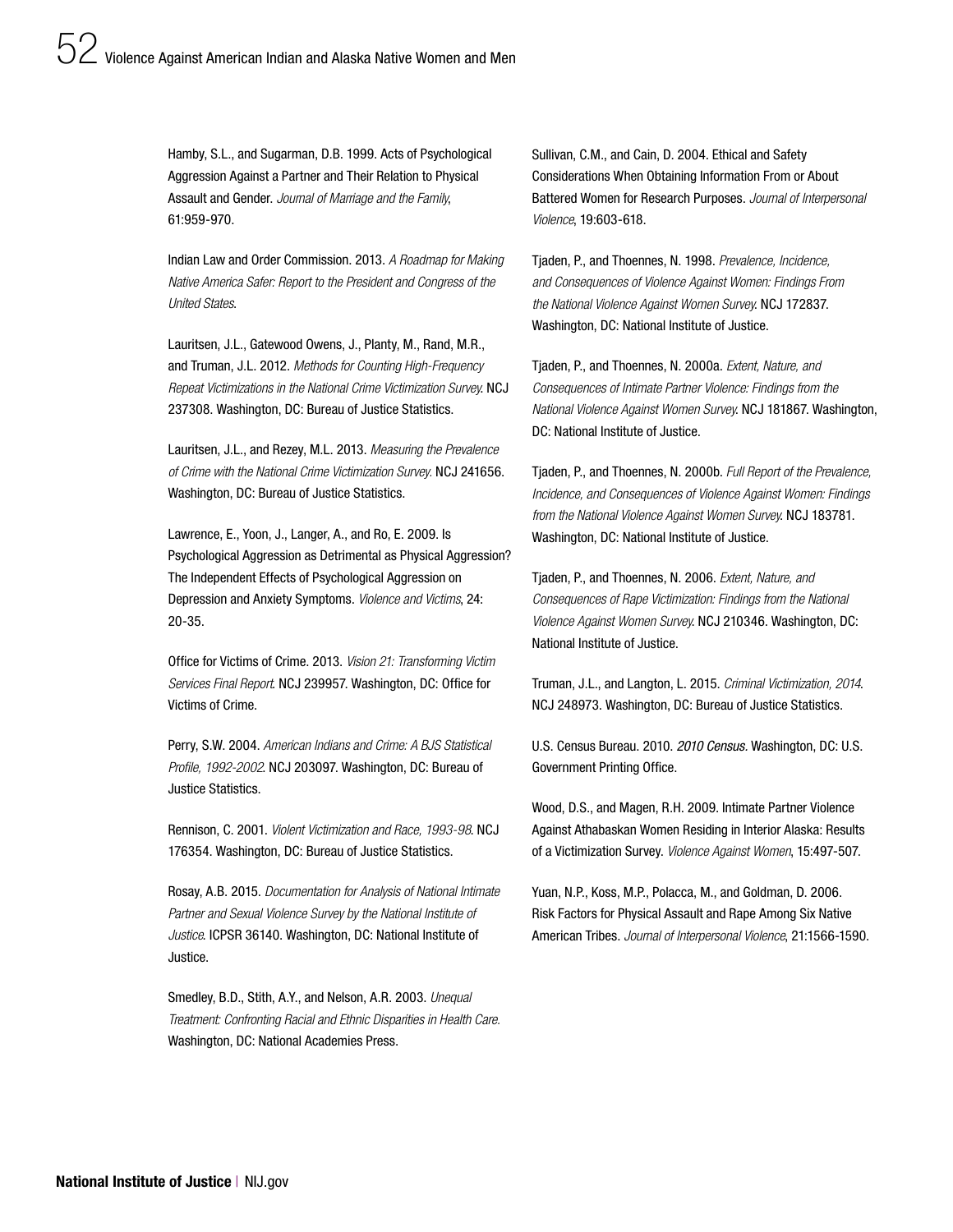Hamby, S.L., and Sugarman, D.B. 1999. Acts of Psychological Aggression Against a Partner and Their Relation to Physical Assault and Gender. *Journal of Marriage and the Family*, 61:959-970.

Indian Law and Order Commission. 2013. *A Roadmap for Making Native America Safer: Report to the President and Congress of the United States*.

Lauritsen, J.L., Gatewood Owens, J., Planty, M., Rand, M.R., and Truman, J.L. 2012. *Methods for Counting High-Frequency Repeat Victimizations in the National Crime Victimization Survey*. NCJ 237308. Washington, DC: Bureau of Justice Statistics.

Lauritsen, J.L., and Rezey, M.L. 2013. *Measuring the Prevalence of Crime with the National Crime Victimization Survey.* NCJ 241656. Washington, DC: Bureau of Justice Statistics.

Lawrence, E., Yoon, J., Langer, A., and Ro, E. 2009. Is Psychological Aggression as Detrimental as Physical Aggression? The Independent Effects of Psychological Aggression on Depression and Anxiety Symptoms. *Violence and Victims*, 24: 20-35.

Office for Victims of Crime. 2013. *Vision 21: Transforming Victim Services Final Report*. NCJ 239957. Washington, DC: Office for Victims of Crime.

Perry, S.W. 2004. *American Indians and Crime: A BJS Statistical Profile, 1992-2002*. NCJ 203097. Washington, DC: Bureau of Justice Statistics.

Rennison, C. 2001. *Violent Victimization and Race, 1993-98*. NCJ 176354. Washington, DC: Bureau of Justice Statistics.

Rosay, A.B. 2015. *Documentation for Analysis of National Intimate Partner and Sexual Violence Survey by the National Institute of Justice*. ICPSR 36140. Washington, DC: National Institute of Justice.

Smedley, B.D., Stith, A.Y., and Nelson, A.R. 2003. *Unequal Treatment: Confronting Racial and Ethnic Disparities in Health Care.* Washington, DC: National Academies Press.

Sullivan, C.M., and Cain, D. 2004. Ethical and Safety Considerations When Obtaining Information From or About Battered Women for Research Purposes. *Journal of Interpersonal Violence*, 19:603-618.

Tjaden, P., and Thoennes, N. 1998. *Prevalence, Incidence, and Consequences of Violence Against Women: Findings From the National Violence Against Women Survey*. NCJ 172837. Washington, DC: National Institute of Justice.

Tjaden, P., and Thoennes, N. 2000a. *Extent, Nature, and Consequences of Intimate Partner Violence: Findings from the National Violence Against Women Survey*. NCJ 181867. Washington, DC: National Institute of Justice.

Tjaden, P., and Thoennes, N. 2000b. *Full Report of the Prevalence, Incidence, and Consequences of Violence Against Women: Findings from the National Violence Against Women Survey*. NCJ 183781. Washington, DC: National Institute of Justice.

Tjaden, P., and Thoennes, N. 2006. *Extent, Nature, and Consequences of Rape Victimization: Findings from the National Violence Against Women Survey*. NCJ 210346. Washington, DC: National Institute of Justice.

Truman, J.L., and Langton, L. 2015. *Criminal Victimization, 2014*. NCJ 248973. Washington, DC: Bureau of Justice Statistics.

U.S. Census Bureau. 2010. *2010 Census.* Washington, DC: U.S. Government Printing Office.

Wood, D.S., and Magen, R.H. 2009. Intimate Partner Violence Against Athabaskan Women Residing in Interior Alaska: Results of a Victimization Survey. *Violence Against Women*, 15:497-507.

Yuan, N.P., Koss, M.P., Polacca, M., and Goldman, D. 2006. Risk Factors for Physical Assault and Rape Among Six Native American Tribes. *Journal of Interpersonal Violence*, 21:1566-1590.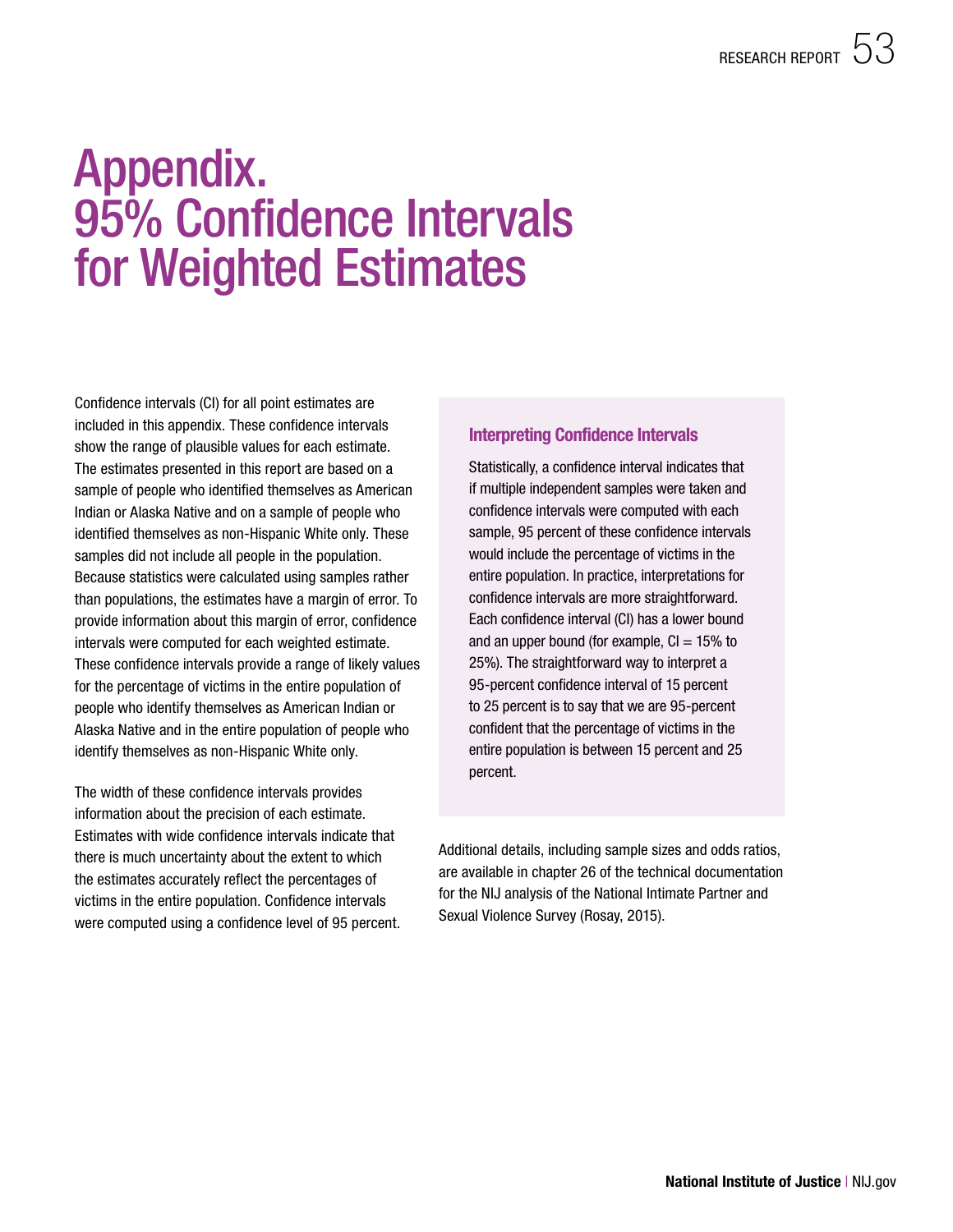# Appendix. 95% Confidence Intervals for Weighted Estimates

Confidence intervals (CI) for all point estimates are included in this appendix. These confidence intervals show the range of plausible values for each estimate. The estimates presented in this report are based on a sample of people who identified themselves as American Indian or Alaska Native and on a sample of people who identified themselves as non-Hispanic White only. These samples did not include all people in the population. Because statistics were calculated using samples rather than populations, the estimates have a margin of error. To provide information about this margin of error, confidence intervals were computed for each weighted estimate. These confidence intervals provide a range of likely values for the percentage of victims in the entire population of people who identify themselves as American Indian or Alaska Native and in the entire population of people who identify themselves as non-Hispanic White only.

The width of these confidence intervals provides information about the precision of each estimate. Estimates with wide confidence intervals indicate that there is much uncertainty about the extent to which the estimates accurately reflect the percentages of victims in the entire population. Confidence intervals were computed using a confidence level of 95 percent.

### Interpreting Confidence Intervals

Statistically, a confidence interval indicates that if multiple independent samples were taken and confidence intervals were computed with each sample, 95 percent of these confidence intervals would include the percentage of victims in the entire population. In practice, interpretations for confidence intervals are more straightforward. Each confidence interval (CI) has a lower bound and an upper bound (for example, CI = 15% to 25%). The straightforward way to interpret a 95-percent confidence interval of 15 percent to 25 percent is to say that we are 95-percent confident that the percentage of victims in the entire population is between 15 percent and 25 percent.

Additional details, including sample sizes and odds ratios, are available in chapter 26 of the technical documentation for the NIJ analysis of the National Intimate Partner and Sexual Violence Survey (Rosay, 2015).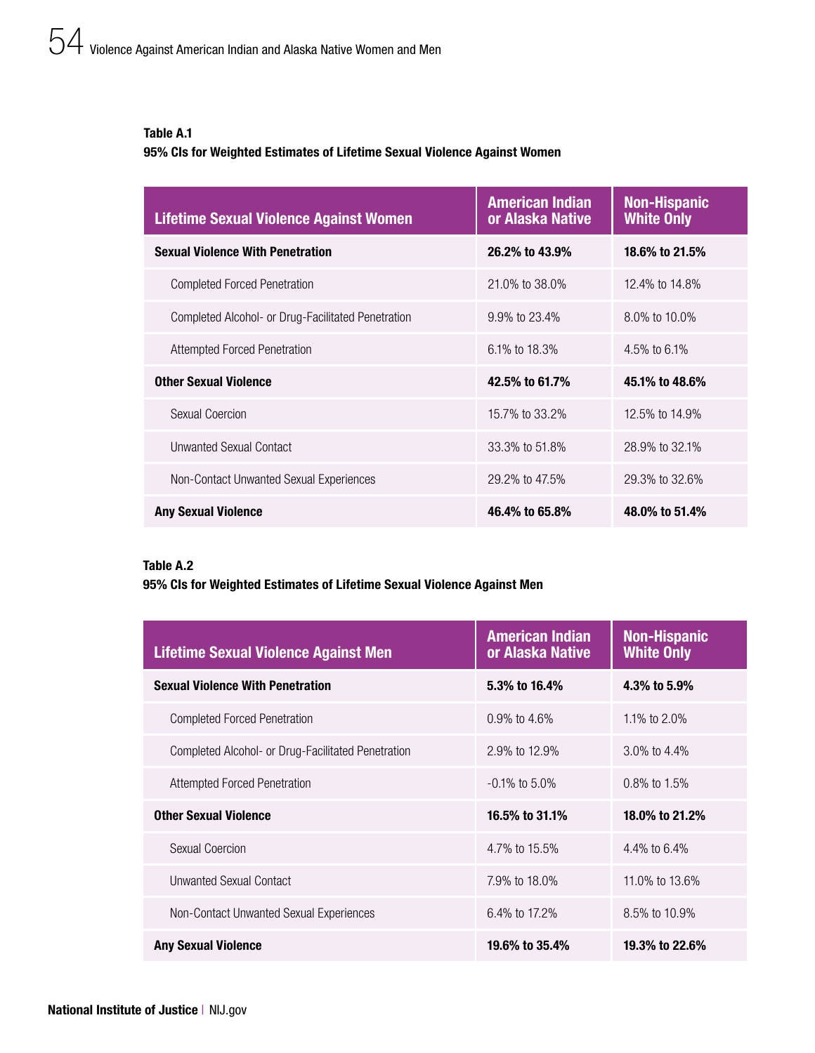**Table A.1**
**95% CIs for Weighted Estimates of Lifetime Sexual Violence Against Women**

| Lifetime Sexual Violence Against Women | American Indian or Alaska Native | Non-Hispanic White Only |
|---|---|---|
| **Sexual Violence With Penetration** | **26.2% to 43.9%** | **18.6% to 21.5%** |
| Completed Forced Penetration | 21.0% to 38.0% | 12.4% to 14.8% |
| Completed Alcohol- or Drug-Facilitated Penetration | 9.9% to 23.4% | 8.0% to 10.0% |
| Attempted Forced Penetration | 6.1% to 18.3% | 4.5% to 6.1% |
| **Other Sexual Violence** | **42.5% to 61.7%** | **45.1% to 48.6%** |
| Sexual Coercion | 15.7% to 33.2% | 12.5% to 14.9% |
| Unwanted Sexual Contact | 33.3% to 51.8% | 28.9% to 32.1% |
| Non-Contact Unwanted Sexual Experiences | 29.2% to 47.5% | 29.3% to 32.6% |
| **Any Sexual Violence** | **46.4% to 65.8%** | **48.0% to 51.4%** |

**Table A.2**
**95% CIs for Weighted Estimates of Lifetime Sexual Violence Against Men**

| Lifetime Sexual Violence Against Men | American Indian or Alaska Native | Non-Hispanic White Only |
|---|---|---|
| **Sexual Violence With Penetration** | **5.3% to 16.4%** | **4.3% to 5.9%** |
| Completed Forced Penetration | 0.9% to 4.6% | 1.1% to 2.0% |
| Completed Alcohol- or Drug-Facilitated Penetration | 2.9% to 12.9% | 3.0% to 4.4% |
| Attempted Forced Penetration | -0.1% to 5.0% | 0.8% to 1.5% |
| **Other Sexual Violence** | **16.5% to 31.1%** | **18.0% to 21.2%** |
| Sexual Coercion | 4.7% to 15.5% | 4.4% to 6.4% |
| Unwanted Sexual Contact | 7.9% to 18.0% | 11.0% to 13.6% |
| Non-Contact Unwanted Sexual Experiences | 6.4% to 17.2% | 8.5% to 10.9% |
| **Any Sexual Violence** | **19.6% to 35.4%** | **19.3% to 22.6%** |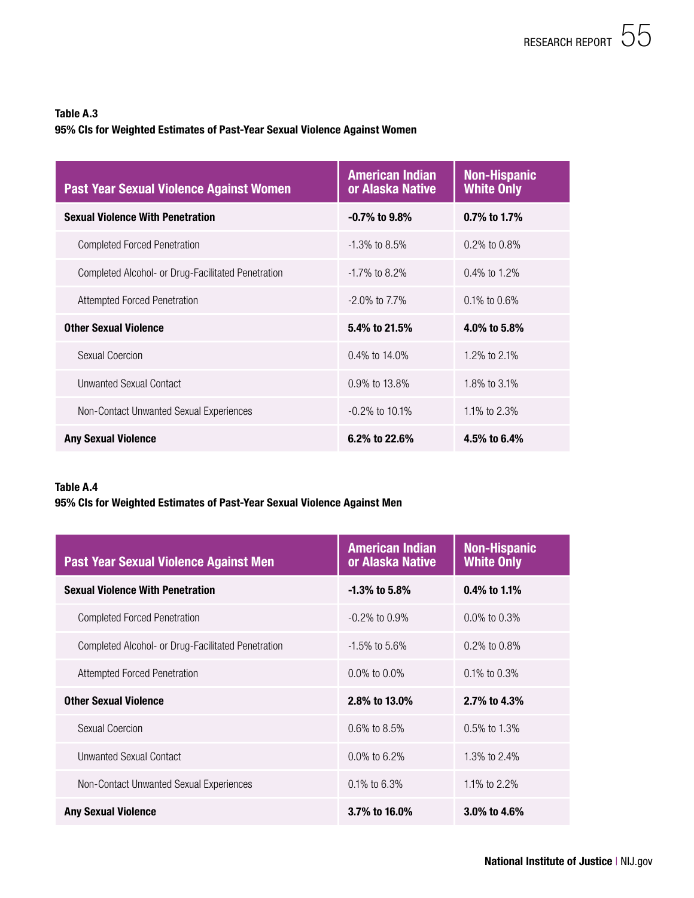**Table A.3**
**95% CIs for Weighted Estimates of Past-Year Sexual Violence Against Women**

| Past Year Sexual Violence Against Women | American Indian or Alaska Native | Non-Hispanic White Only |
|---|---|---|
| **Sexual Violence With Penetration** | **-0.7% to 9.8%** | **0.7% to 1.7%** |
| Completed Forced Penetration | -1.3% to 8.5% | 0.2% to 0.8% |
| Completed Alcohol- or Drug-Facilitated Penetration | -1.7% to 8.2% | 0.4% to 1.2% |
| Attempted Forced Penetration | -2.0% to 7.7% | 0.1% to 0.6% |
| **Other Sexual Violence** | **5.4% to 21.5%** | **4.0% to 5.8%** |
| Sexual Coercion | 0.4% to 14.0% | 1.2% to 2.1% |
| Unwanted Sexual Contact | 0.9% to 13.8% | 1.8% to 3.1% |
| Non-Contact Unwanted Sexual Experiences | -0.2% to 10.1% | 1.1% to 2.3% |
| **Any Sexual Violence** | **6.2% to 22.6%** | **4.5% to 6.4%** |

**Table A.4**
**95% CIs for Weighted Estimates of Past-Year Sexual Violence Against Men**

| Past Year Sexual Violence Against Men | American Indian or Alaska Native | Non-Hispanic White Only |
|---|---|---|
| **Sexual Violence With Penetration** | **-1.3% to 5.8%** | **0.4% to 1.1%** |
| Completed Forced Penetration | -0.2% to 0.9% | 0.0% to 0.3% |
| Completed Alcohol- or Drug-Facilitated Penetration | -1.5% to 5.6% | 0.2% to 0.8% |
| Attempted Forced Penetration | 0.0% to 0.0% | 0.1% to 0.3% |
| **Other Sexual Violence** | **2.8% to 13.0%** | **2.7% to 4.3%** |
| Sexual Coercion | 0.6% to 8.5% | 0.5% to 1.3% |
| Unwanted Sexual Contact | 0.0% to 6.2% | 1.3% to 2.4% |
| Non-Contact Unwanted Sexual Experiences | 0.1% to 6.3% | 1.1% to 2.2% |
| **Any Sexual Violence** | **3.7% to 16.0%** | **3.0% to 4.6%** |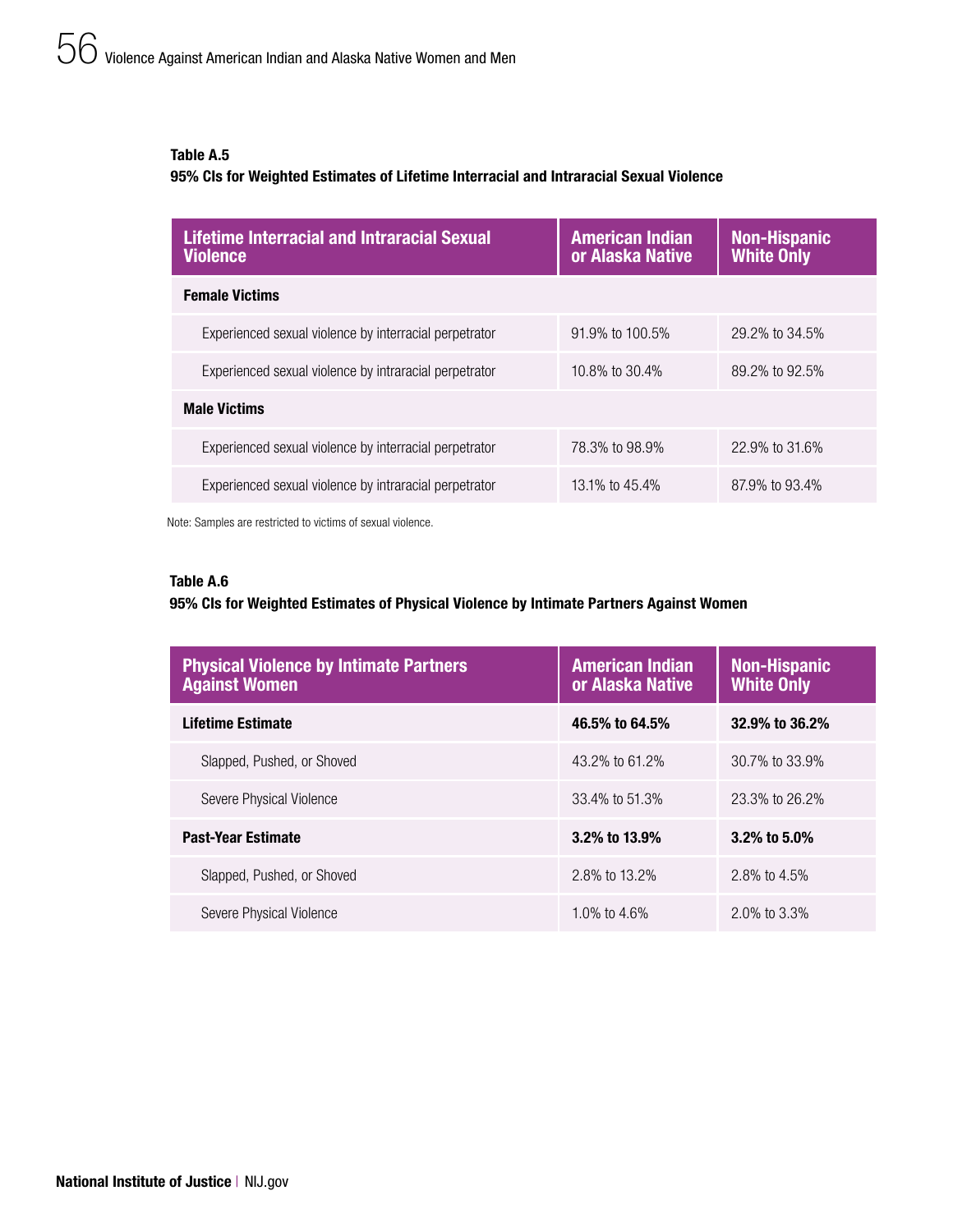**Table A.5**
**95% CIs for Weighted Estimates of Lifetime Interracial and Intraracial Sexual Violence**

| Lifetime Interracial and Intraracial Sexual Violence | American Indian or Alaska Native | Non-Hispanic White Only |
|---|---|---|
| **Female Victims** | | |
| Experienced sexual violence by interracial perpetrator | 91.9% to 100.5% | 29.2% to 34.5% |
| Experienced sexual violence by intraracial perpetrator | 10.8% to 30.4% | 89.2% to 92.5% |
| **Male Victims** | | |
| Experienced sexual violence by interracial perpetrator | 78.3% to 98.9% | 22.9% to 31.6% |
| Experienced sexual violence by intraracial perpetrator | 13.1% to 45.4% | 87.9% to 93.4% |

Note: Samples are restricted to victims of sexual violence.

**Table A.6**
**95% CIs for Weighted Estimates of Physical Violence by Intimate Partners Against Women**

| Physical Violence by Intimate Partners Against Women | American Indian or Alaska Native | Non-Hispanic White Only |
|---|---|---|
| **Lifetime Estimate** | **46.5% to 64.5%** | **32.9% to 36.2%** |
| Slapped, Pushed, or Shoved | 43.2% to 61.2% | 30.7% to 33.9% |
| Severe Physical Violence | 33.4% to 51.3% | 23.3% to 26.2% |
| **Past-Year Estimate** | **3.2% to 13.9%** | **3.2% to 5.0%** |
| Slapped, Pushed, or Shoved | 2.8% to 13.2% | 2.8% to 4.5% |
| Severe Physical Violence | 1.0% to 4.6% | 2.0% to 3.3% |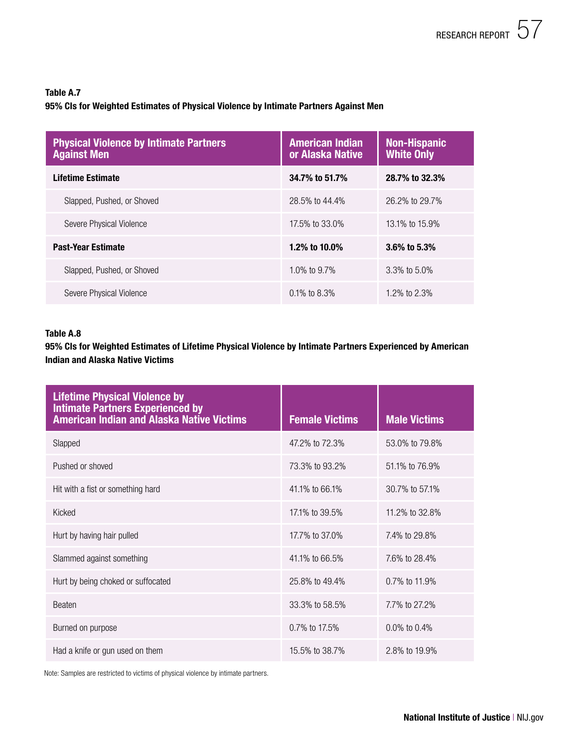**Table A.7**

**95% CIs for Weighted Estimates of Physical Violence by Intimate Partners Against Men**

| Physical Violence by Intimate Partners Against Men | American Indian or Alaska Native | Non-Hispanic White Only |
|---|---|---|
| **Lifetime Estimate** | **34.7% to 51.7%** | **28.7% to 32.3%** |
| Slapped, Pushed, or Shoved | 28.5% to 44.4% | 26.2% to 29.7% |
| Severe Physical Violence | 17.5% to 33.0% | 13.1% to 15.9% |
| **Past-Year Estimate** | **1.2% to 10.0%** | **3.6% to 5.3%** |
| Slapped, Pushed, or Shoved | 1.0% to 9.7% | 3.3% to 5.0% |
| Severe Physical Violence | 0.1% to 8.3% | 1.2% to 2.3% |

**Table A.8**

**95% CIs for Weighted Estimates of Lifetime Physical Violence by Intimate Partners Experienced by American Indian and Alaska Native Victims**

| Lifetime Physical Violence by Intimate Partners Experienced by American Indian and Alaska Native Victims | Female Victims | Male Victims |
|---|---|---|
| Slapped | 47.2% to 72.3% | 53.0% to 79.8% |
| Pushed or shoved | 73.3% to 93.2% | 51.1% to 76.9% |
| Hit with a fist or something hard | 41.1% to 66.1% | 30.7% to 57.1% |
| Kicked | 17.1% to 39.5% | 11.2% to 32.8% |
| Hurt by having hair pulled | 17.7% to 37.0% | 7.4% to 29.8% |
| Slammed against something | 41.1% to 66.5% | 7.6% to 28.4% |
| Hurt by being choked or suffocated | 25.8% to 49.4% | 0.7% to 11.9% |
| Beaten | 33.3% to 58.5% | 7.7% to 27.2% |
| Burned on purpose | 0.7% to 17.5% | 0.0% to 0.4% |
| Had a knife or gun used on them | 15.5% to 38.7% | 2.8% to 19.9% |

Note: Samples are restricted to victims of physical violence by intimate partners.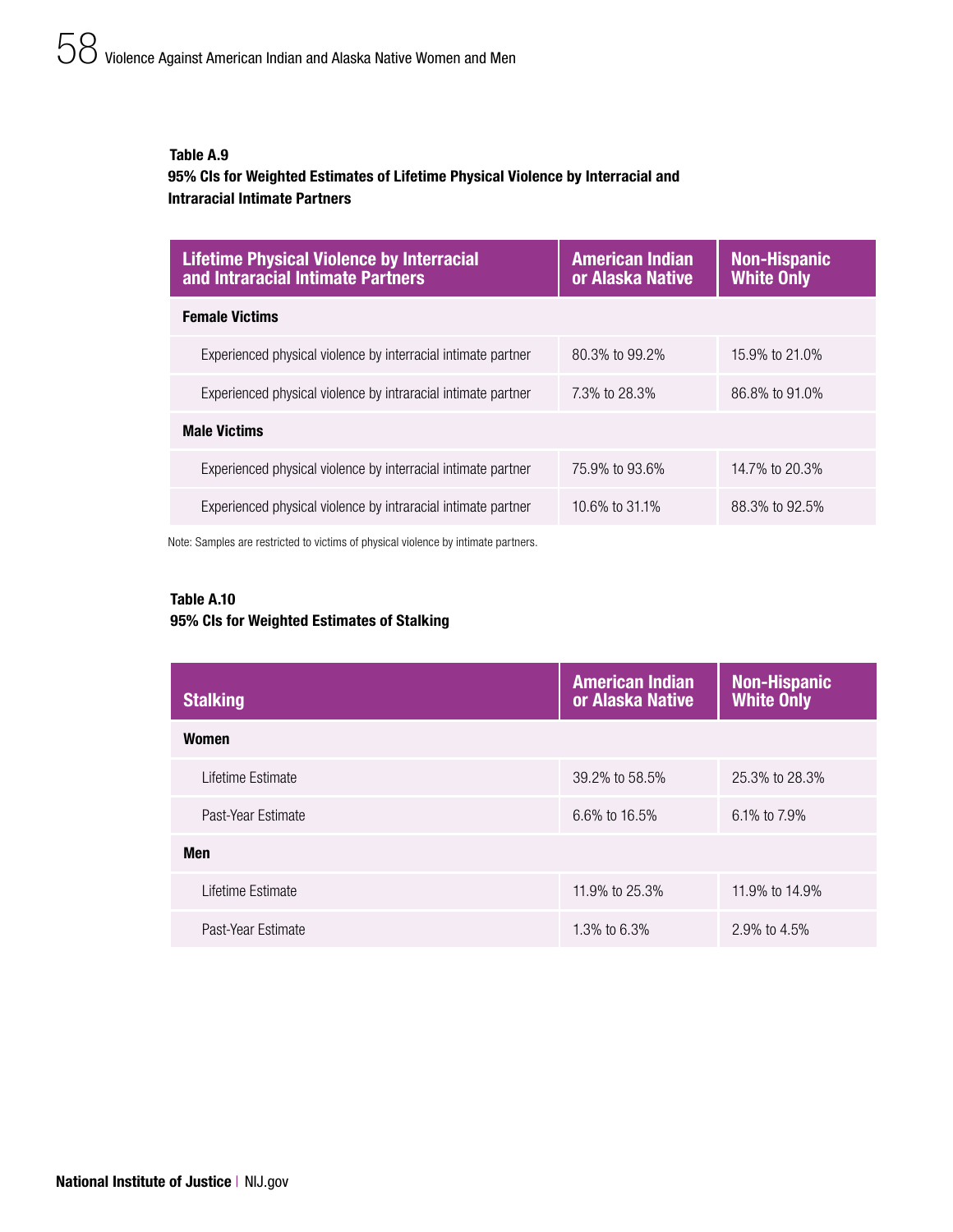**Table A.9**
**95% CIs for Weighted Estimates of Lifetime Physical Violence by Interracial and Intraracial Intimate Partners**

| Lifetime Physical Violence by Interracial and Intraracial Intimate Partners | American Indian or Alaska Native | Non-Hispanic White Only |
|---|---|---|
| **Female Victims** | | |
| Experienced physical violence by interracial intimate partner | 80.3% to 99.2% | 15.9% to 21.0% |
| Experienced physical violence by intraracial intimate partner | 7.3% to 28.3% | 86.8% to 91.0% |
| **Male Victims** | | |
| Experienced physical violence by interracial intimate partner | 75.9% to 93.6% | 14.7% to 20.3% |
| Experienced physical violence by intraracial intimate partner | 10.6% to 31.1% | 88.3% to 92.5% |

Note: Samples are restricted to victims of physical violence by intimate partners.

**Table A.10**
**95% CIs for Weighted Estimates of Stalking**

| Stalking | American Indian or Alaska Native | Non-Hispanic White Only |
|---|---|---|
| **Women** | | |
| Lifetime Estimate | 39.2% to 58.5% | 25.3% to 28.3% |
| Past-Year Estimate | 6.6% to 16.5% | 6.1% to 7.9% |
| **Men** | | |
| Lifetime Estimate | 11.9% to 25.3% | 11.9% to 14.9% |
| Past-Year Estimate | 1.3% to 6.3% | 2.9% to 4.5% |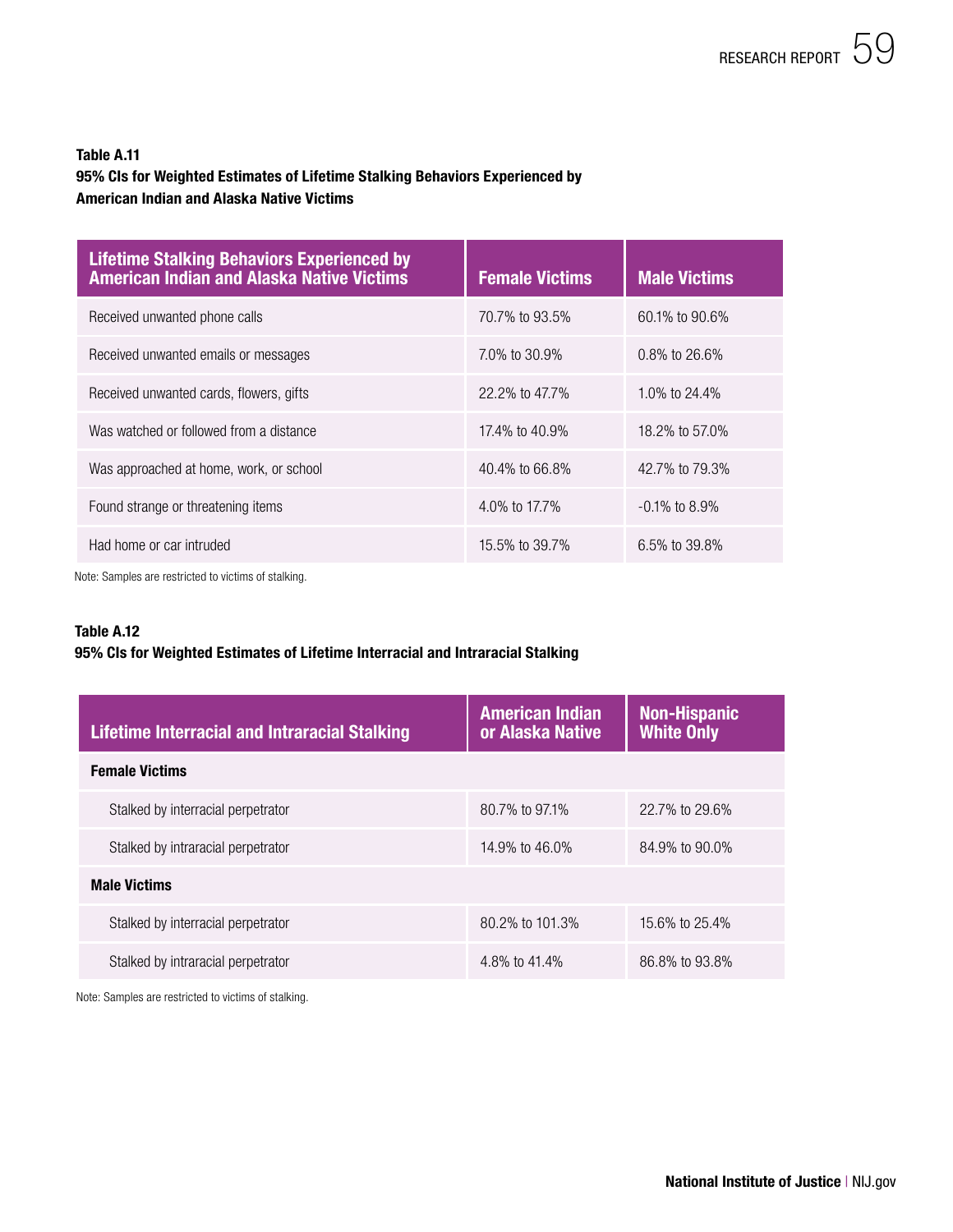**Table A.11**
**95% CIs for Weighted Estimates of Lifetime Stalking Behaviors Experienced by American Indian and Alaska Native Victims**

| Lifetime Stalking Behaviors Experienced by American Indian and Alaska Native Victims | Female Victims | Male Victims |
|---|---|---|
| Received unwanted phone calls | 70.7% to 93.5% | 60.1% to 90.6% |
| Received unwanted emails or messages | 7.0% to 30.9% | 0.8% to 26.6% |
| Received unwanted cards, flowers, gifts | 22.2% to 47.7% | 1.0% to 24.4% |
| Was watched or followed from a distance | 17.4% to 40.9% | 18.2% to 57.0% |
| Was approached at home, work, or school | 40.4% to 66.8% | 42.7% to 79.3% |
| Found strange or threatening items | 4.0% to 17.7% | -0.1% to 8.9% |
| Had home or car intruded | 15.5% to 39.7% | 6.5% to 39.8% |

Note: Samples are restricted to victims of stalking.

**Table A.12**
**95% CIs for Weighted Estimates of Lifetime Interracial and Intraracial Stalking**

| Lifetime Interracial and Intraracial Stalking | American Indian or Alaska Native | Non-Hispanic White Only |
|---|---|---|
| **Female Victims** | | |
| Stalked by interracial perpetrator | 80.7% to 97.1% | 22.7% to 29.6% |
| Stalked by intraracial perpetrator | 14.9% to 46.0% | 84.9% to 90.0% |
| **Male Victims** | | |
| Stalked by interracial perpetrator | 80.2% to 101.3% | 15.6% to 25.4% |
| Stalked by intraracial perpetrator | 4.8% to 41.4% | 86.8% to 93.8% |

Note: Samples are restricted to victims of stalking.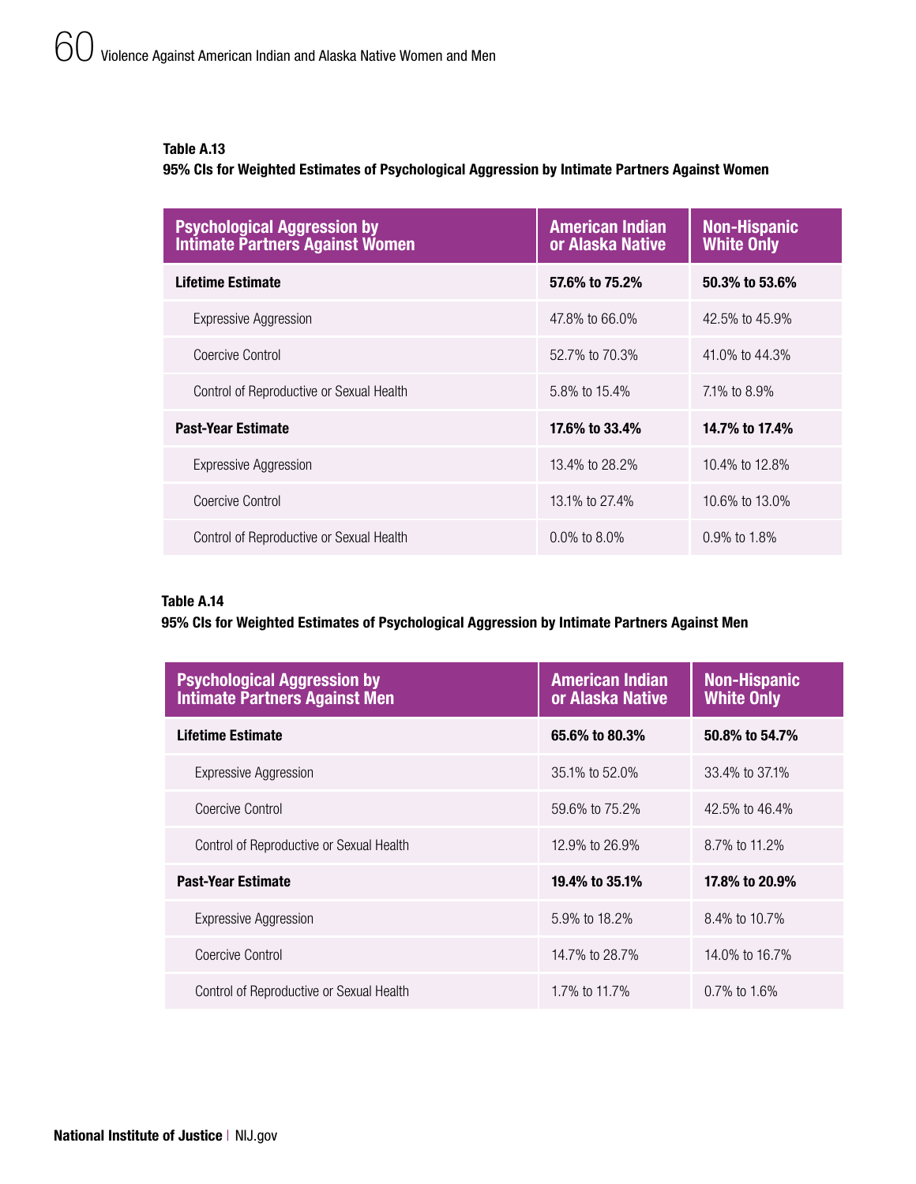**Table A.13**

**95% CIs for Weighted Estimates of Psychological Aggression by Intimate Partners Against Women**

| Psychological Aggression by Intimate Partners Against Women | American Indian or Alaska Native | Non-Hispanic White Only |
|---|---|---|
| **Lifetime Estimate** | **57.6% to 75.2%** | **50.3% to 53.6%** |
| Expressive Aggression | 47.8% to 66.0% | 42.5% to 45.9% |
| Coercive Control | 52.7% to 70.3% | 41.0% to 44.3% |
| Control of Reproductive or Sexual Health | 5.8% to 15.4% | 7.1% to 8.9% |
| **Past-Year Estimate** | **17.6% to 33.4%** | **14.7% to 17.4%** |
| Expressive Aggression | 13.4% to 28.2% | 10.4% to 12.8% |
| Coercive Control | 13.1% to 27.4% | 10.6% to 13.0% |
| Control of Reproductive or Sexual Health | 0.0% to 8.0% | 0.9% to 1.8% |

**Table A.14**

**95% CIs for Weighted Estimates of Psychological Aggression by Intimate Partners Against Men**

| Psychological Aggression by Intimate Partners Against Men | American Indian or Alaska Native | Non-Hispanic White Only |
|---|---|---|
| **Lifetime Estimate** | **65.6% to 80.3%** | **50.8% to 54.7%** |
| Expressive Aggression | 35.1% to 52.0% | 33.4% to 37.1% |
| Coercive Control | 59.6% to 75.2% | 42.5% to 46.4% |
| Control of Reproductive or Sexual Health | 12.9% to 26.9% | 8.7% to 11.2% |
| **Past-Year Estimate** | **19.4% to 35.1%** | **17.8% to 20.9%** |
| Expressive Aggression | 5.9% to 18.2% | 8.4% to 10.7% |
| Coercive Control | 14.7% to 28.7% | 14.0% to 16.7% |
| Control of Reproductive or Sexual Health | 1.7% to 11.7% | 0.7% to 1.6% |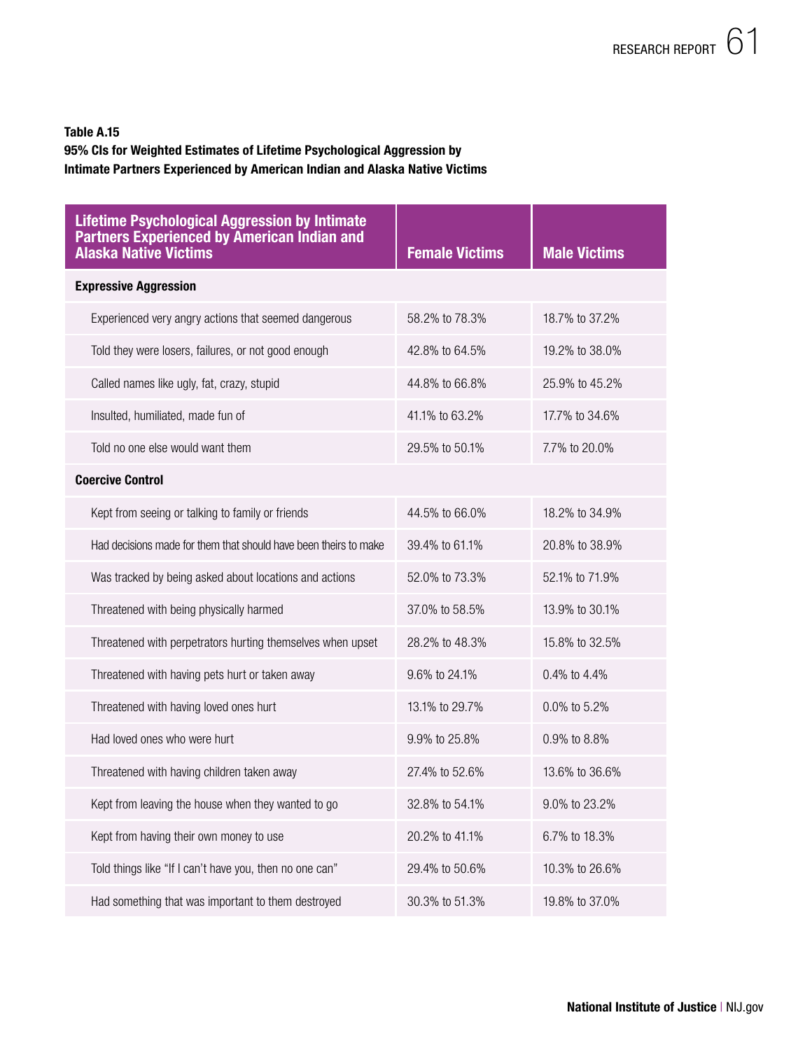**Table A.15**
**95% CIs for Weighted Estimates of Lifetime Psychological Aggression by Intimate Partners Experienced by American Indian and Alaska Native Victims**

| Lifetime Psychological Aggression by Intimate Partners Experienced by American Indian and Alaska Native Victims | Female Victims | Male Victims |
|---|---|---|
| **Expressive Aggression** | | |
| Experienced very angry actions that seemed dangerous | 58.2% to 78.3% | 18.7% to 37.2% |
| Told they were losers, failures, or not good enough | 42.8% to 64.5% | 19.2% to 38.0% |
| Called names like ugly, fat, crazy, stupid | 44.8% to 66.8% | 25.9% to 45.2% |
| Insulted, humiliated, made fun of | 41.1% to 63.2% | 17.7% to 34.6% |
| Told no one else would want them | 29.5% to 50.1% | 7.7% to 20.0% |
| **Coercive Control** | | |
| Kept from seeing or talking to family or friends | 44.5% to 66.0% | 18.2% to 34.9% |
| Had decisions made for them that should have been theirs to make | 39.4% to 61.1% | 20.8% to 38.9% |
| Was tracked by being asked about locations and actions | 52.0% to 73.3% | 52.1% to 71.9% |
| Threatened with being physically harmed | 37.0% to 58.5% | 13.9% to 30.1% |
| Threatened with perpetrators hurting themselves when upset | 28.2% to 48.3% | 15.8% to 32.5% |
| Threatened with having pets hurt or taken away | 9.6% to 24.1% | 0.4% to 4.4% |
| Threatened with having loved ones hurt | 13.1% to 29.7% | 0.0% to 5.2% |
| Had loved ones who were hurt | 9.9% to 25.8% | 0.9% to 8.8% |
| Threatened with having children taken away | 27.4% to 52.6% | 13.6% to 36.6% |
| Kept from leaving the house when they wanted to go | 32.8% to 54.1% | 9.0% to 23.2% |
| Kept from having their own money to use | 20.2% to 41.1% | 6.7% to 18.3% |
| Told things like "If I can't have you, then no one can" | 29.4% to 50.6% | 10.3% to 26.6% |
| Had something that was important to them destroyed | 30.3% to 51.3% | 19.8% to 37.0% |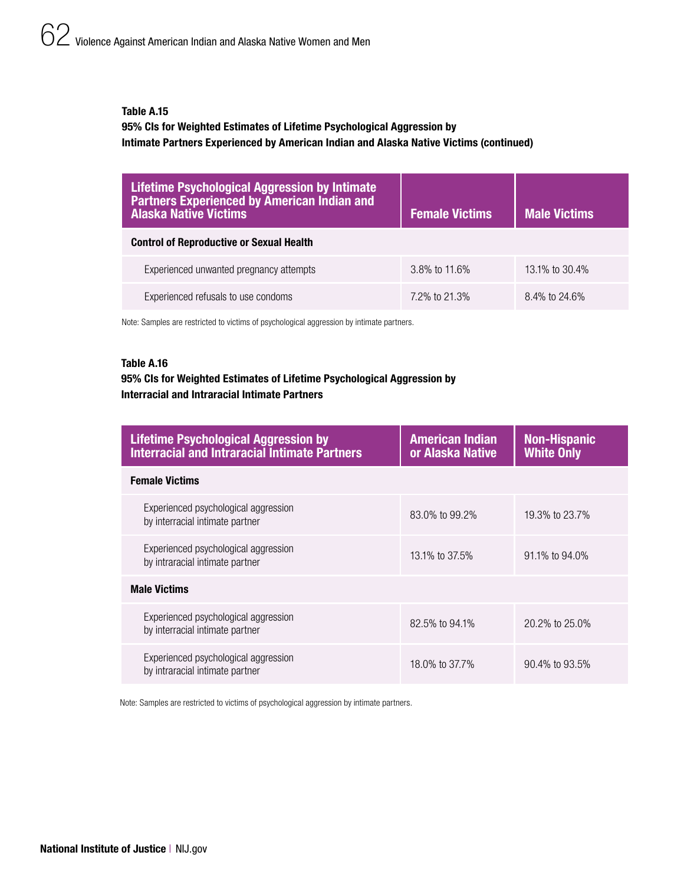**Table A.15**

**95% CIs for Weighted Estimates of Lifetime Psychological Aggression by Intimate Partners Experienced by American Indian and Alaska Native Victims (continued)**

| Lifetime Psychological Aggression by Intimate Partners Experienced by American Indian and Alaska Native Victims | Female Victims | Male Victims |
|---|---|---|
| **Control of Reproductive or Sexual Health** | | |
| Experienced unwanted pregnancy attempts | 3.8% to 11.6% | 13.1% to 30.4% |
| Experienced refusals to use condoms | 7.2% to 21.3% | 8.4% to 24.6% |

Note: Samples are restricted to victims of psychological aggression by intimate partners.

**Table A.16**

**95% CIs for Weighted Estimates of Lifetime Psychological Aggression by Interracial and Intraracial Intimate Partners**

| Lifetime Psychological Aggression by Interracial and Intraracial Intimate Partners | American Indian or Alaska Native | Non-Hispanic White Only |
|---|---|---|
| **Female Victims** | | |
| Experienced psychological aggression by interracial intimate partner | 83.0% to 99.2% | 19.3% to 23.7% |
| Experienced psychological aggression by intraracial intimate partner | 13.1% to 37.5% | 91.1% to 94.0% |
| **Male Victims** | | |
| Experienced psychological aggression by interracial intimate partner | 82.5% to 94.1% | 20.2% to 25.0% |
| Experienced psychological aggression by intraracial intimate partner | 18.0% to 37.7% | 90.4% to 93.5% |

Note: Samples are restricted to victims of psychological aggression by intimate partners.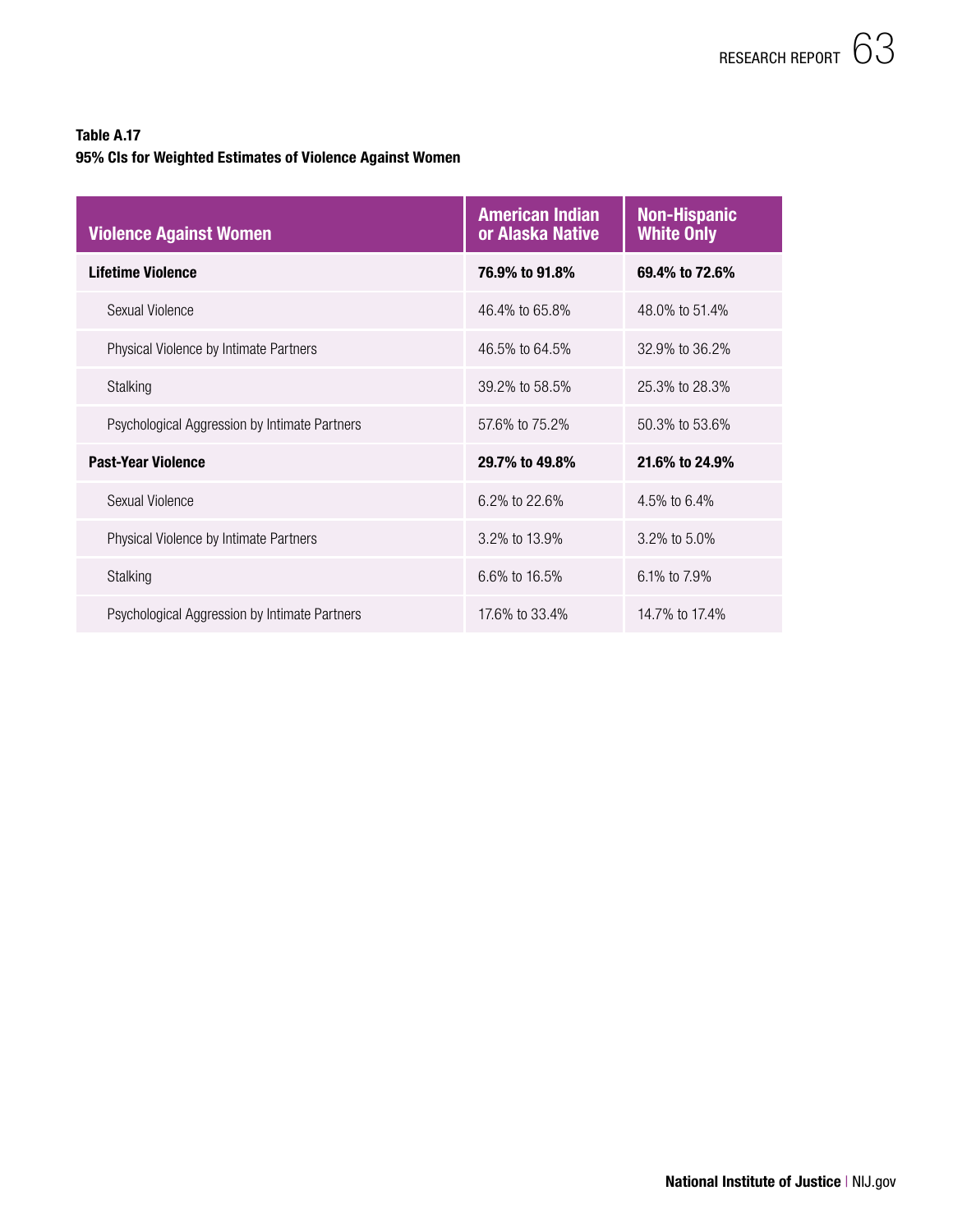**Table A.17**
**95% CIs for Weighted Estimates of Violence Against Women**

| Violence Against Women | American Indian or Alaska Native | Non-Hispanic White Only |
|---|---|---|
| **Lifetime Violence** | **76.9% to 91.8%** | **69.4% to 72.6%** |
| Sexual Violence | 46.4% to 65.8% | 48.0% to 51.4% |
| Physical Violence by Intimate Partners | 46.5% to 64.5% | 32.9% to 36.2% |
| Stalking | 39.2% to 58.5% | 25.3% to 28.3% |
| Psychological Aggression by Intimate Partners | 57.6% to 75.2% | 50.3% to 53.6% |
| **Past-Year Violence** | **29.7% to 49.8%** | **21.6% to 24.9%** |
| Sexual Violence | 6.2% to 22.6% | 4.5% to 6.4% |
| Physical Violence by Intimate Partners | 3.2% to 13.9% | 3.2% to 5.0% |
| Stalking | 6.6% to 16.5% | 6.1% to 7.9% |
| Psychological Aggression by Intimate Partners | 17.6% to 33.4% | 14.7% to 17.4% |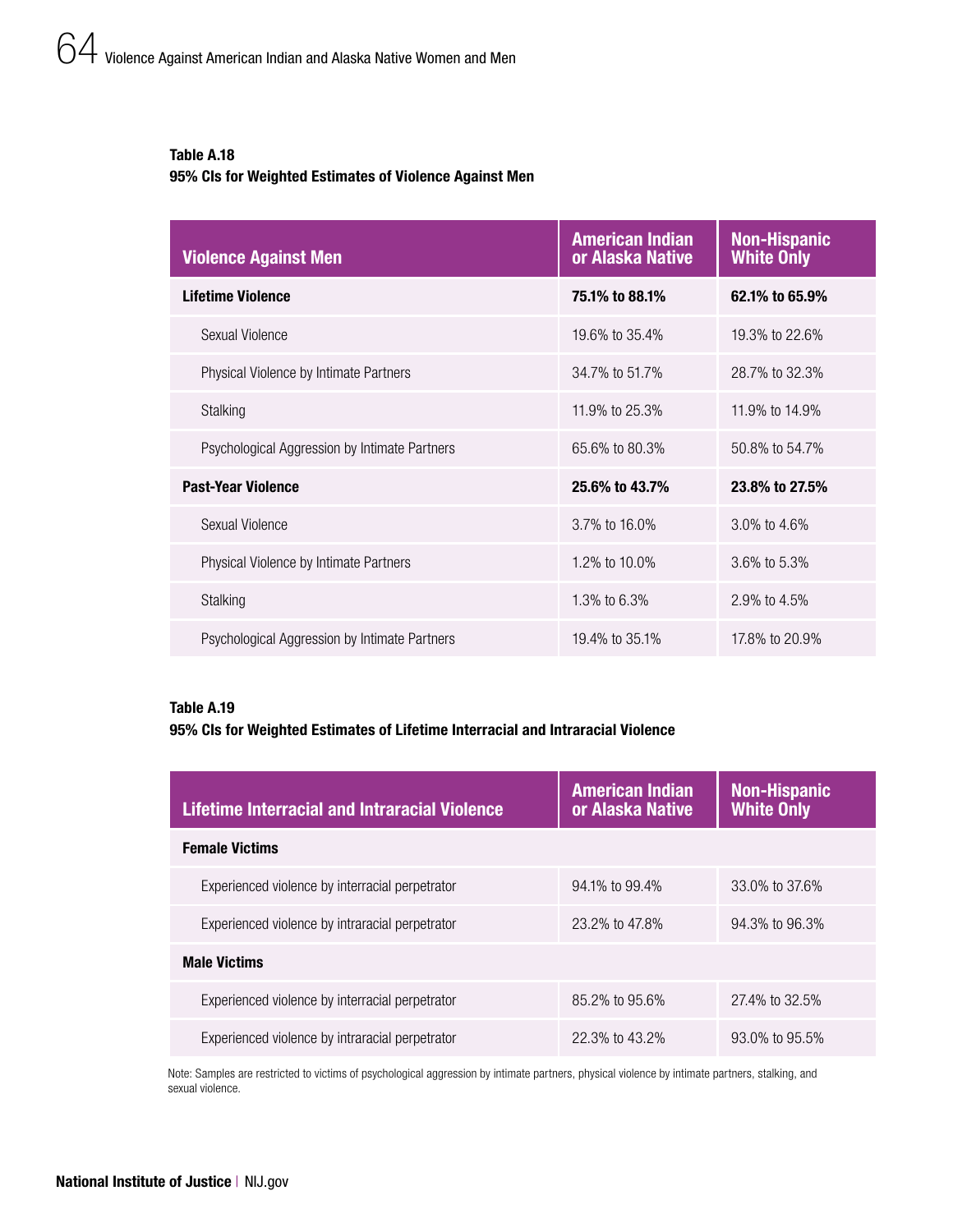**Table A.18**
**95% CIs for Weighted Estimates of Violence Against Men**

| Violence Against Men | American Indian or Alaska Native | Non-Hispanic White Only |
|---|---|---|
| **Lifetime Violence** | **75.1% to 88.1%** | **62.1% to 65.9%** |
| Sexual Violence | 19.6% to 35.4% | 19.3% to 22.6% |
| Physical Violence by Intimate Partners | 34.7% to 51.7% | 28.7% to 32.3% |
| Stalking | 11.9% to 25.3% | 11.9% to 14.9% |
| Psychological Aggression by Intimate Partners | 65.6% to 80.3% | 50.8% to 54.7% |
| **Past-Year Violence** | **25.6% to 43.7%** | **23.8% to 27.5%** |
| Sexual Violence | 3.7% to 16.0% | 3.0% to 4.6% |
| Physical Violence by Intimate Partners | 1.2% to 10.0% | 3.6% to 5.3% |
| Stalking | 1.3% to 6.3% | 2.9% to 4.5% |
| Psychological Aggression by Intimate Partners | 19.4% to 35.1% | 17.8% to 20.9% |

**Table A.19**
**95% CIs for Weighted Estimates of Lifetime Interracial and Intraracial Violence**

| Lifetime Interracial and Intraracial Violence | American Indian or Alaska Native | Non-Hispanic White Only |
|---|---|---|
| **Female Victims** | | |
| Experienced violence by interracial perpetrator | 94.1% to 99.4% | 33.0% to 37.6% |
| Experienced violence by intraracial perpetrator | 23.2% to 47.8% | 94.3% to 96.3% |
| **Male Victims** | | |
| Experienced violence by interracial perpetrator | 85.2% to 95.6% | 27.4% to 32.5% |
| Experienced violence by intraracial perpetrator | 22.3% to 43.2% | 93.0% to 95.5% |

Note: Samples are restricted to victims of psychological aggression by intimate partners, physical violence by intimate partners, stalking, and sexual violence.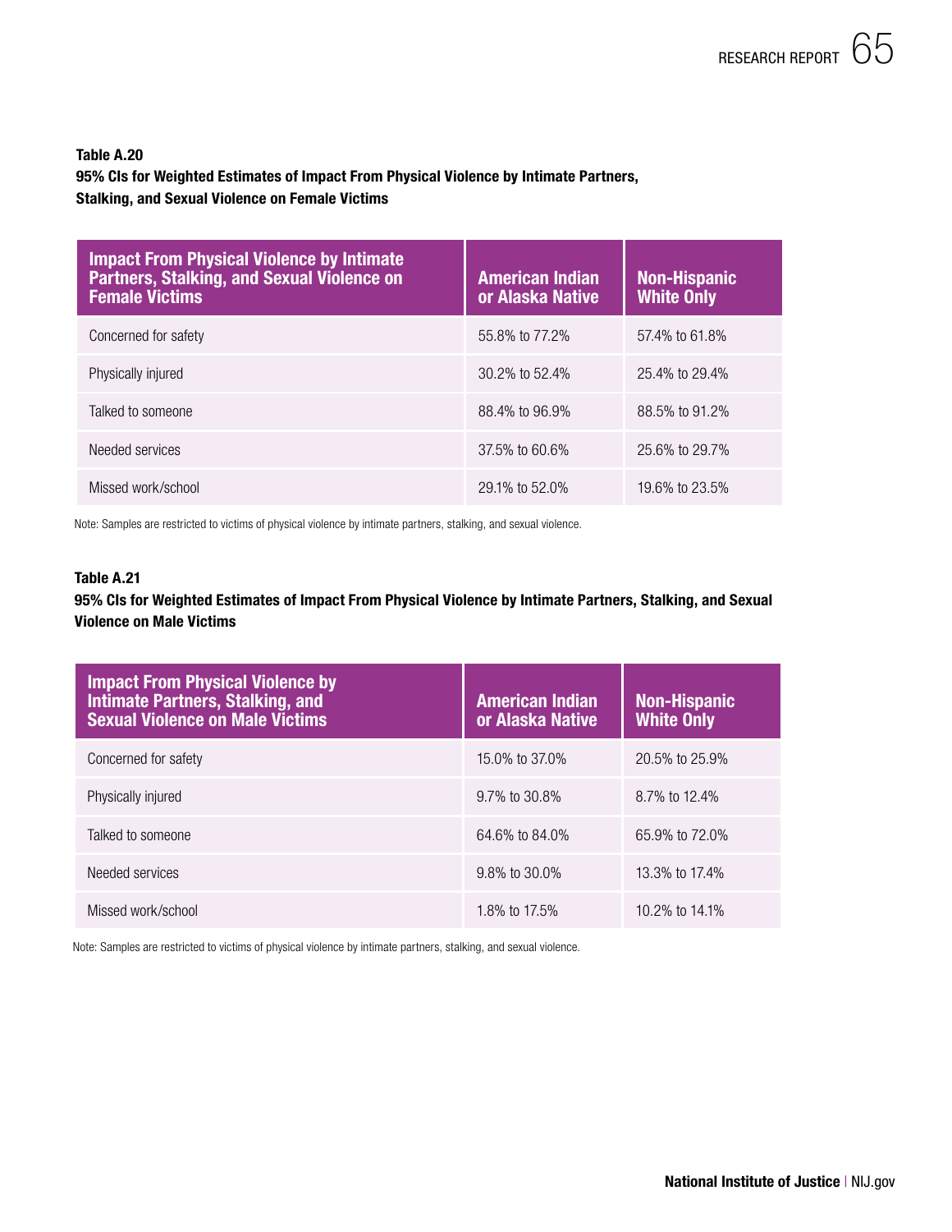**Table A.20**

**95% CIs for Weighted Estimates of Impact From Physical Violence by Intimate Partners, Stalking, and Sexual Violence on Female Victims**

| Impact From Physical Violence by Intimate Partners, Stalking, and Sexual Violence on Female Victims | American Indian or Alaska Native | Non-Hispanic White Only |
|---|---|---|
| Concerned for safety | 55.8% to 77.2% | 57.4% to 61.8% |
| Physically injured | 30.2% to 52.4% | 25.4% to 29.4% |
| Talked to someone | 88.4% to 96.9% | 88.5% to 91.2% |
| Needed services | 37.5% to 60.6% | 25.6% to 29.7% |
| Missed work/school | 29.1% to 52.0% | 19.6% to 23.5% |

Note: Samples are restricted to victims of physical violence by intimate partners, stalking, and sexual violence.

**Table A.21**

**95% CIs for Weighted Estimates of Impact From Physical Violence by Intimate Partners, Stalking, and Sexual Violence on Male Victims**

| Impact From Physical Violence by Intimate Partners, Stalking, and Sexual Violence on Male Victims | American Indian or Alaska Native | Non-Hispanic White Only |
|---|---|---|
| Concerned for safety | 15.0% to 37.0% | 20.5% to 25.9% |
| Physically injured | 9.7% to 30.8% | 8.7% to 12.4% |
| Talked to someone | 64.6% to 84.0% | 65.9% to 72.0% |
| Needed services | 9.8% to 30.0% | 13.3% to 17.4% |
| Missed work/school | 1.8% to 17.5% | 10.2% to 14.1% |

Note: Samples are restricted to victims of physical violence by intimate partners, stalking, and sexual violence.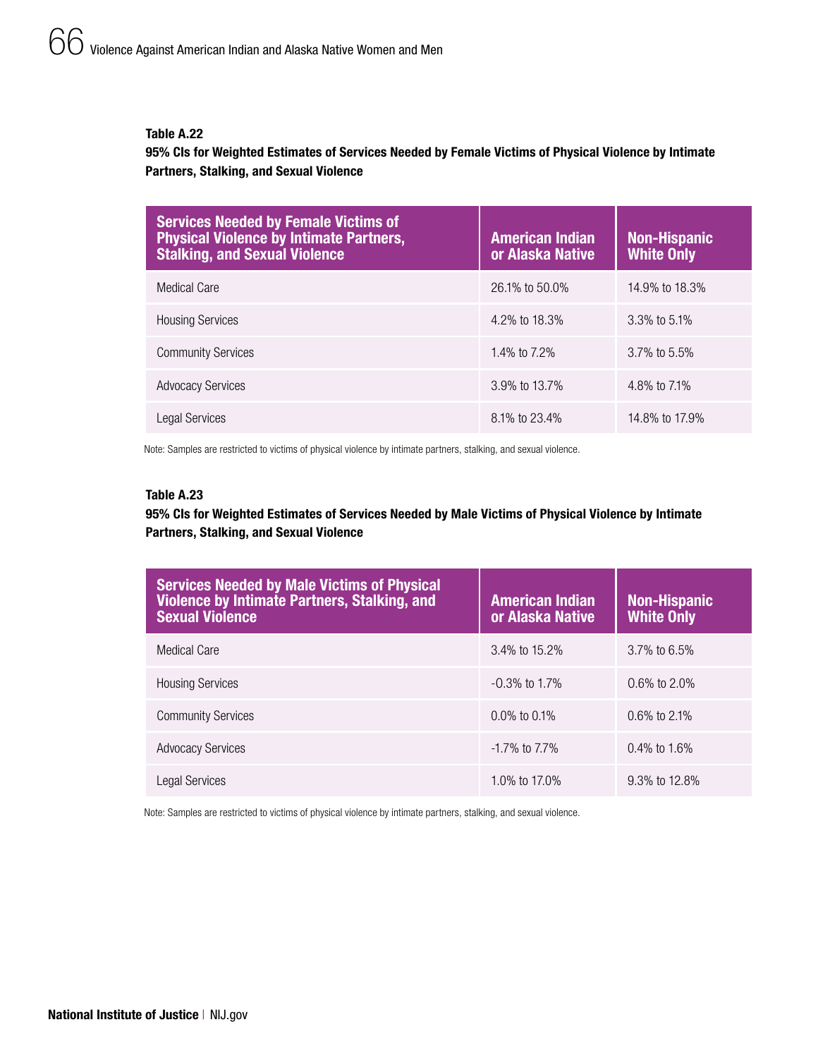**Table A.22**

**95% CIs for Weighted Estimates of Services Needed by Female Victims of Physical Violence by Intimate Partners, Stalking, and Sexual Violence**

| Services Needed by Female Victims of Physical Violence by Intimate Partners, Stalking, and Sexual Violence | American Indian or Alaska Native | Non-Hispanic White Only |
|---|---|---|
| Medical Care | 26.1% to 50.0% | 14.9% to 18.3% |
| Housing Services | 4.2% to 18.3% | 3.3% to 5.1% |
| Community Services | 1.4% to 7.2% | 3.7% to 5.5% |
| Advocacy Services | 3.9% to 13.7% | 4.8% to 7.1% |
| Legal Services | 8.1% to 23.4% | 14.8% to 17.9% |

Note: Samples are restricted to victims of physical violence by intimate partners, stalking, and sexual violence.

**Table A.23**

**95% CIs for Weighted Estimates of Services Needed by Male Victims of Physical Violence by Intimate Partners, Stalking, and Sexual Violence**

| Services Needed by Male Victims of Physical Violence by Intimate Partners, Stalking, and Sexual Violence | American Indian or Alaska Native | Non-Hispanic White Only |
|---|---|---|
| Medical Care | 3.4% to 15.2% | 3.7% to 6.5% |
| Housing Services | -0.3% to 1.7% | 0.6% to 2.0% |
| Community Services | 0.0% to 0.1% | 0.6% to 2.1% |
| Advocacy Services | -1.7% to 7.7% | 0.4% to 1.6% |
| Legal Services | 1.0% to 17.0% | 9.3% to 12.8% |

Note: Samples are restricted to victims of physical violence by intimate partners, stalking, and sexual violence.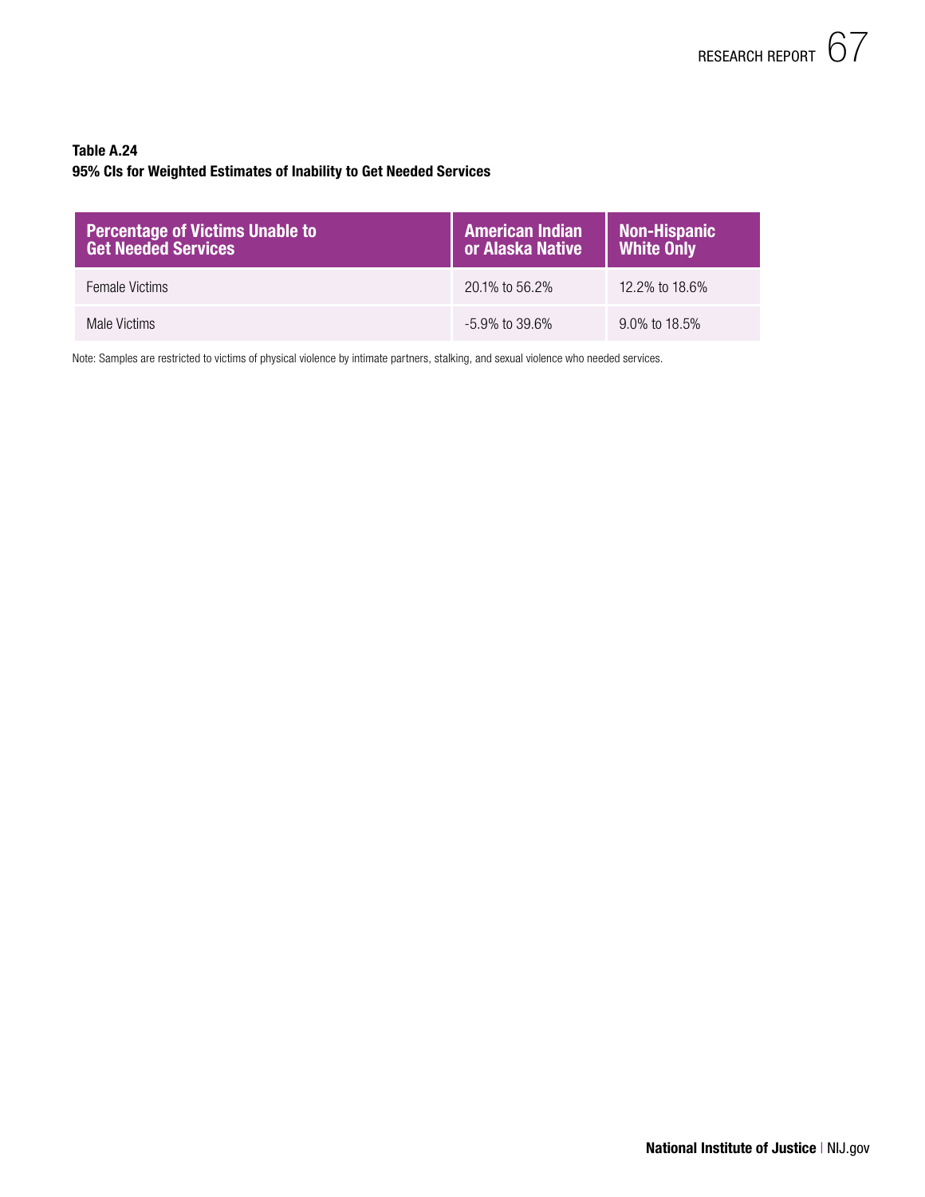**Table A.24**
**95% CIs for Weighted Estimates of Inability to Get Needed Services**

| Percentage of Victims Unable to Get Needed Services | American Indian or Alaska Native | Non-Hispanic White Only |
|---|---|---|
| Female Victims | 20.1% to 56.2% | 12.2% to 18.6% |
| Male Victims | -5.9% to 39.6% | 9.0% to 18.5% |

Note: Samples are restricted to victims of physical violence by intimate partners, stalking, and sexual violence who needed services.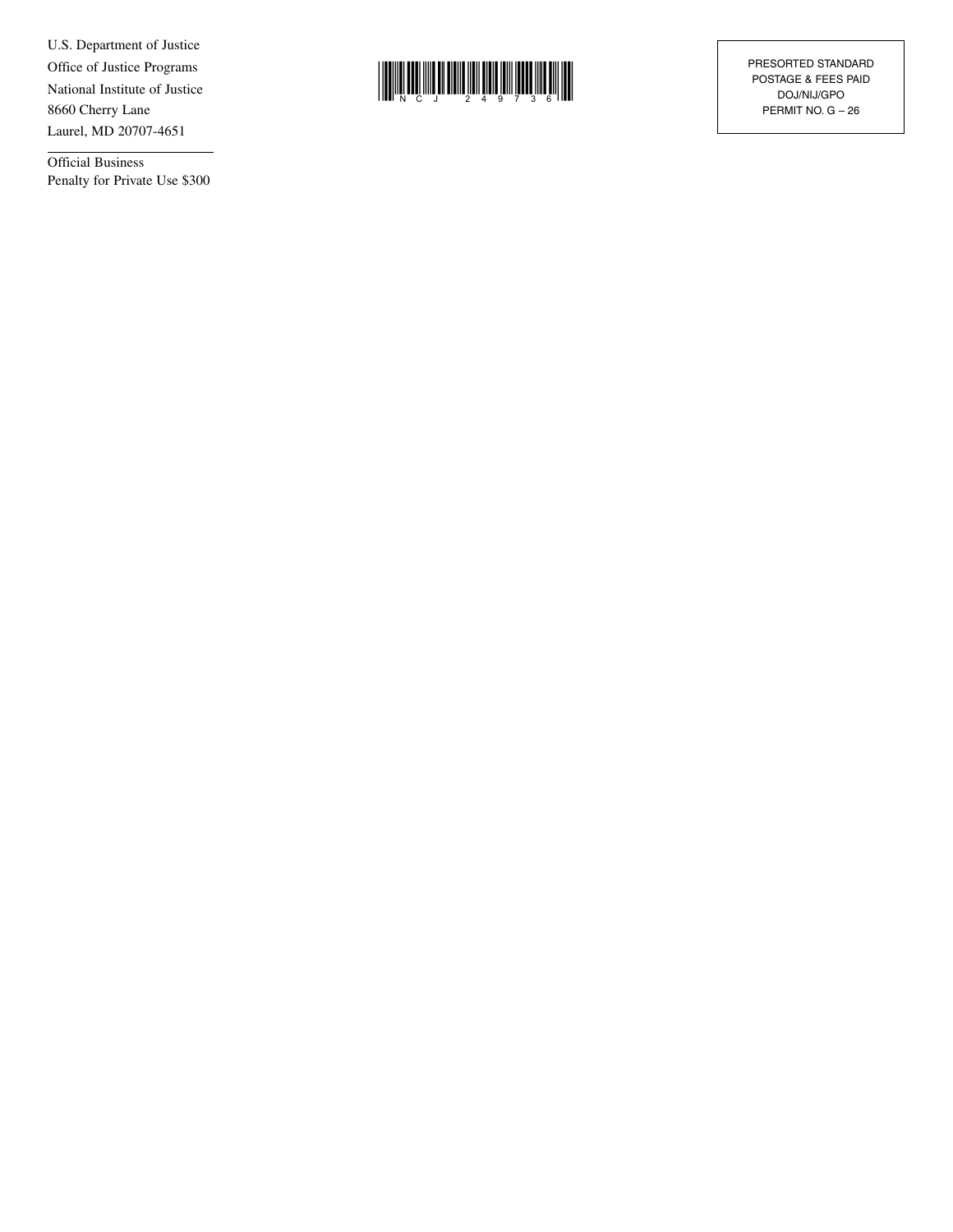U.S. Department of Justice
Office of Justice Programs
National Institute of Justice
8660 Cherry Lane
Laurel, MD 20707-4651

Official Business
Penalty for Private Use $300

NCJ 249736

PRESORTED STANDARD
POSTAGE & FEES PAID
DOJ/NIJ/GPO
PERMIT NO. G – 26